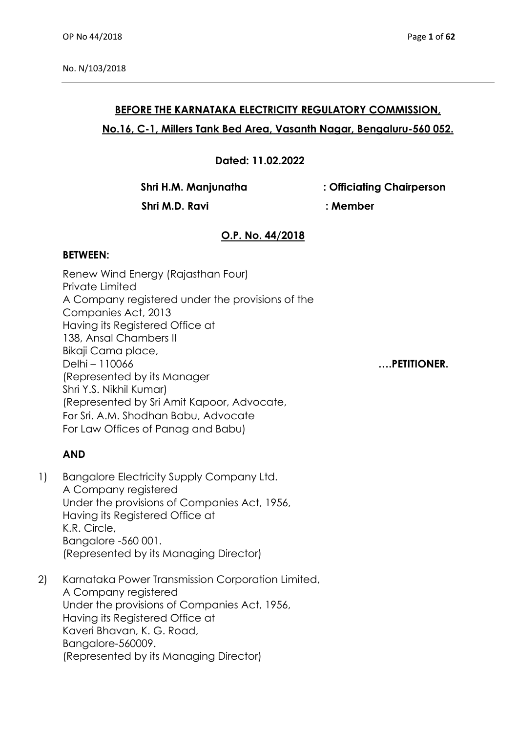No. N/103/2018

**BEFORE THE KARNATAKA ELECTRICITY REGULATORY COMMISSION,**

**No.16, C-1, Millers Tank Bed Area, Vasanth Nagar, Bengaluru-560 052.**

**Dated: 11.02.2022**

**Shri H.M. Manjunatha : Officiating Chairperson**

**Shri M.D. Ravi : Member**

**O.P. No. 44/2018**

**BETWEEN:**

Renew Wind Energy (Rajasthan Four)
Private Limited
A Company registered under the provisions of the
Companies Act, 2013
Having its Registered Office at
138, Ansal Chambers II
Bikaji Cama place,
Delhi – 110066 **….PETITIONER.**
(Represented by its Manager
Shri Y.S. Nikhil Kumar)
(Represented by Sri Amit Kapoor, Advocate,
For Sri. A.M. Shodhan Babu, Advocate
For Law Offices of Panag and Babu)

**AND**

1) Bangalore Electricity Supply Company Ltd.
A Company registered
Under the provisions of Companies Act, 1956,
Having its Registered Office at
K.R. Circle,
Bangalore -560 001.
(Represented by its Managing Director)

2) Karnataka Power Transmission Corporation Limited,
A Company registered
Under the provisions of Companies Act, 1956,
Having its Registered Office at
Kaveri Bhavan, K. G. Road,
Bangalore-560009.
(Represented by its Managing Director)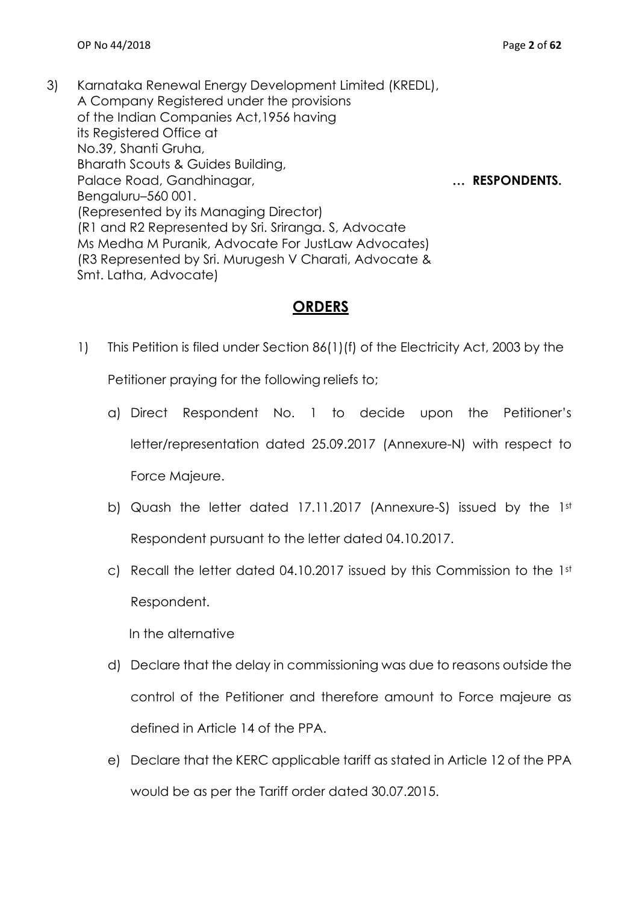3) Karnataka Renewal Energy Development Limited (KREDL),
A Company Registered under the provisions
of the Indian Companies Act,1956 having
its Registered Office at
No.39, Shanti Gruha,
Bharath Scouts & Guides Building,
Palace Road, Gandhinagar, **… RESPONDENTS.**
Bengaluru–560 001.
(Represented by its Managing Director)
(R1 and R2 Represented by Sri. Sriranga. S, Advocate
Ms Medha M Puranik, Advocate For JustLaw Advocates)
(R3 Represented by Sri. Murugesh V Charati, Advocate &
Smt. Latha, Advocate)

## ORDERS

1) This Petition is filed under Section 86(1)(f) of the Electricity Act, 2003 by the Petitioner praying for the following reliefs to;

   a) Direct Respondent No. 1 to decide upon the Petitioner's letter/representation dated 25.09.2017 (Annexure-N) with respect to Force Majeure.

   b) Quash the letter dated 17.11.2017 (Annexure-S) issued by the 1st Respondent pursuant to the letter dated 04.10.2017.

   c) Recall the letter dated 04.10.2017 issued by this Commission to the 1st Respondent.

   In the alternative

   d) Declare that the delay in commissioning was due to reasons outside the control of the Petitioner and therefore amount to Force majeure as defined in Article 14 of the PPA.

   e) Declare that the KERC applicable tariff as stated in Article 12 of the PPA would be as per the Tariff order dated 30.07.2015.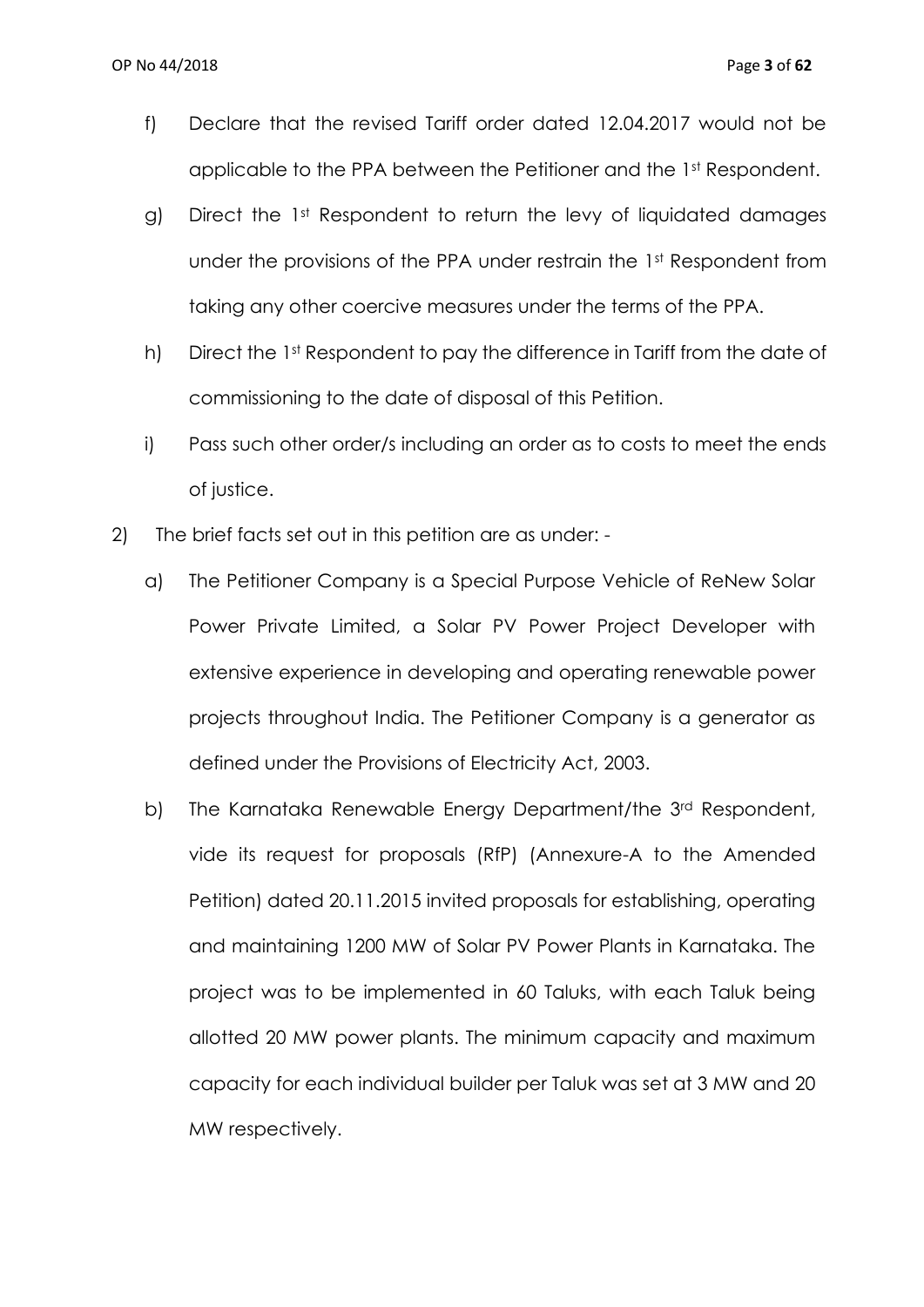f) Declare that the revised Tariff order dated 12.04.2017 would not be applicable to the PPA between the Petitioner and the 1st Respondent.

g) Direct the 1st Respondent to return the levy of liquidated damages under the provisions of the PPA under restrain the 1st Respondent from taking any other coercive measures under the terms of the PPA.

h) Direct the 1st Respondent to pay the difference in Tariff from the date of commissioning to the date of disposal of this Petition.

i) Pass such other order/s including an order as to costs to meet the ends of justice.

2) The brief facts set out in this petition are as under: -

a) The Petitioner Company is a Special Purpose Vehicle of ReNew Solar Power Private Limited, a Solar PV Power Project Developer with extensive experience in developing and operating renewable power projects throughout India. The Petitioner Company is a generator as defined under the Provisions of Electricity Act, 2003.

b) The Karnataka Renewable Energy Department/the 3rd Respondent, vide its request for proposals (RfP) (Annexure-A to the Amended Petition) dated 20.11.2015 invited proposals for establishing, operating and maintaining 1200 MW of Solar PV Power Plants in Karnataka. The project was to be implemented in 60 Taluks, with each Taluk being allotted 20 MW power plants. The minimum capacity and maximum capacity for each individual builder per Taluk was set at 3 MW and 20 MW respectively.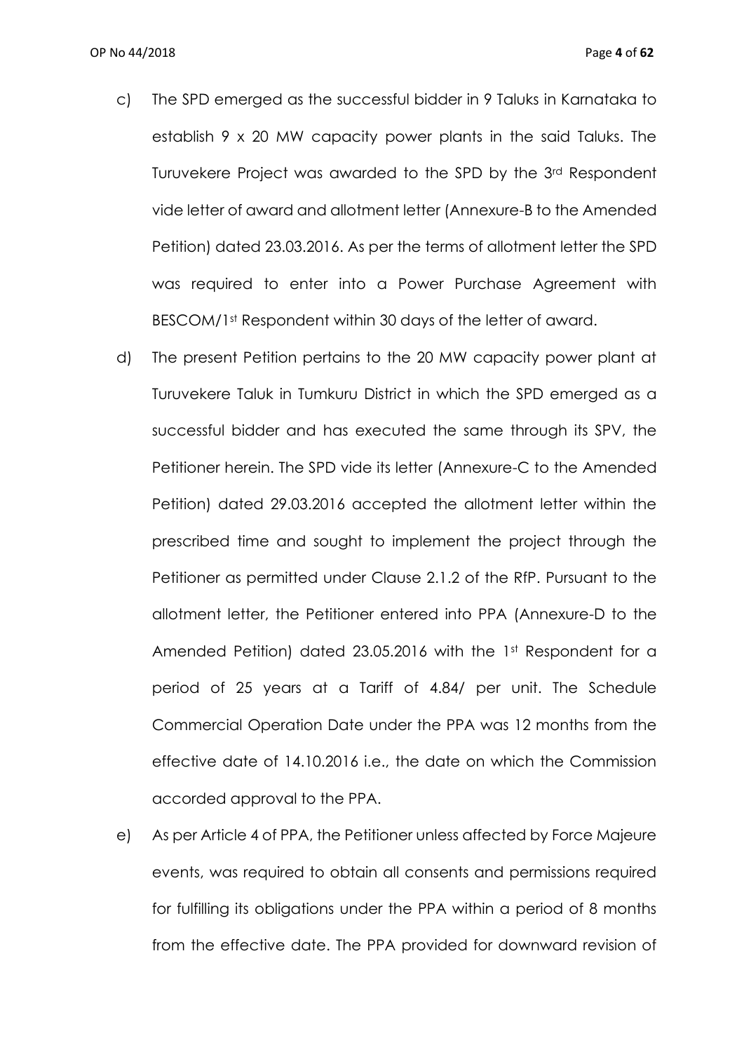c) The SPD emerged as the successful bidder in 9 Taluks in Karnataka to establish 9 x 20 MW capacity power plants in the said Taluks. The Turuvekere Project was awarded to the SPD by the 3rd Respondent vide letter of award and allotment letter (Annexure-B to the Amended Petition) dated 23.03.2016. As per the terms of allotment letter the SPD was required to enter into a Power Purchase Agreement with BESCOM/1st Respondent within 30 days of the letter of award.

d) The present Petition pertains to the 20 MW capacity power plant at Turuvekere Taluk in Tumkuru District in which the SPD emerged as a successful bidder and has executed the same through its SPV, the Petitioner herein. The SPD vide its letter (Annexure-C to the Amended Petition) dated 29.03.2016 accepted the allotment letter within the prescribed time and sought to implement the project through the Petitioner as permitted under Clause 2.1.2 of the RfP. Pursuant to the allotment letter, the Petitioner entered into PPA (Annexure-D to the Amended Petition) dated 23.05.2016 with the 1st Respondent for a period of 25 years at a Tariff of 4.84/ per unit. The Schedule Commercial Operation Date under the PPA was 12 months from the effective date of 14.10.2016 i.e., the date on which the Commission accorded approval to the PPA.

e) As per Article 4 of PPA, the Petitioner unless affected by Force Majeure events, was required to obtain all consents and permissions required for fulfilling its obligations under the PPA within a period of 8 months from the effective date. The PPA provided for downward revision of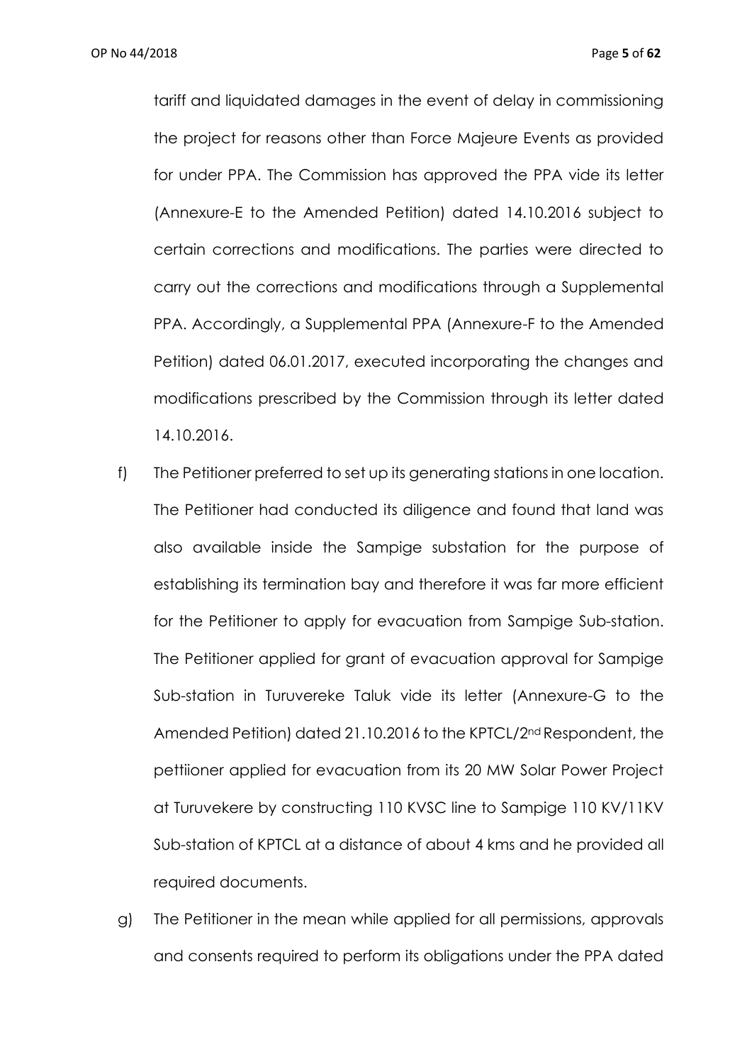tariff and liquidated damages in the event of delay in commissioning the project for reasons other than Force Majeure Events as provided for under PPA. The Commission has approved the PPA vide its letter (Annexure-E to the Amended Petition) dated 14.10.2016 subject to certain corrections and modifications. The parties were directed to carry out the corrections and modifications through a Supplemental PPA. Accordingly, a Supplemental PPA (Annexure-F to the Amended Petition) dated 06.01.2017, executed incorporating the changes and modifications prescribed by the Commission through its letter dated 14.10.2016.

f) The Petitioner preferred to set up its generating stations in one location. The Petitioner had conducted its diligence and found that land was also available inside the Sampige substation for the purpose of establishing its termination bay and therefore it was far more efficient for the Petitioner to apply for evacuation from Sampige Sub-station. The Petitioner applied for grant of evacuation approval for Sampige Sub-station in Turuvereke Taluk vide its letter (Annexure-G to the Amended Petition) dated 21.10.2016 to the KPTCL/2nd Respondent, the pettiioner applied for evacuation from its 20 MW Solar Power Project at Turuvekere by constructing 110 KVSC line to Sampige 110 KV/11KV Sub-station of KPTCL at a distance of about 4 kms and he provided all required documents.

g) The Petitioner in the mean while applied for all permissions, approvals and consents required to perform its obligations under the PPA dated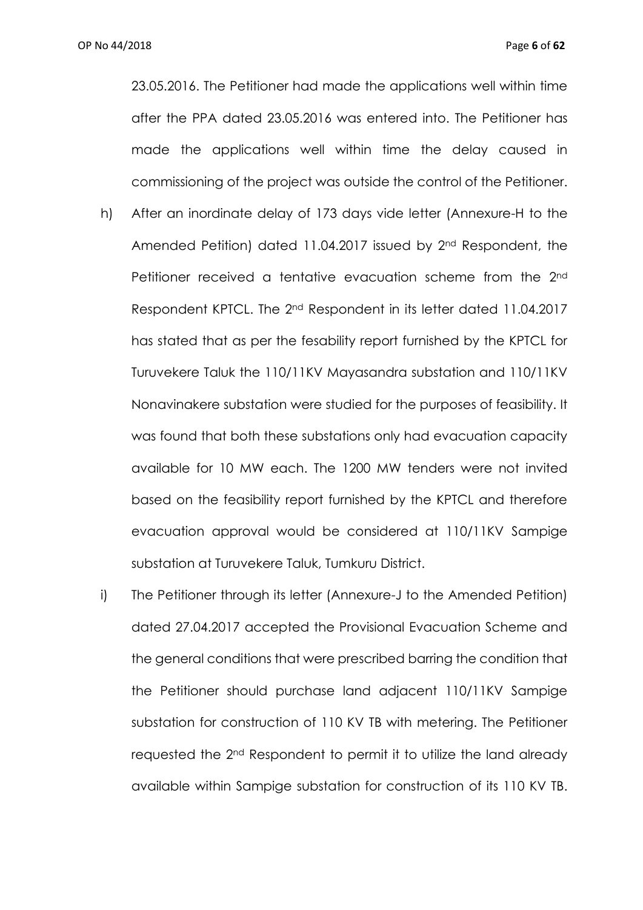23.05.2016. The Petitioner had made the applications well within time after the PPA dated 23.05.2016 was entered into. The Petitioner has made the applications well within time the delay caused in commissioning of the project was outside the control of the Petitioner.

h) After an inordinate delay of 173 days vide letter (Annexure-H to the Amended Petition) dated 11.04.2017 issued by 2nd Respondent, the Petitioner received a tentative evacuation scheme from the 2nd Respondent KPTCL. The 2nd Respondent in its letter dated 11.04.2017 has stated that as per the fesability report furnished by the KPTCL for Turuvekere Taluk the 110/11KV Mayasandra substation and 110/11KV Nonavinakere substation were studied for the purposes of feasibility. It was found that both these substations only had evacuation capacity available for 10 MW each. The 1200 MW tenders were not invited based on the feasibility report furnished by the KPTCL and therefore evacuation approval would be considered at 110/11KV Sampige substation at Turuvekere Taluk, Tumkuru District.

i) The Petitioner through its letter (Annexure-J to the Amended Petition) dated 27.04.2017 accepted the Provisional Evacuation Scheme and the general conditions that were prescribed barring the condition that the Petitioner should purchase land adjacent 110/11KV Sampige substation for construction of 110 KV TB with metering. The Petitioner requested the 2nd Respondent to permit it to utilize the land already available within Sampige substation for construction of its 110 KV TB.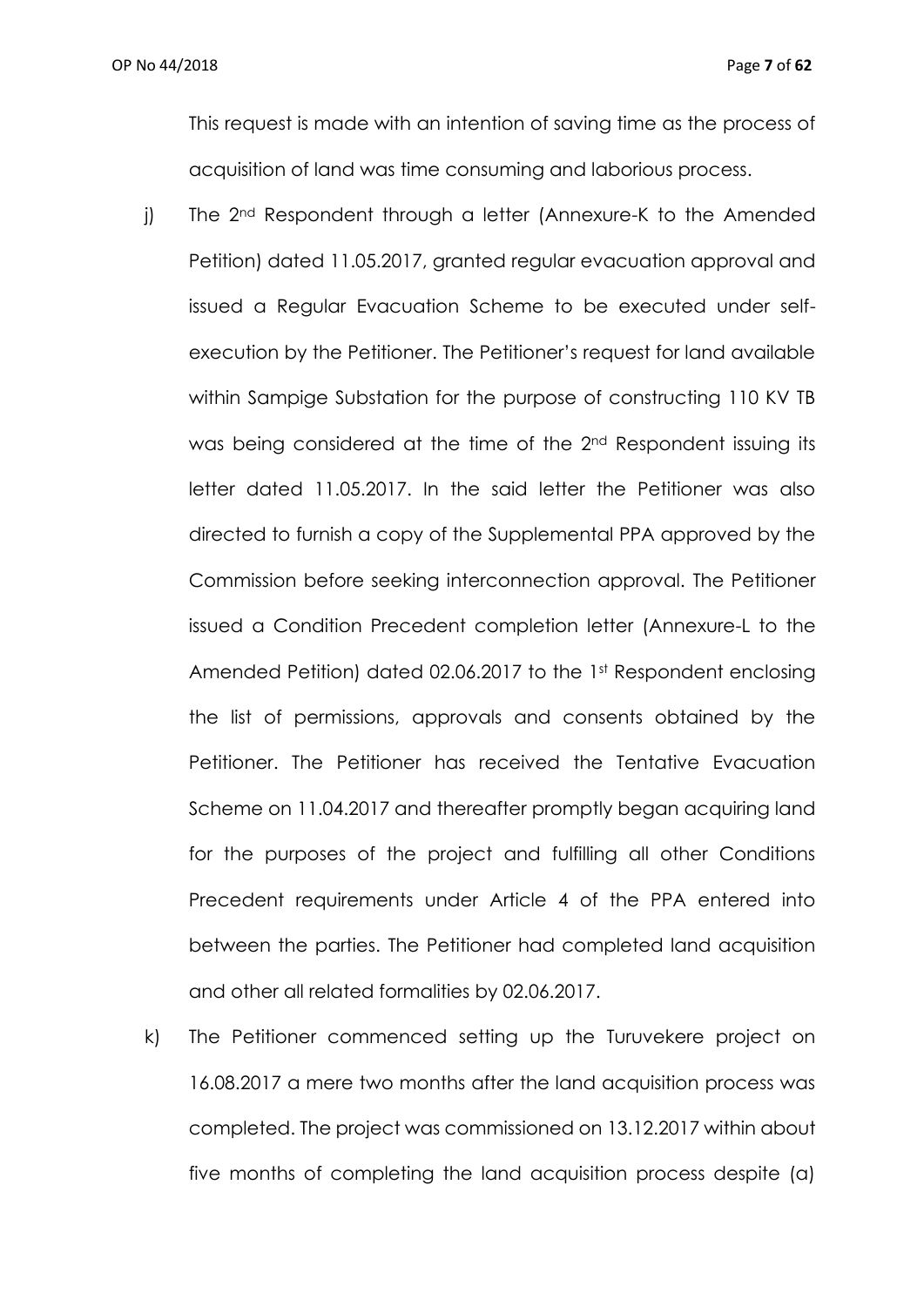This request is made with an intention of saving time as the process of acquisition of land was time consuming and laborious process.

j) The 2nd Respondent through a letter (Annexure-K to the Amended Petition) dated 11.05.2017, granted regular evacuation approval and issued a Regular Evacuation Scheme to be executed under self-execution by the Petitioner. The Petitioner's request for land available within Sampige Substation for the purpose of constructing 110 KV TB was being considered at the time of the 2nd Respondent issuing its letter dated 11.05.2017. In the said letter the Petitioner was also directed to furnish a copy of the Supplemental PPA approved by the Commission before seeking interconnection approval. The Petitioner issued a Condition Precedent completion letter (Annexure-L to the Amended Petition) dated 02.06.2017 to the 1st Respondent enclosing the list of permissions, approvals and consents obtained by the Petitioner. The Petitioner has received the Tentative Evacuation Scheme on 11.04.2017 and thereafter promptly began acquiring land for the purposes of the project and fulfilling all other Conditions Precedent requirements under Article 4 of the PPA entered into between the parties. The Petitioner had completed land acquisition and other all related formalities by 02.06.2017.

k) The Petitioner commenced setting up the Turuvekere project on 16.08.2017 a mere two months after the land acquisition process was completed. The project was commissioned on 13.12.2017 within about five months of completing the land acquisition process despite (a)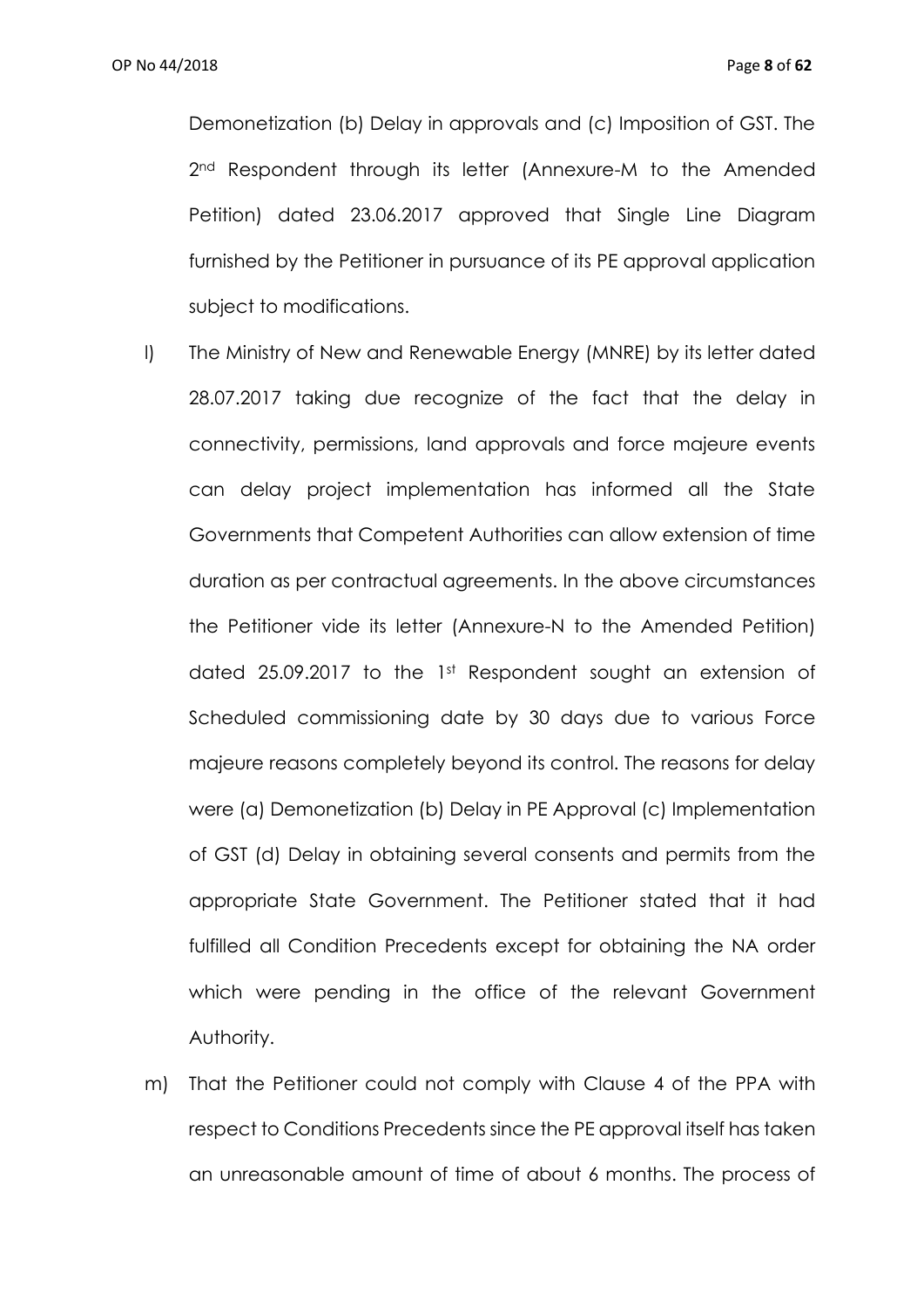Demonetization (b) Delay in approvals and (c) Imposition of GST. The 2nd Respondent through its letter (Annexure-M to the Amended Petition) dated 23.06.2017 approved that Single Line Diagram furnished by the Petitioner in pursuance of its PE approval application subject to modifications.

l) The Ministry of New and Renewable Energy (MNRE) by its letter dated 28.07.2017 taking due recognize of the fact that the delay in connectivity, permissions, land approvals and force majeure events can delay project implementation has informed all the State Governments that Competent Authorities can allow extension of time duration as per contractual agreements. In the above circumstances the Petitioner vide its letter (Annexure-N to the Amended Petition) dated 25.09.2017 to the 1st Respondent sought an extension of Scheduled commissioning date by 30 days due to various Force majeure reasons completely beyond its control. The reasons for delay were (a) Demonetization (b) Delay in PE Approval (c) Implementation of GST (d) Delay in obtaining several consents and permits from the appropriate State Government. The Petitioner stated that it had fulfilled all Condition Precedents except for obtaining the NA order which were pending in the office of the relevant Government Authority.

m) That the Petitioner could not comply with Clause 4 of the PPA with respect to Conditions Precedents since the PE approval itself has taken an unreasonable amount of time of about 6 months. The process of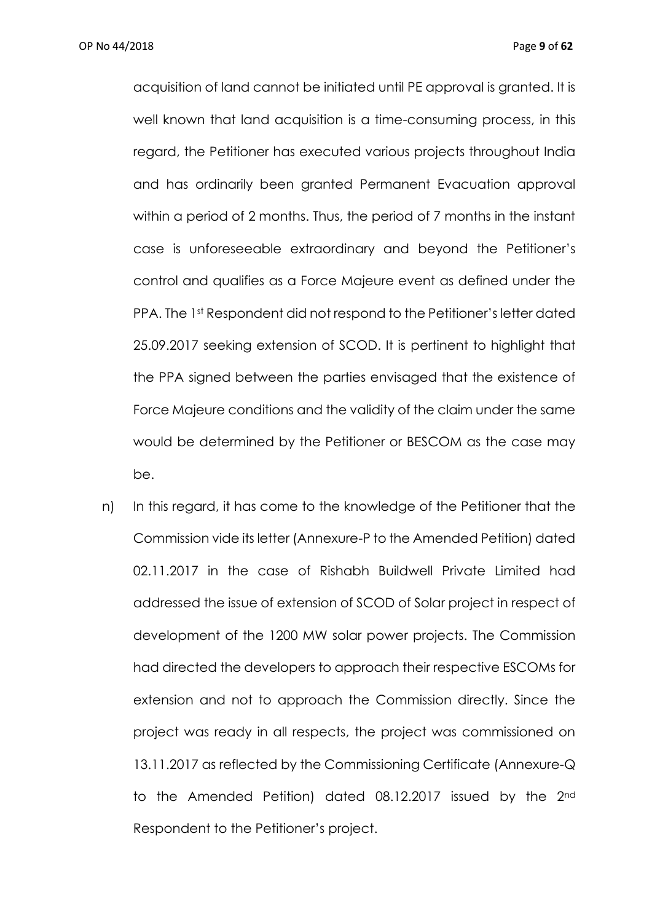acquisition of land cannot be initiated until PE approval is granted. It is well known that land acquisition is a time-consuming process, in this regard, the Petitioner has executed various projects throughout India and has ordinarily been granted Permanent Evacuation approval within a period of 2 months. Thus, the period of 7 months in the instant case is unforeseeable extraordinary and beyond the Petitioner's control and qualifies as a Force Majeure event as defined under the PPA. The 1st Respondent did not respond to the Petitioner's letter dated 25.09.2017 seeking extension of SCOD. It is pertinent to highlight that the PPA signed between the parties envisaged that the existence of Force Majeure conditions and the validity of the claim under the same would be determined by the Petitioner or BESCOM as the case may be.

n) In this regard, it has come to the knowledge of the Petitioner that the Commission vide its letter (Annexure-P to the Amended Petition) dated 02.11.2017 in the case of Rishabh Buildwell Private Limited had addressed the issue of extension of SCOD of Solar project in respect of development of the 1200 MW solar power projects. The Commission had directed the developers to approach their respective ESCOMs for extension and not to approach the Commission directly. Since the project was ready in all respects, the project was commissioned on 13.11.2017 as reflected by the Commissioning Certificate (Annexure-Q to the Amended Petition) dated 08.12.2017 issued by the 2nd Respondent to the Petitioner's project.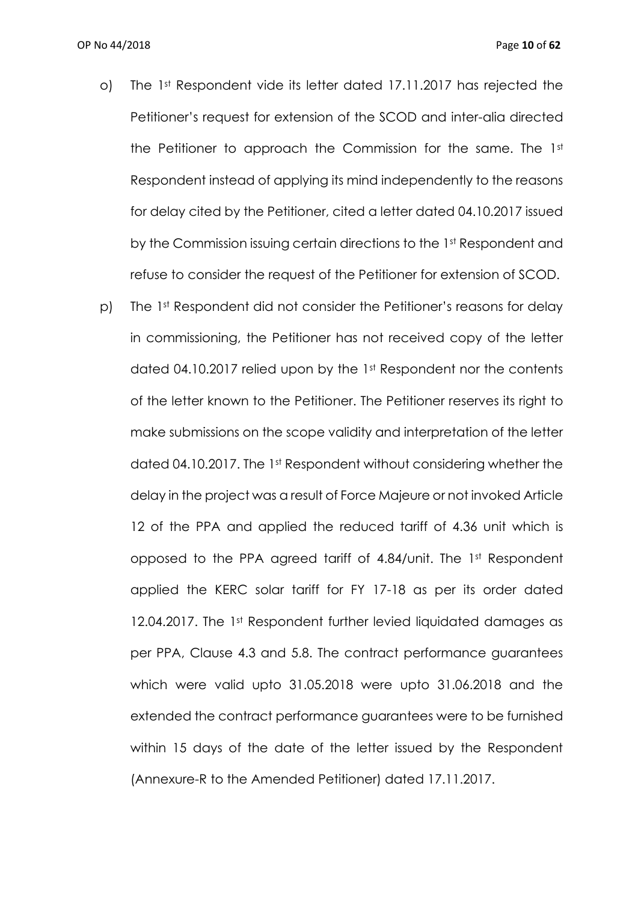o) The 1st Respondent vide its letter dated 17.11.2017 has rejected the Petitioner's request for extension of the SCOD and inter-alia directed the Petitioner to approach the Commission for the same. The 1st Respondent instead of applying its mind independently to the reasons for delay cited by the Petitioner, cited a letter dated 04.10.2017 issued by the Commission issuing certain directions to the 1st Respondent and refuse to consider the request of the Petitioner for extension of SCOD.

p) The 1st Respondent did not consider the Petitioner's reasons for delay in commissioning, the Petitioner has not received copy of the letter dated 04.10.2017 relied upon by the 1st Respondent nor the contents of the letter known to the Petitioner. The Petitioner reserves its right to make submissions on the scope validity and interpretation of the letter dated 04.10.2017. The 1st Respondent without considering whether the delay in the project was a result of Force Majeure or not invoked Article 12 of the PPA and applied the reduced tariff of 4.36 unit which is opposed to the PPA agreed tariff of 4.84/unit. The 1st Respondent applied the KERC solar tariff for FY 17-18 as per its order dated 12.04.2017. The 1st Respondent further levied liquidated damages as per PPA, Clause 4.3 and 5.8. The contract performance guarantees which were valid upto 31.05.2018 were upto 31.06.2018 and the extended the contract performance guarantees were to be furnished within 15 days of the date of the letter issued by the Respondent (Annexure-R to the Amended Petitioner) dated 17.11.2017.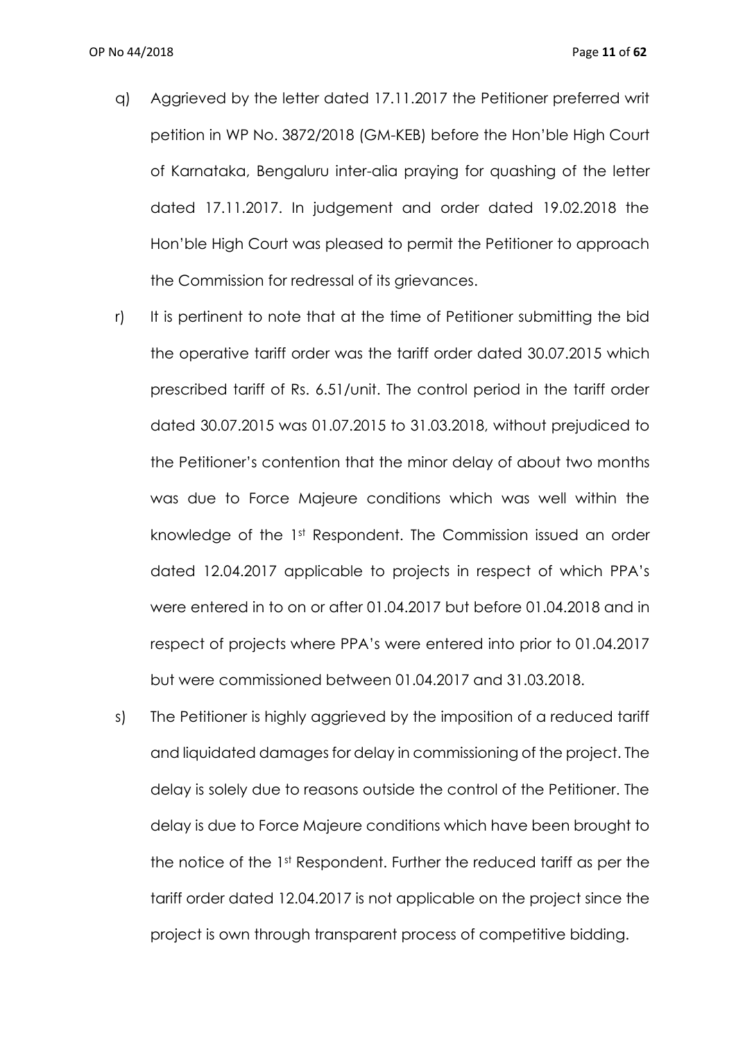q) Aggrieved by the letter dated 17.11.2017 the Petitioner preferred writ petition in WP No. 3872/2018 (GM-KEB) before the Hon'ble High Court of Karnataka, Bengaluru inter-alia praying for quashing of the letter dated 17.11.2017. In judgement and order dated 19.02.2018 the Hon'ble High Court was pleased to permit the Petitioner to approach the Commission for redressal of its grievances.

r) It is pertinent to note that at the time of Petitioner submitting the bid the operative tariff order was the tariff order dated 30.07.2015 which prescribed tariff of Rs. 6.51/unit. The control period in the tariff order dated 30.07.2015 was 01.07.2015 to 31.03.2018, without prejudiced to the Petitioner's contention that the minor delay of about two months was due to Force Majeure conditions which was well within the knowledge of the 1st Respondent. The Commission issued an order dated 12.04.2017 applicable to projects in respect of which PPA's were entered in to on or after 01.04.2017 but before 01.04.2018 and in respect of projects where PPA's were entered into prior to 01.04.2017 but were commissioned between 01.04.2017 and 31.03.2018.

s) The Petitioner is highly aggrieved by the imposition of a reduced tariff and liquidated damages for delay in commissioning of the project. The delay is solely due to reasons outside the control of the Petitioner. The delay is due to Force Majeure conditions which have been brought to the notice of the 1st Respondent. Further the reduced tariff as per the tariff order dated 12.04.2017 is not applicable on the project since the project is own through transparent process of competitive bidding.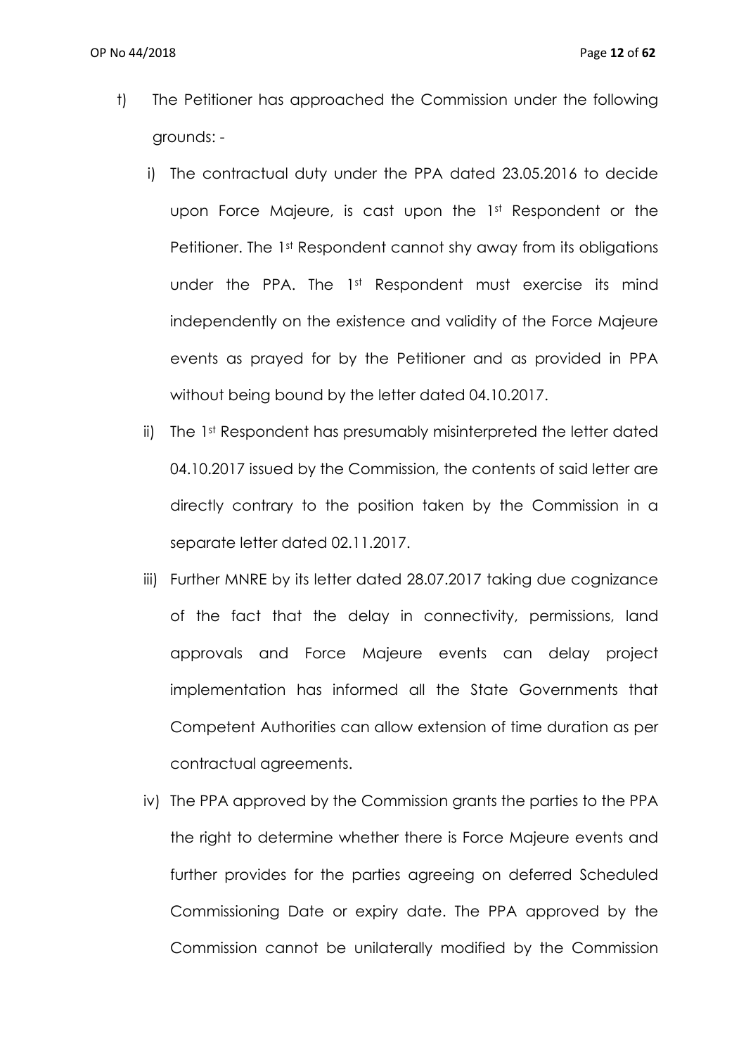t) The Petitioner has approached the Commission under the following grounds: -

   i) The contractual duty under the PPA dated 23.05.2016 to decide upon Force Majeure, is cast upon the 1st Respondent or the Petitioner. The 1st Respondent cannot shy away from its obligations under the PPA. The 1st Respondent must exercise its mind independently on the existence and validity of the Force Majeure events as prayed for by the Petitioner and as provided in PPA without being bound by the letter dated 04.10.2017.

   ii) The 1st Respondent has presumably misinterpreted the letter dated 04.10.2017 issued by the Commission, the contents of said letter are directly contrary to the position taken by the Commission in a separate letter dated 02.11.2017.

   iii) Further MNRE by its letter dated 28.07.2017 taking due cognizance of the fact that the delay in connectivity, permissions, land approvals and Force Majeure events can delay project implementation has informed all the State Governments that Competent Authorities can allow extension of time duration as per contractual agreements.

   iv) The PPA approved by the Commission grants the parties to the PPA the right to determine whether there is Force Majeure events and further provides for the parties agreeing on deferred Scheduled Commissioning Date or expiry date. The PPA approved by the Commission cannot be unilaterally modified by the Commission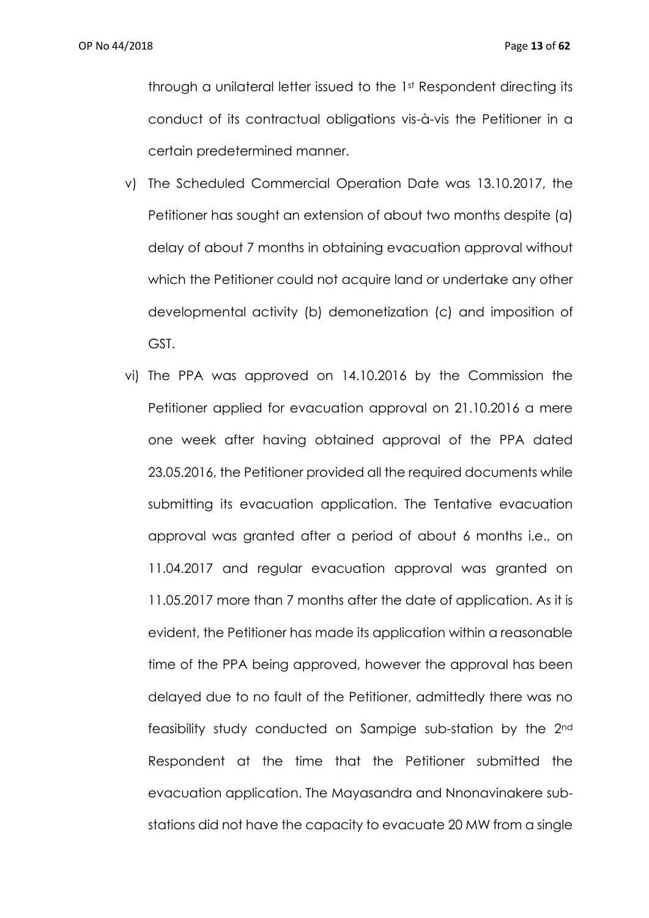through a unilateral letter issued to the 1st Respondent directing its conduct of its contractual obligations vis-à-vis the Petitioner in a certain predetermined manner.

v) The Scheduled Commercial Operation Date was 13.10.2017, the Petitioner has sought an extension of about two months despite (a) delay of about 7 months in obtaining evacuation approval without which the Petitioner could not acquire land or undertake any other developmental activity (b) demonetization (c) and imposition of GST.

vi) The PPA was approved on 14.10.2016 by the Commission the Petitioner applied for evacuation approval on 21.10.2016 a mere one week after having obtained approval of the PPA dated 23.05.2016, the Petitioner provided all the required documents while submitting its evacuation application. The Tentative evacuation approval was granted after a period of about 6 months i.e., on 11.04.2017 and regular evacuation approval was granted on 11.05.2017 more than 7 months after the date of application. As it is evident, the Petitioner has made its application within a reasonable time of the PPA being approved, however the approval has been delayed due to no fault of the Petitioner, admittedly there was no feasibility study conducted on Sampige sub-station by the 2nd Respondent at the time that the Petitioner submitted the evacuation application. The Mayasandra and Nnonavinakere sub-stations did not have the capacity to evacuate 20 MW from a single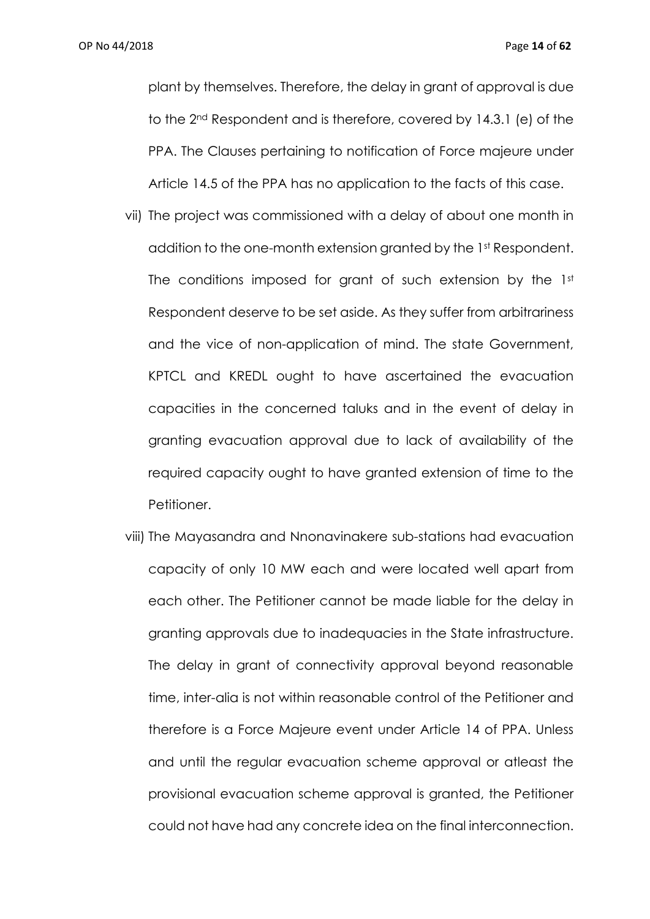plant by themselves. Therefore, the delay in grant of approval is due to the 2nd Respondent and is therefore, covered by 14.3.1 (e) of the PPA. The Clauses pertaining to notification of Force majeure under Article 14.5 of the PPA has no application to the facts of this case.

vii) The project was commissioned with a delay of about one month in addition to the one-month extension granted by the 1st Respondent. The conditions imposed for grant of such extension by the 1st Respondent deserve to be set aside. As they suffer from arbitrariness and the vice of non-application of mind. The state Government, KPTCL and KREDL ought to have ascertained the evacuation capacities in the concerned taluks and in the event of delay in granting evacuation approval due to lack of availability of the required capacity ought to have granted extension of time to the Petitioner.

viii) The Mayasandra and Nnonavinakere sub-stations had evacuation capacity of only 10 MW each and were located well apart from each other. The Petitioner cannot be made liable for the delay in granting approvals due to inadequacies in the State infrastructure. The delay in grant of connectivity approval beyond reasonable time, inter-alia is not within reasonable control of the Petitioner and therefore is a Force Majeure event under Article 14 of PPA. Unless and until the regular evacuation scheme approval or atleast the provisional evacuation scheme approval is granted, the Petitioner could not have had any concrete idea on the final interconnection.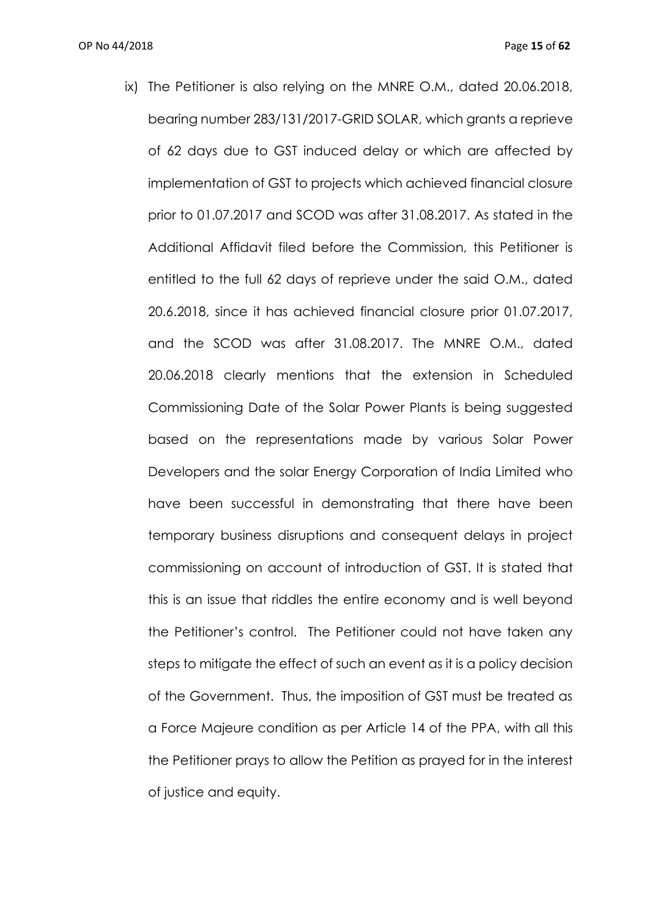ix) The Petitioner is also relying on the MNRE O.M., dated 20.06.2018, bearing number 283/131/2017-GRID SOLAR, which grants a reprieve of 62 days due to GST induced delay or which are affected by implementation of GST to projects which achieved financial closure prior to 01.07.2017 and SCOD was after 31.08.2017. As stated in the Additional Affidavit filed before the Commission, this Petitioner is entitled to the full 62 days of reprieve under the said O.M., dated 20.6.2018, since it has achieved financial closure prior 01.07.2017, and the SCOD was after 31.08.2017. The MNRE O.M., dated 20.06.2018 clearly mentions that the extension in Scheduled Commissioning Date of the Solar Power Plants is being suggested based on the representations made by various Solar Power Developers and the solar Energy Corporation of India Limited who have been successful in demonstrating that there have been temporary business disruptions and consequent delays in project commissioning on account of introduction of GST. It is stated that this is an issue that riddles the entire economy and is well beyond the Petitioner's control. The Petitioner could not have taken any steps to mitigate the effect of such an event as it is a policy decision of the Government. Thus, the imposition of GST must be treated as a Force Majeure condition as per Article 14 of the PPA, with all this the Petitioner prays to allow the Petition as prayed for in the interest of justice and equity.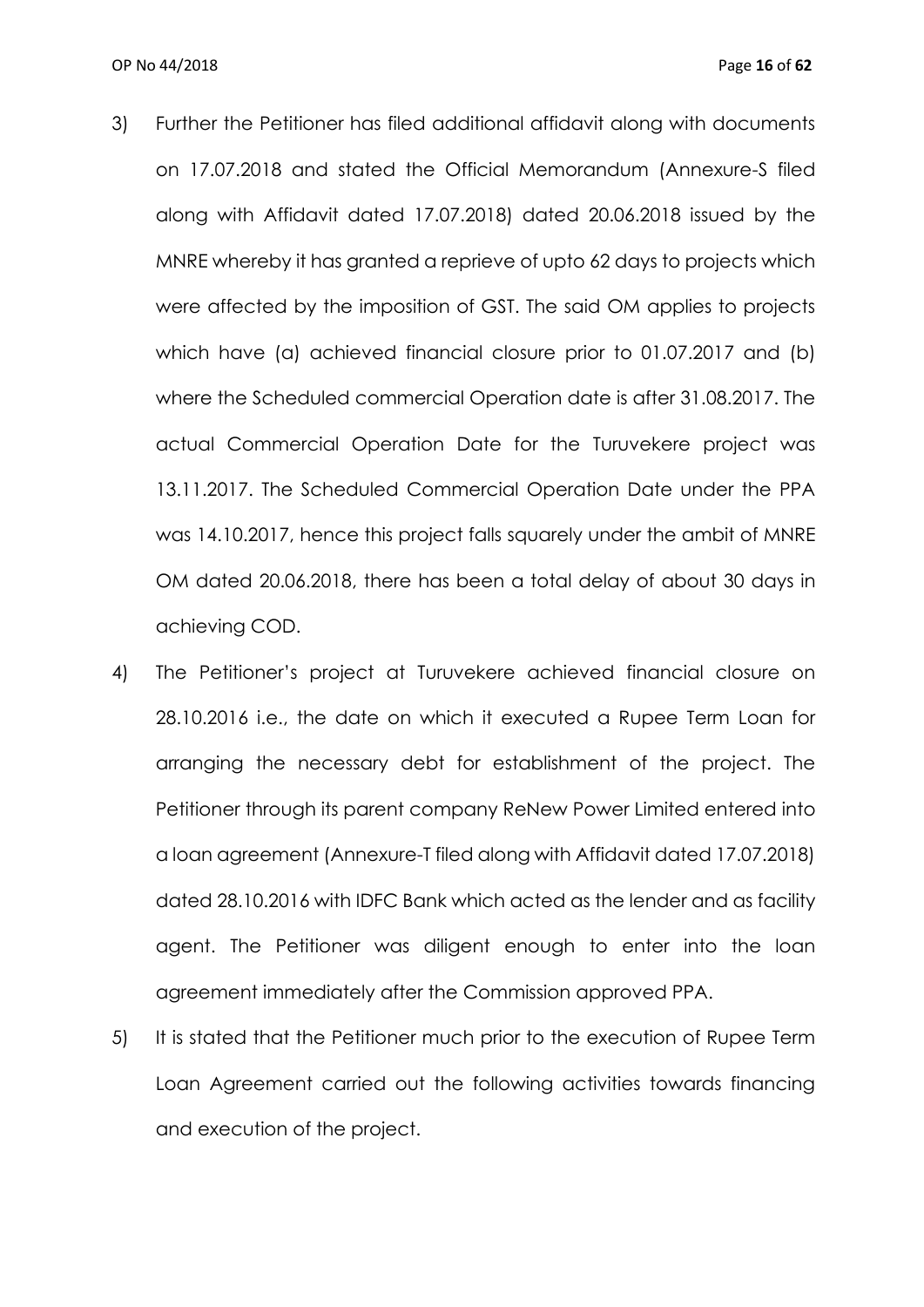3) Further the Petitioner has filed additional affidavit along with documents on 17.07.2018 and stated the Official Memorandum (Annexure-S filed along with Affidavit dated 17.07.2018) dated 20.06.2018 issued by the MNRE whereby it has granted a reprieve of upto 62 days to projects which were affected by the imposition of GST. The said OM applies to projects which have (a) achieved financial closure prior to 01.07.2017 and (b) where the Scheduled commercial Operation date is after 31.08.2017. The actual Commercial Operation Date for the Turuvekere project was 13.11.2017. The Scheduled Commercial Operation Date under the PPA was 14.10.2017, hence this project falls squarely under the ambit of MNRE OM dated 20.06.2018, there has been a total delay of about 30 days in achieving COD.

4) The Petitioner's project at Turuvekere achieved financial closure on 28.10.2016 i.e., the date on which it executed a Rupee Term Loan for arranging the necessary debt for establishment of the project. The Petitioner through its parent company ReNew Power Limited entered into a loan agreement (Annexure-T filed along with Affidavit dated 17.07.2018) dated 28.10.2016 with IDFC Bank which acted as the lender and as facility agent. The Petitioner was diligent enough to enter into the loan agreement immediately after the Commission approved PPA.

5) It is stated that the Petitioner much prior to the execution of Rupee Term Loan Agreement carried out the following activities towards financing and execution of the project.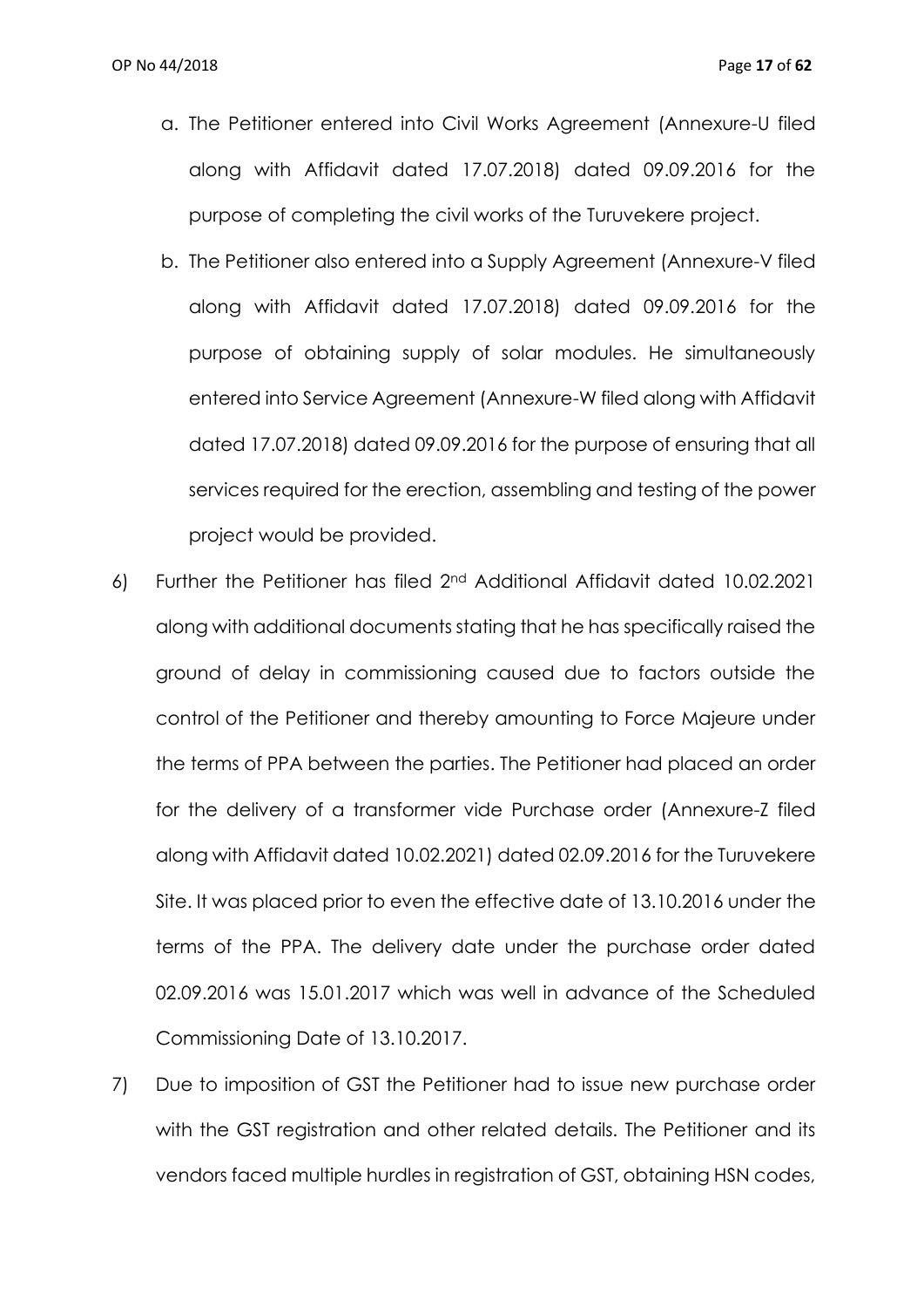a. The Petitioner entered into Civil Works Agreement (Annexure-U filed along with Affidavit dated 17.07.2018) dated 09.09.2016 for the purpose of completing the civil works of the Turuvekere project.

b. The Petitioner also entered into a Supply Agreement (Annexure-V filed along with Affidavit dated 17.07.2018) dated 09.09.2016 for the purpose of obtaining supply of solar modules. He simultaneously entered into Service Agreement (Annexure-W filed along with Affidavit dated 17.07.2018) dated 09.09.2016 for the purpose of ensuring that all services required for the erection, assembling and testing of the power project would be provided.

6) Further the Petitioner has filed 2nd Additional Affidavit dated 10.02.2021 along with additional documents stating that he has specifically raised the ground of delay in commissioning caused due to factors outside the control of the Petitioner and thereby amounting to Force Majeure under the terms of PPA between the parties. The Petitioner had placed an order for the delivery of a transformer vide Purchase order (Annexure-Z filed along with Affidavit dated 10.02.2021) dated 02.09.2016 for the Turuvekere Site. It was placed prior to even the effective date of 13.10.2016 under the terms of the PPA. The delivery date under the purchase order dated 02.09.2016 was 15.01.2017 which was well in advance of the Scheduled Commissioning Date of 13.10.2017.

7) Due to imposition of GST the Petitioner had to issue new purchase order with the GST registration and other related details. The Petitioner and its vendors faced multiple hurdles in registration of GST, obtaining HSN codes,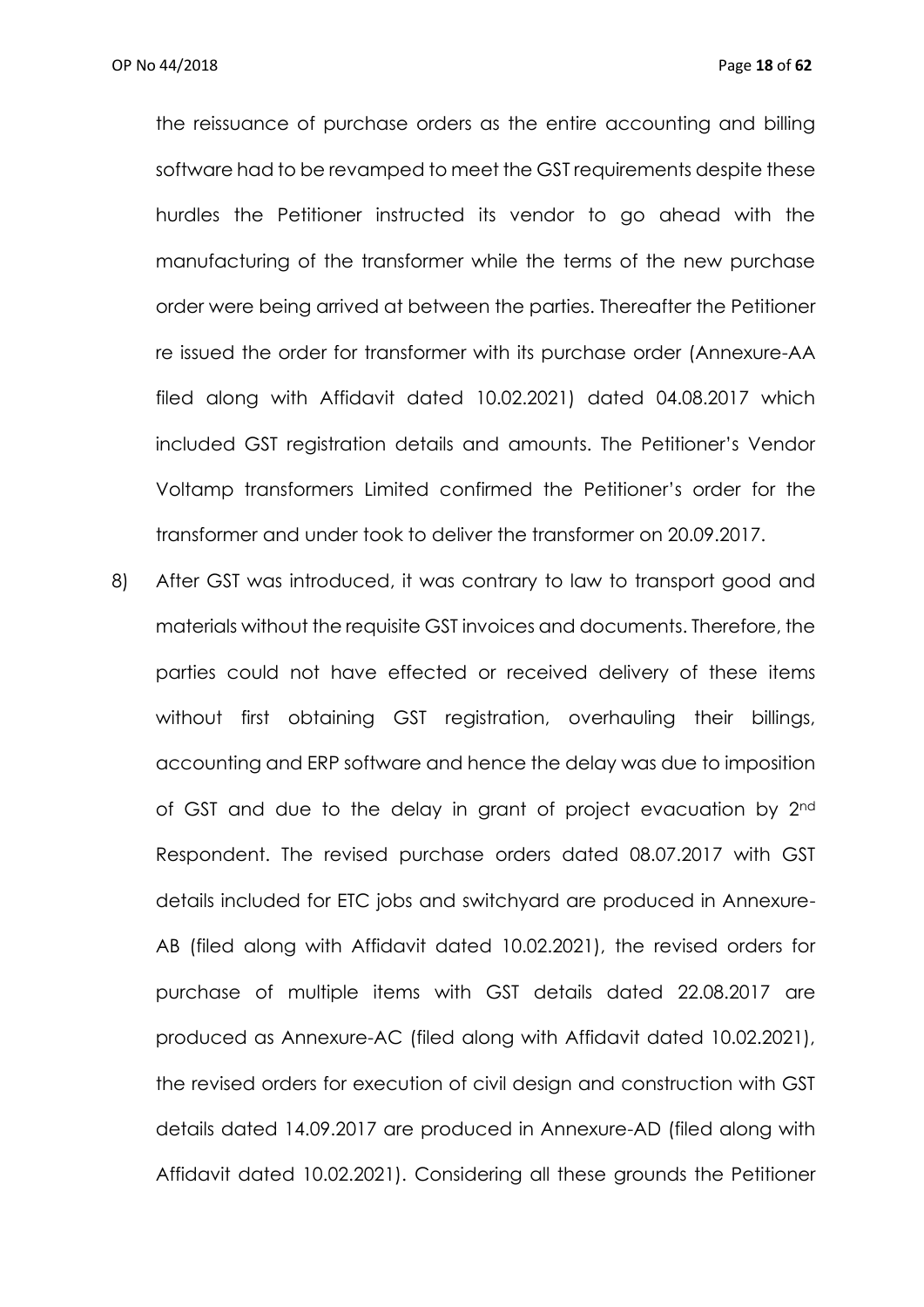the reissuance of purchase orders as the entire accounting and billing software had to be revamped to meet the GST requirements despite these hurdles the Petitioner instructed its vendor to go ahead with the manufacturing of the transformer while the terms of the new purchase order were being arrived at between the parties. Thereafter the Petitioner re issued the order for transformer with its purchase order (Annexure-AA filed along with Affidavit dated 10.02.2021) dated 04.08.2017 which included GST registration details and amounts. The Petitioner's Vendor Voltamp transformers Limited confirmed the Petitioner's order for the transformer and under took to deliver the transformer on 20.09.2017.

8) After GST was introduced, it was contrary to law to transport good and materials without the requisite GST invoices and documents. Therefore, the parties could not have effected or received delivery of these items without first obtaining GST registration, overhauling their billings, accounting and ERP software and hence the delay was due to imposition of GST and due to the delay in grant of project evacuation by 2nd Respondent. The revised purchase orders dated 08.07.2017 with GST details included for ETC jobs and switchyard are produced in Annexure-AB (filed along with Affidavit dated 10.02.2021), the revised orders for purchase of multiple items with GST details dated 22.08.2017 are produced as Annexure-AC (filed along with Affidavit dated 10.02.2021), the revised orders for execution of civil design and construction with GST details dated 14.09.2017 are produced in Annexure-AD (filed along with Affidavit dated 10.02.2021). Considering all these grounds the Petitioner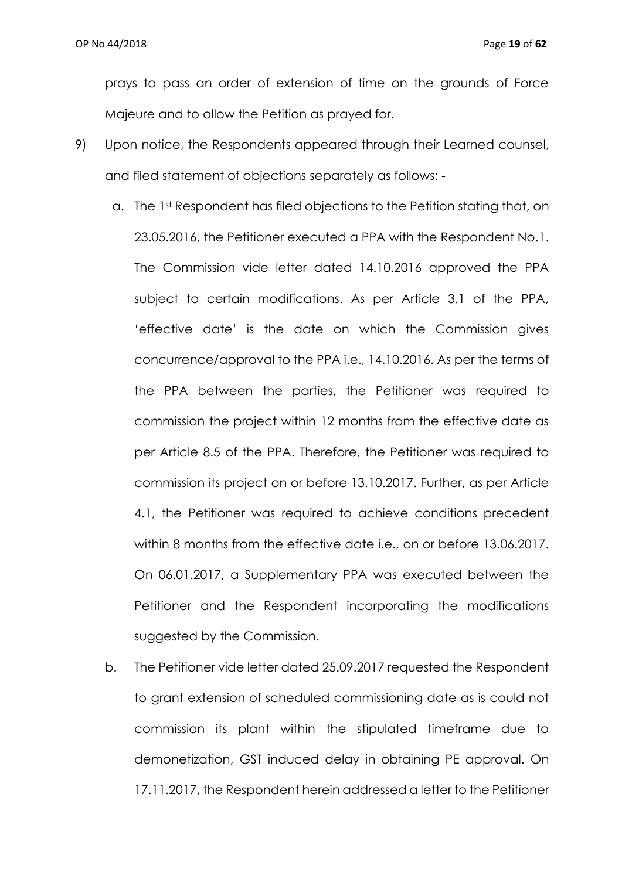prays to pass an order of extension of time on the grounds of Force Majeure and to allow the Petition as prayed for.

9) Upon notice, the Respondents appeared through their Learned counsel, and filed statement of objections separately as follows: -

   a. The 1st Respondent has filed objections to the Petition stating that, on 23.05.2016, the Petitioner executed a PPA with the Respondent No.1. The Commission vide letter dated 14.10.2016 approved the PPA subject to certain modifications. As per Article 3.1 of the PPA, 'effective date' is the date on which the Commission gives concurrence/approval to the PPA i.e., 14.10.2016. As per the terms of the PPA between the parties, the Petitioner was required to commission the project within 12 months from the effective date as per Article 8.5 of the PPA. Therefore, the Petitioner was required to commission its project on or before 13.10.2017. Further, as per Article 4.1, the Petitioner was required to achieve conditions precedent within 8 months from the effective date i.e., on or before 13.06.2017. On 06.01.2017, a Supplementary PPA was executed between the Petitioner and the Respondent incorporating the modifications suggested by the Commission.

   b. The Petitioner vide letter dated 25.09.2017 requested the Respondent to grant extension of scheduled commissioning date as is could not commission its plant within the stipulated timeframe due to demonetization, GST induced delay in obtaining PE approval. On 17.11.2017, the Respondent herein addressed a letter to the Petitioner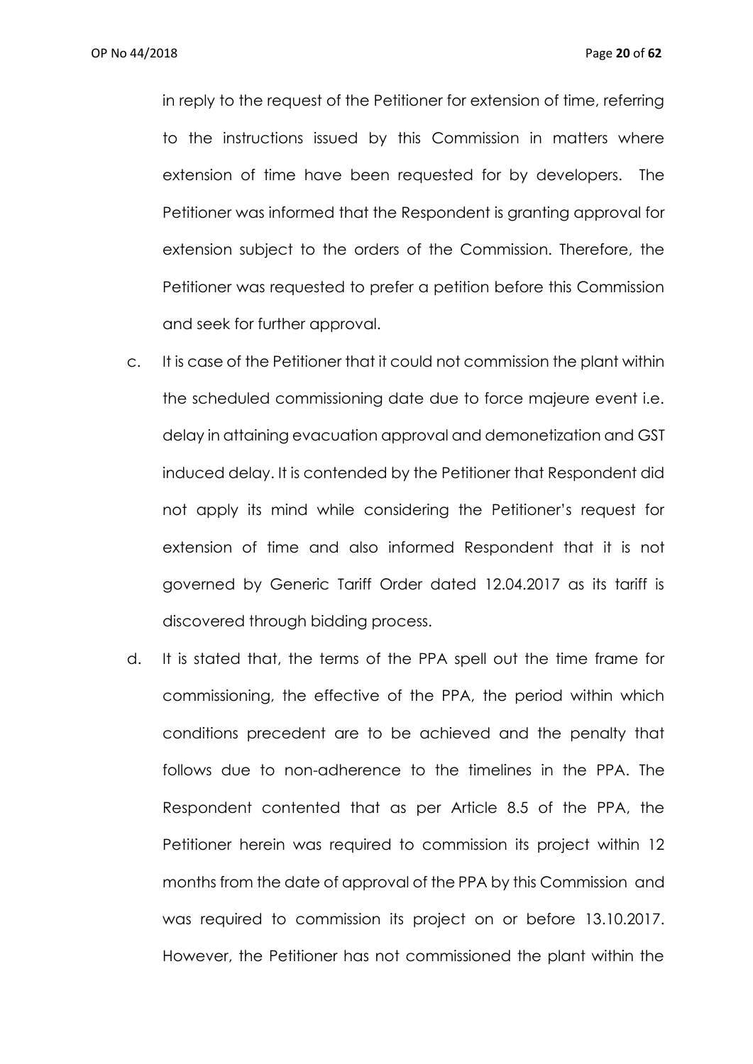in reply to the request of the Petitioner for extension of time, referring to the instructions issued by this Commission in matters where extension of time have been requested for by developers. The Petitioner was informed that the Respondent is granting approval for extension subject to the orders of the Commission. Therefore, the Petitioner was requested to prefer a petition before this Commission and seek for further approval.

c. It is case of the Petitioner that it could not commission the plant within the scheduled commissioning date due to force majeure event i.e. delay in attaining evacuation approval and demonetization and GST induced delay. It is contended by the Petitioner that Respondent did not apply its mind while considering the Petitioner's request for extension of time and also informed Respondent that it is not governed by Generic Tariff Order dated 12.04.2017 as its tariff is discovered through bidding process.

d. It is stated that, the terms of the PPA spell out the time frame for commissioning, the effective of the PPA, the period within which conditions precedent are to be achieved and the penalty that follows due to non-adherence to the timelines in the PPA. The Respondent contented that as per Article 8.5 of the PPA, the Petitioner herein was required to commission its project within 12 months from the date of approval of the PPA by this Commission and was required to commission its project on or before 13.10.2017. However, the Petitioner has not commissioned the plant within the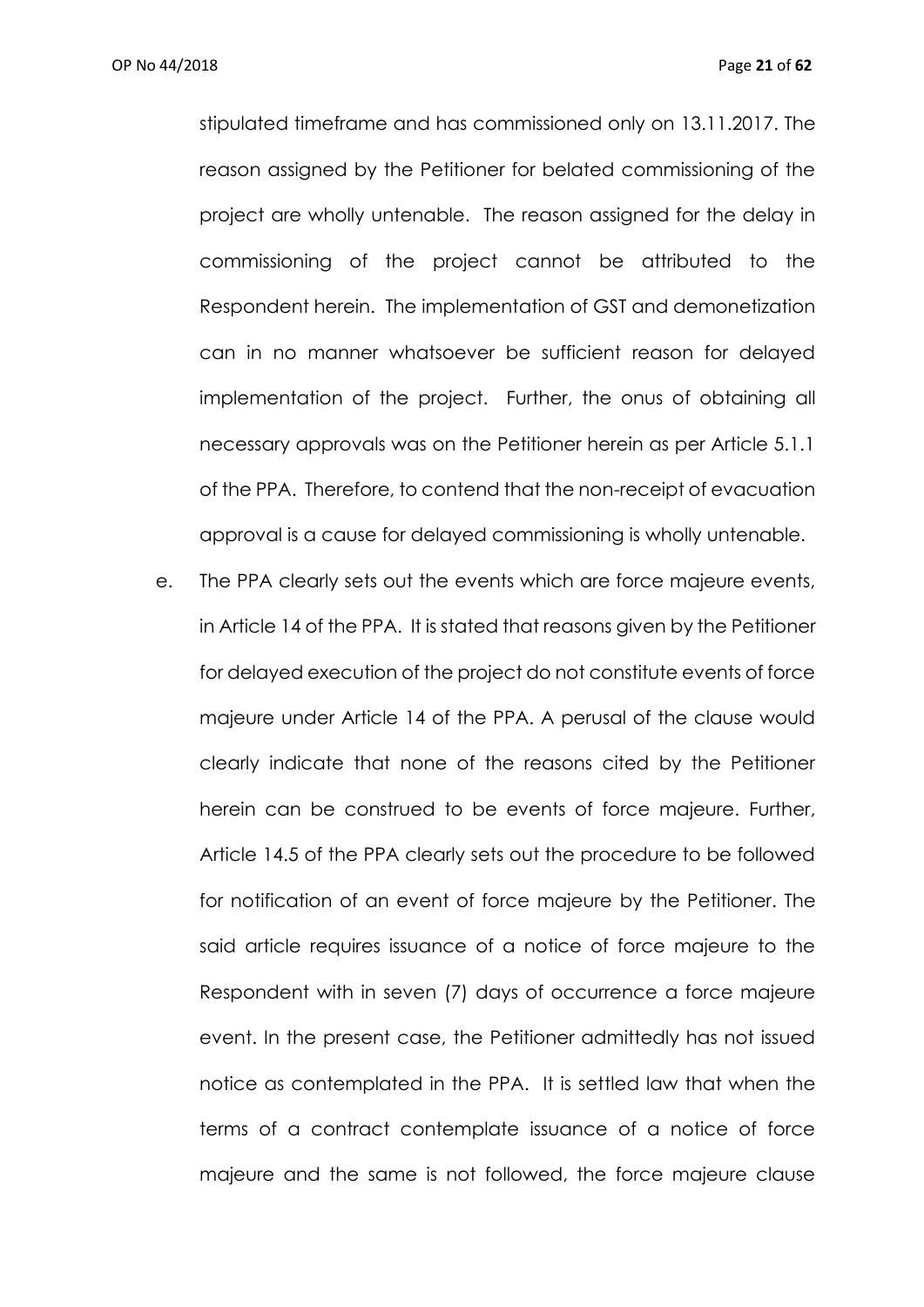stipulated timeframe and has commissioned only on 13.11.2017. The reason assigned by the Petitioner for belated commissioning of the project are wholly untenable. The reason assigned for the delay in commissioning of the project cannot be attributed to the Respondent herein. The implementation of GST and demonetization can in no manner whatsoever be sufficient reason for delayed implementation of the project. Further, the onus of obtaining all necessary approvals was on the Petitioner herein as per Article 5.1.1 of the PPA. Therefore, to contend that the non-receipt of evacuation approval is a cause for delayed commissioning is wholly untenable.

e. The PPA clearly sets out the events which are force majeure events, in Article 14 of the PPA. It is stated that reasons given by the Petitioner for delayed execution of the project do not constitute events of force majeure under Article 14 of the PPA. A perusal of the clause would clearly indicate that none of the reasons cited by the Petitioner herein can be construed to be events of force majeure. Further, Article 14.5 of the PPA clearly sets out the procedure to be followed for notification of an event of force majeure by the Petitioner. The said article requires issuance of a notice of force majeure to the Respondent with in seven (7) days of occurrence a force majeure event. In the present case, the Petitioner admittedly has not issued notice as contemplated in the PPA. It is settled law that when the terms of a contract contemplate issuance of a notice of force majeure and the same is not followed, the force majeure clause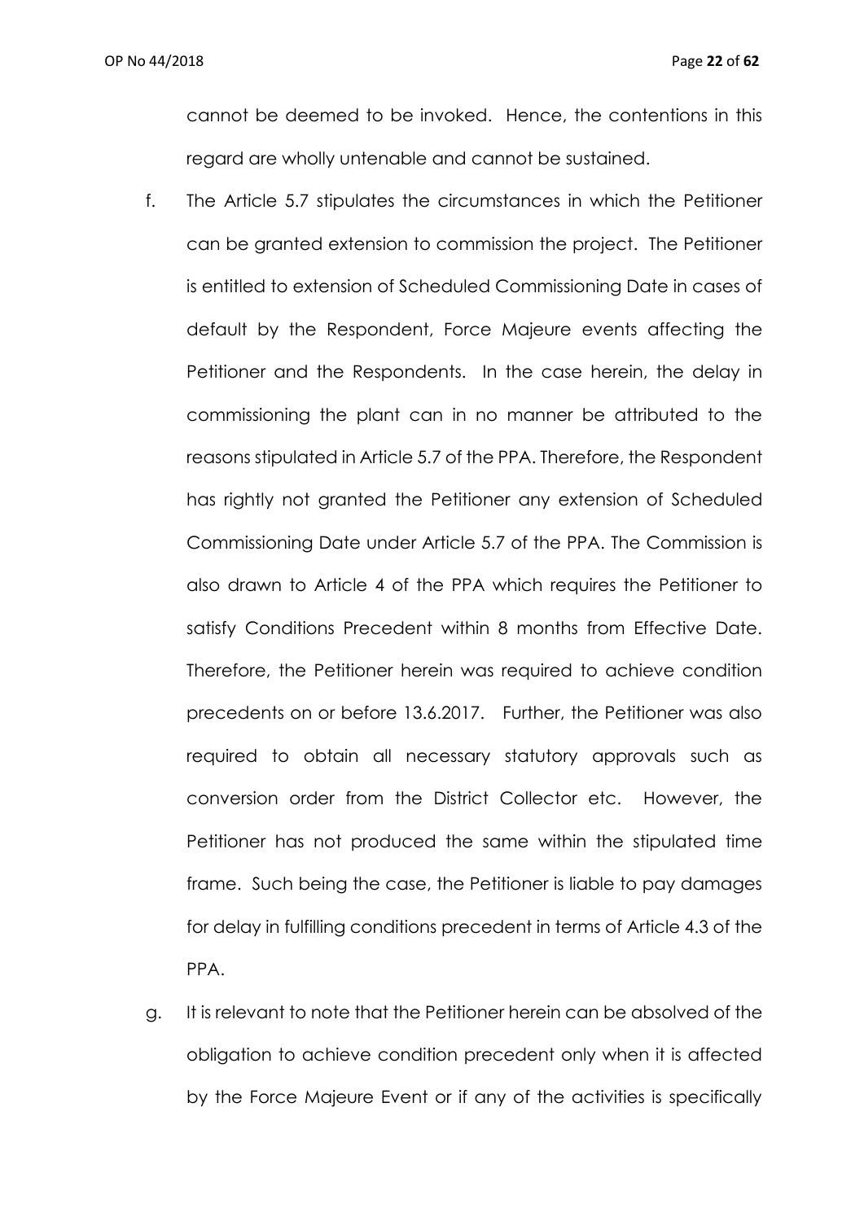cannot be deemed to be invoked. Hence, the contentions in this regard are wholly untenable and cannot be sustained.

f. The Article 5.7 stipulates the circumstances in which the Petitioner can be granted extension to commission the project. The Petitioner is entitled to extension of Scheduled Commissioning Date in cases of default by the Respondent, Force Majeure events affecting the Petitioner and the Respondents. In the case herein, the delay in commissioning the plant can in no manner be attributed to the reasons stipulated in Article 5.7 of the PPA. Therefore, the Respondent has rightly not granted the Petitioner any extension of Scheduled Commissioning Date under Article 5.7 of the PPA. The Commission is also drawn to Article 4 of the PPA which requires the Petitioner to satisfy Conditions Precedent within 8 months from Effective Date. Therefore, the Petitioner herein was required to achieve condition precedents on or before 13.6.2017. Further, the Petitioner was also required to obtain all necessary statutory approvals such as conversion order from the District Collector etc. However, the Petitioner has not produced the same within the stipulated time frame. Such being the case, the Petitioner is liable to pay damages for delay in fulfilling conditions precedent in terms of Article 4.3 of the PPA.

g. It is relevant to note that the Petitioner herein can be absolved of the obligation to achieve condition precedent only when it is affected by the Force Majeure Event or if any of the activities is specifically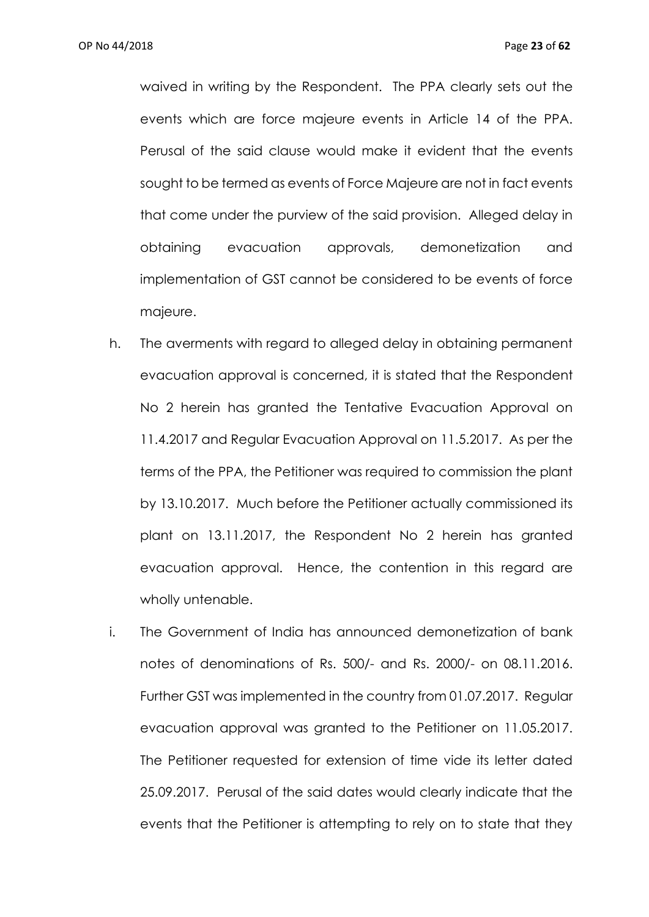waived in writing by the Respondent. The PPA clearly sets out the events which are force majeure events in Article 14 of the PPA. Perusal of the said clause would make it evident that the events sought to be termed as events of Force Majeure are not in fact events that come under the purview of the said provision. Alleged delay in obtaining evacuation approvals, demonetization and implementation of GST cannot be considered to be events of force majeure.

h. The averments with regard to alleged delay in obtaining permanent evacuation approval is concerned, it is stated that the Respondent No 2 herein has granted the Tentative Evacuation Approval on 11.4.2017 and Regular Evacuation Approval on 11.5.2017. As per the terms of the PPA, the Petitioner was required to commission the plant by 13.10.2017. Much before the Petitioner actually commissioned its plant on 13.11.2017, the Respondent No 2 herein has granted evacuation approval. Hence, the contention in this regard are wholly untenable.

i. The Government of India has announced demonetization of bank notes of denominations of Rs. 500/- and Rs. 2000/- on 08.11.2016. Further GST was implemented in the country from 01.07.2017. Regular evacuation approval was granted to the Petitioner on 11.05.2017. The Petitioner requested for extension of time vide its letter dated 25.09.2017. Perusal of the said dates would clearly indicate that the events that the Petitioner is attempting to rely on to state that they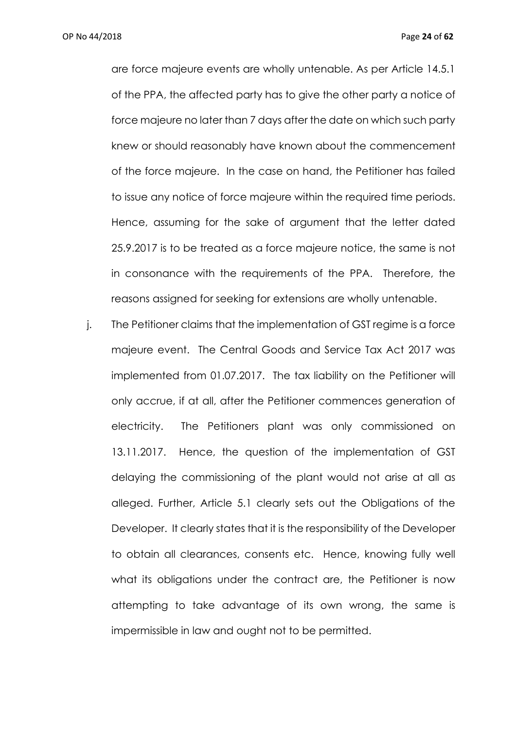are force majeure events are wholly untenable. As per Article 14.5.1 of the PPA, the affected party has to give the other party a notice of force majeure no later than 7 days after the date on which such party knew or should reasonably have known about the commencement of the force majeure. In the case on hand, the Petitioner has failed to issue any notice of force majeure within the required time periods. Hence, assuming for the sake of argument that the letter dated 25.9.2017 is to be treated as a force majeure notice, the same is not in consonance with the requirements of the PPA. Therefore, the reasons assigned for seeking for extensions are wholly untenable.

j. The Petitioner claims that the implementation of GST regime is a force majeure event. The Central Goods and Service Tax Act 2017 was implemented from 01.07.2017. The tax liability on the Petitioner will only accrue, if at all, after the Petitioner commences generation of electricity. The Petitioners plant was only commissioned on 13.11.2017. Hence, the question of the implementation of GST delaying the commissioning of the plant would not arise at all as alleged. Further, Article 5.1 clearly sets out the Obligations of the Developer. It clearly states that it is the responsibility of the Developer to obtain all clearances, consents etc. Hence, knowing fully well what its obligations under the contract are, the Petitioner is now attempting to take advantage of its own wrong, the same is impermissible in law and ought not to be permitted.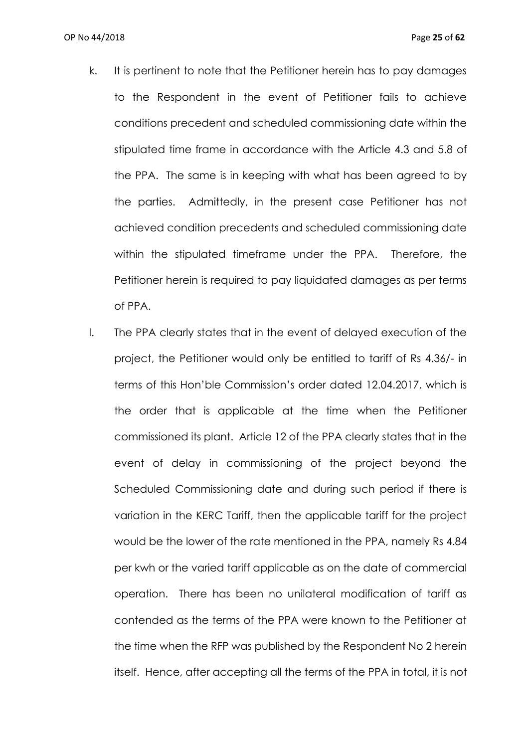k. It is pertinent to note that the Petitioner herein has to pay damages to the Respondent in the event of Petitioner fails to achieve conditions precedent and scheduled commissioning date within the stipulated time frame in accordance with the Article 4.3 and 5.8 of the PPA. The same is in keeping with what has been agreed to by the parties. Admittedly, in the present case Petitioner has not achieved condition precedents and scheduled commissioning date within the stipulated timeframe under the PPA. Therefore, the Petitioner herein is required to pay liquidated damages as per terms of PPA.

l. The PPA clearly states that in the event of delayed execution of the project, the Petitioner would only be entitled to tariff of Rs 4.36/- in terms of this Hon'ble Commission's order dated 12.04.2017, which is the order that is applicable at the time when the Petitioner commissioned its plant. Article 12 of the PPA clearly states that in the event of delay in commissioning of the project beyond the Scheduled Commissioning date and during such period if there is variation in the KERC Tariff, then the applicable tariff for the project would be the lower of the rate mentioned in the PPA, namely Rs 4.84 per kwh or the varied tariff applicable as on the date of commercial operation. There has been no unilateral modification of tariff as contended as the terms of the PPA were known to the Petitioner at the time when the RFP was published by the Respondent No 2 herein itself. Hence, after accepting all the terms of the PPA in total, it is not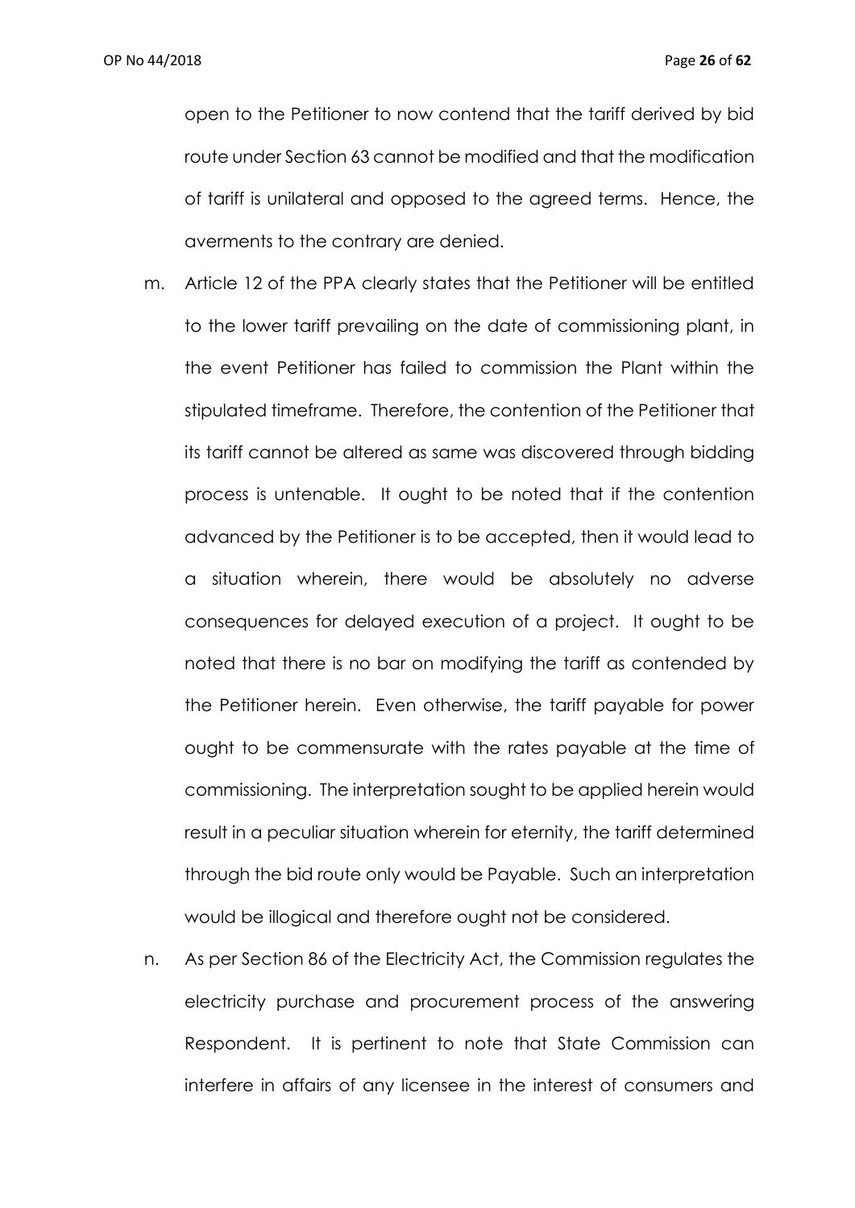open to the Petitioner to now contend that the tariff derived by bid route under Section 63 cannot be modified and that the modification of tariff is unilateral and opposed to the agreed terms. Hence, the averments to the contrary are denied.

m. Article 12 of the PPA clearly states that the Petitioner will be entitled to the lower tariff prevailing on the date of commissioning plant, in the event Petitioner has failed to commission the Plant within the stipulated timeframe. Therefore, the contention of the Petitioner that its tariff cannot be altered as same was discovered through bidding process is untenable. It ought to be noted that if the contention advanced by the Petitioner is to be accepted, then it would lead to a situation wherein, there would be absolutely no adverse consequences for delayed execution of a project. It ought to be noted that there is no bar on modifying the tariff as contended by the Petitioner herein. Even otherwise, the tariff payable for power ought to be commensurate with the rates payable at the time of commissioning. The interpretation sought to be applied herein would result in a peculiar situation wherein for eternity, the tariff determined through the bid route only would be Payable. Such an interpretation would be illogical and therefore ought not be considered.

n. As per Section 86 of the Electricity Act, the Commission regulates the electricity purchase and procurement process of the answering Respondent. It is pertinent to note that State Commission can interfere in affairs of any licensee in the interest of consumers and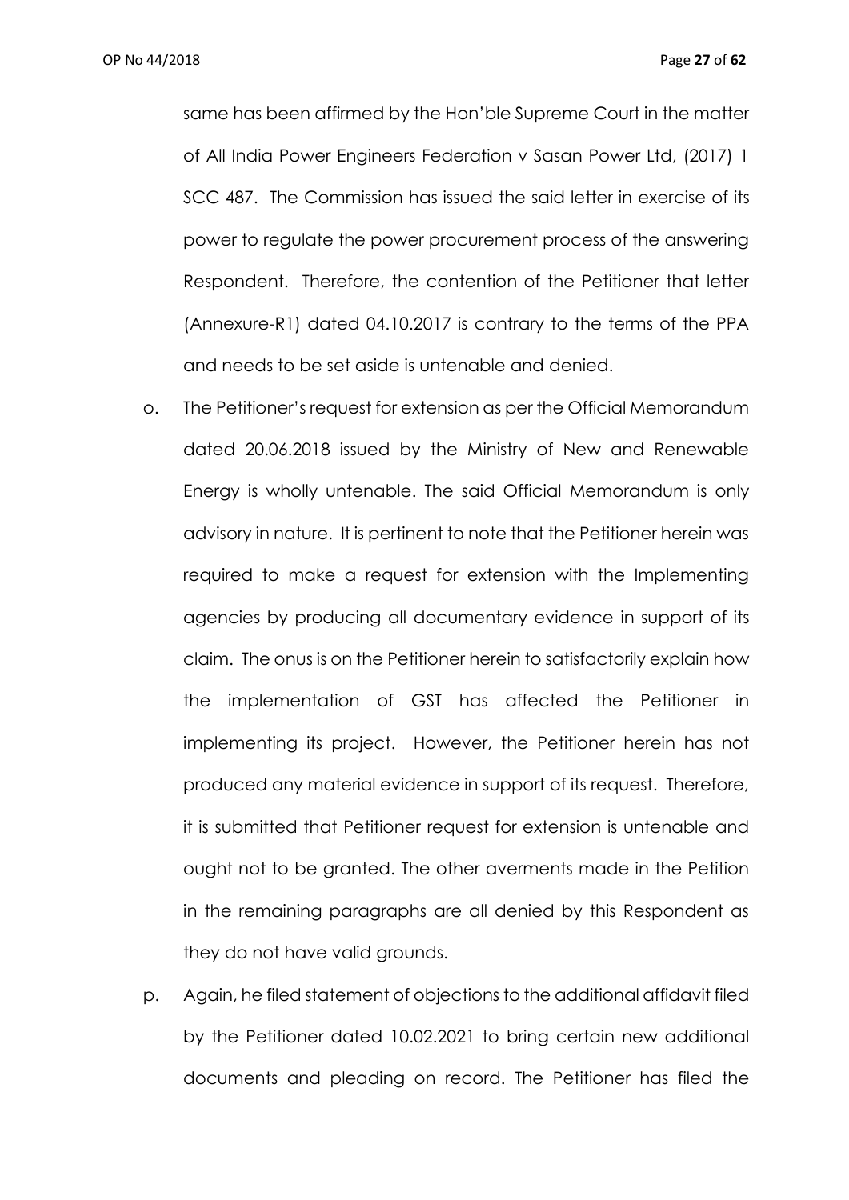same has been affirmed by the Hon'ble Supreme Court in the matter of All India Power Engineers Federation v Sasan Power Ltd, (2017) 1 SCC 487. The Commission has issued the said letter in exercise of its power to regulate the power procurement process of the answering Respondent. Therefore, the contention of the Petitioner that letter (Annexure-R1) dated 04.10.2017 is contrary to the terms of the PPA and needs to be set aside is untenable and denied.

o. The Petitioner's request for extension as per the Official Memorandum dated 20.06.2018 issued by the Ministry of New and Renewable Energy is wholly untenable. The said Official Memorandum is only advisory in nature. It is pertinent to note that the Petitioner herein was required to make a request for extension with the Implementing agencies by producing all documentary evidence in support of its claim. The onus is on the Petitioner herein to satisfactorily explain how the implementation of GST has affected the Petitioner in implementing its project. However, the Petitioner herein has not produced any material evidence in support of its request. Therefore, it is submitted that Petitioner request for extension is untenable and ought not to be granted. The other averments made in the Petition in the remaining paragraphs are all denied by this Respondent as they do not have valid grounds.

p. Again, he filed statement of objections to the additional affidavit filed by the Petitioner dated 10.02.2021 to bring certain new additional documents and pleading on record. The Petitioner has filed the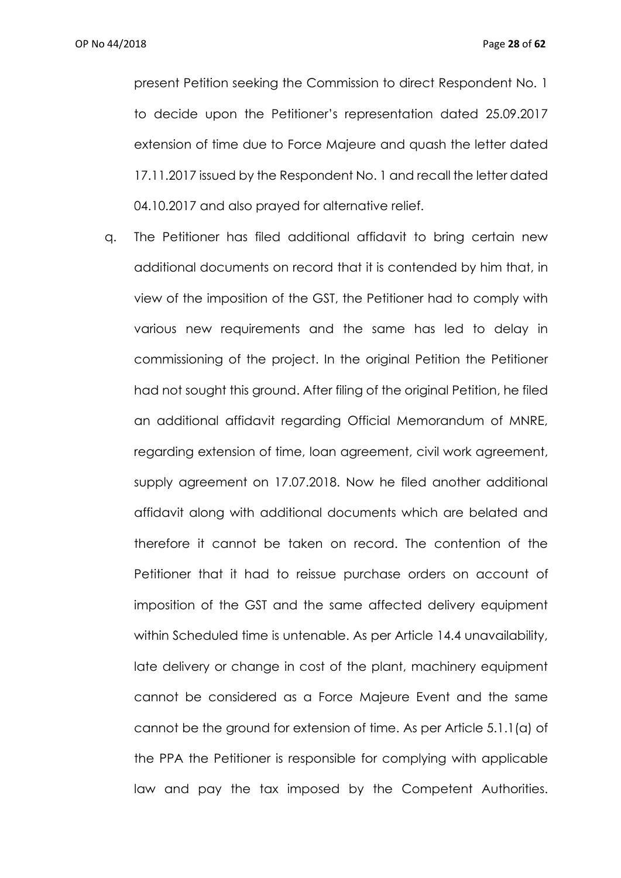present Petition seeking the Commission to direct Respondent No. 1 to decide upon the Petitioner's representation dated 25.09.2017 extension of time due to Force Majeure and quash the letter dated 17.11.2017 issued by the Respondent No. 1 and recall the letter dated 04.10.2017 and also prayed for alternative relief.

q. The Petitioner has filed additional affidavit to bring certain new additional documents on record that it is contended by him that, in view of the imposition of the GST, the Petitioner had to comply with various new requirements and the same has led to delay in commissioning of the project. In the original Petition the Petitioner had not sought this ground. After filing of the original Petition, he filed an additional affidavit regarding Official Memorandum of MNRE, regarding extension of time, loan agreement, civil work agreement, supply agreement on 17.07.2018. Now he filed another additional affidavit along with additional documents which are belated and therefore it cannot be taken on record. The contention of the Petitioner that it had to reissue purchase orders on account of imposition of the GST and the same affected delivery equipment within Scheduled time is untenable. As per Article 14.4 unavailability, late delivery or change in cost of the plant, machinery equipment cannot be considered as a Force Majeure Event and the same cannot be the ground for extension of time. As per Article 5.1.1(a) of the PPA the Petitioner is responsible for complying with applicable law and pay the tax imposed by the Competent Authorities.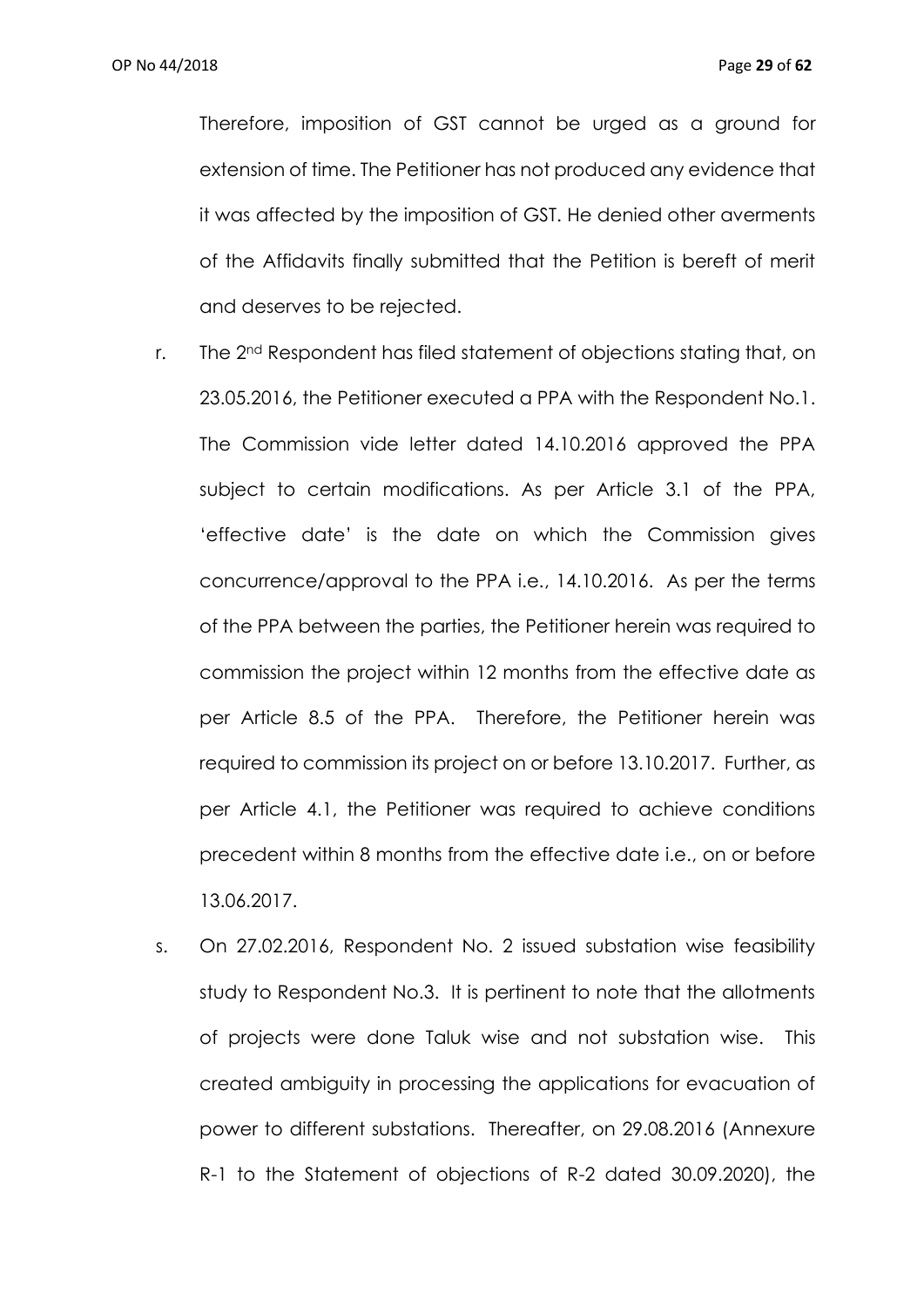Therefore, imposition of GST cannot be urged as a ground for extension of time. The Petitioner has not produced any evidence that it was affected by the imposition of GST. He denied other averments of the Affidavits finally submitted that the Petition is bereft of merit and deserves to be rejected.

r. The 2nd Respondent has filed statement of objections stating that, on 23.05.2016, the Petitioner executed a PPA with the Respondent No.1. The Commission vide letter dated 14.10.2016 approved the PPA subject to certain modifications. As per Article 3.1 of the PPA, 'effective date' is the date on which the Commission gives concurrence/approval to the PPA i.e., 14.10.2016. As per the terms of the PPA between the parties, the Petitioner herein was required to commission the project within 12 months from the effective date as per Article 8.5 of the PPA. Therefore, the Petitioner herein was required to commission its project on or before 13.10.2017. Further, as per Article 4.1, the Petitioner was required to achieve conditions precedent within 8 months from the effective date i.e., on or before 13.06.2017.

s. On 27.02.2016, Respondent No. 2 issued substation wise feasibility study to Respondent No.3. It is pertinent to note that the allotments of projects were done Taluk wise and not substation wise. This created ambiguity in processing the applications for evacuation of power to different substations. Thereafter, on 29.08.2016 (Annexure R-1 to the Statement of objections of R-2 dated 30.09.2020), the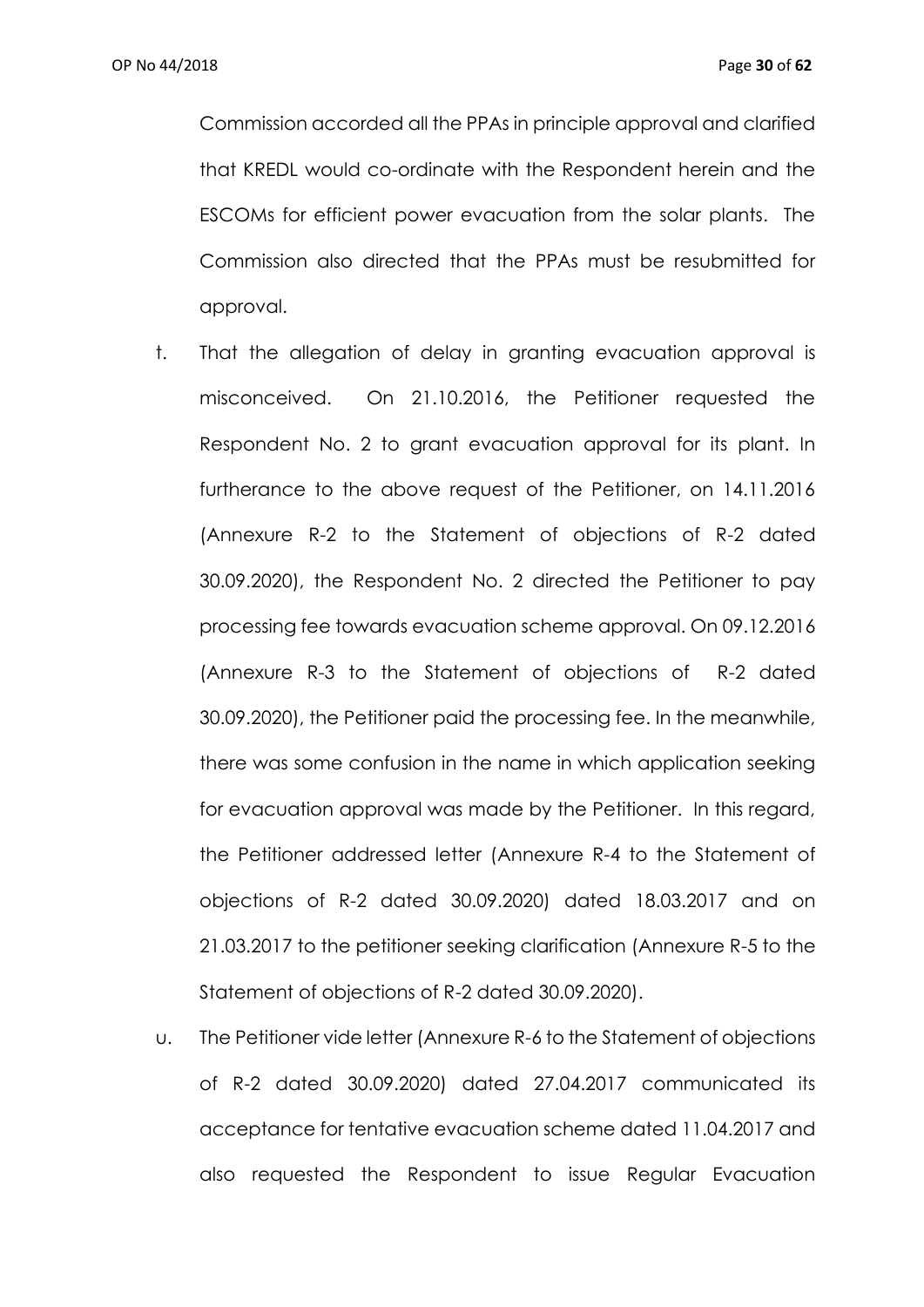Commission accorded all the PPAs in principle approval and clarified that KREDL would co-ordinate with the Respondent herein and the ESCOMs for efficient power evacuation from the solar plants. The Commission also directed that the PPAs must be resubmitted for approval.

t. That the allegation of delay in granting evacuation approval is misconceived. On 21.10.2016, the Petitioner requested the Respondent No. 2 to grant evacuation approval for its plant. In furtherance to the above request of the Petitioner, on 14.11.2016 (Annexure R-2 to the Statement of objections of R-2 dated 30.09.2020), the Respondent No. 2 directed the Petitioner to pay processing fee towards evacuation scheme approval. On 09.12.2016 (Annexure R-3 to the Statement of objections of R-2 dated 30.09.2020), the Petitioner paid the processing fee. In the meanwhile, there was some confusion in the name in which application seeking for evacuation approval was made by the Petitioner. In this regard, the Petitioner addressed letter (Annexure R-4 to the Statement of objections of R-2 dated 30.09.2020) dated 18.03.2017 and on 21.03.2017 to the petitioner seeking clarification (Annexure R-5 to the Statement of objections of R-2 dated 30.09.2020).

u. The Petitioner vide letter (Annexure R-6 to the Statement of objections of R-2 dated 30.09.2020) dated 27.04.2017 communicated its acceptance for tentative evacuation scheme dated 11.04.2017 and also requested the Respondent to issue Regular Evacuation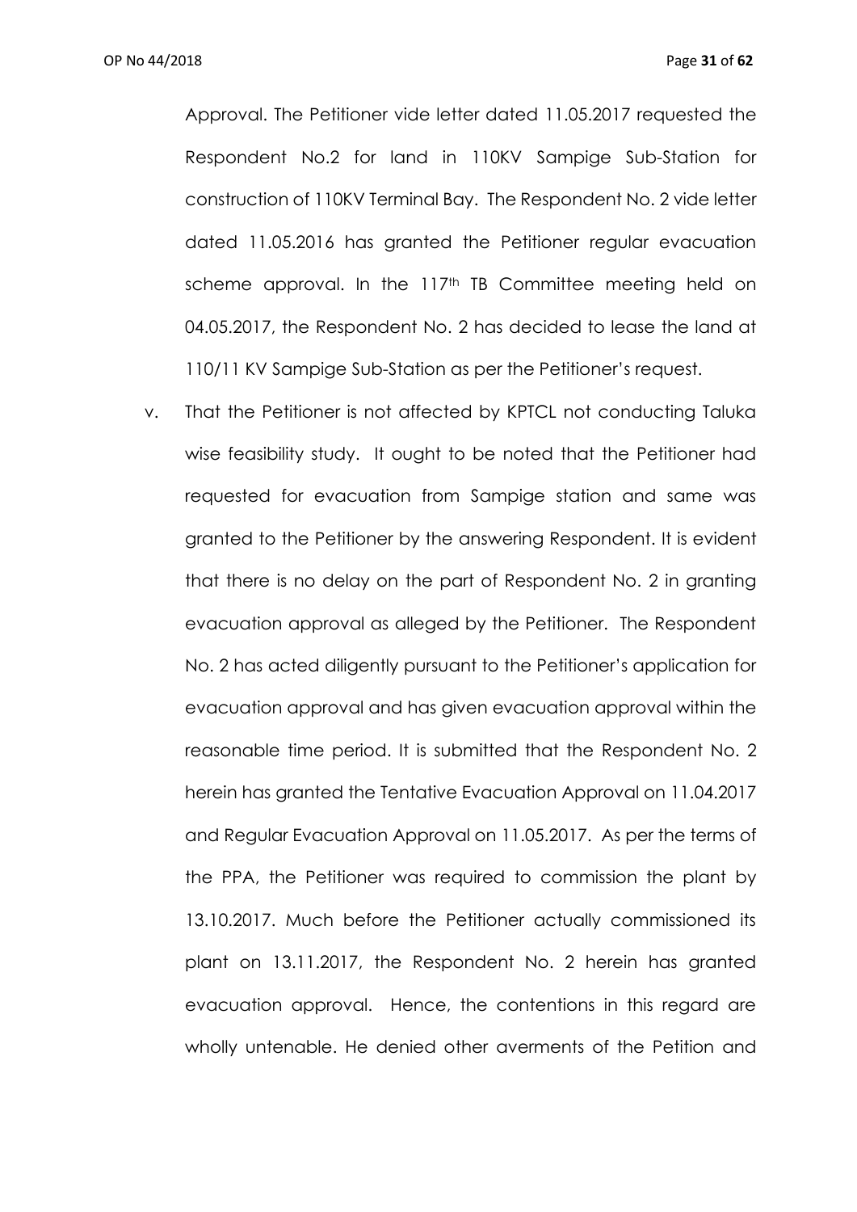Approval. The Petitioner vide letter dated 11.05.2017 requested the Respondent No.2 for land in 110KV Sampige Sub-Station for construction of 110KV Terminal Bay. The Respondent No. 2 vide letter dated 11.05.2016 has granted the Petitioner regular evacuation scheme approval. In the 117th TB Committee meeting held on 04.05.2017, the Respondent No. 2 has decided to lease the land at 110/11 KV Sampige Sub-Station as per the Petitioner's request.

v. That the Petitioner is not affected by KPTCL not conducting Taluka wise feasibility study. It ought to be noted that the Petitioner had requested for evacuation from Sampige station and same was granted to the Petitioner by the answering Respondent. It is evident that there is no delay on the part of Respondent No. 2 in granting evacuation approval as alleged by the Petitioner. The Respondent No. 2 has acted diligently pursuant to the Petitioner's application for evacuation approval and has given evacuation approval within the reasonable time period. It is submitted that the Respondent No. 2 herein has granted the Tentative Evacuation Approval on 11.04.2017 and Regular Evacuation Approval on 11.05.2017. As per the terms of the PPA, the Petitioner was required to commission the plant by 13.10.2017. Much before the Petitioner actually commissioned its plant on 13.11.2017, the Respondent No. 2 herein has granted evacuation approval. Hence, the contentions in this regard are wholly untenable. He denied other averments of the Petition and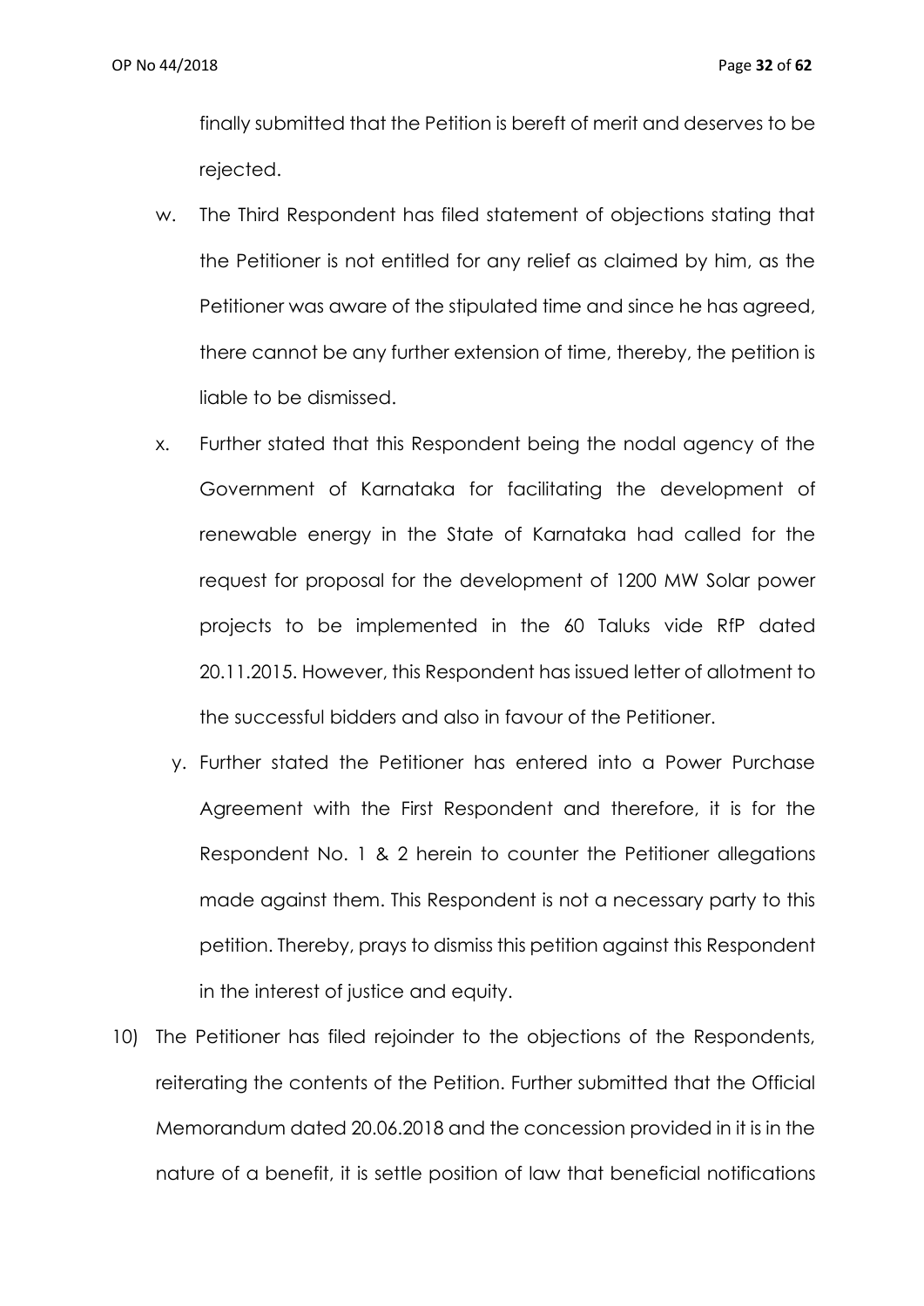finally submitted that the Petition is bereft of merit and deserves to be rejected.

w. The Third Respondent has filed statement of objections stating that the Petitioner is not entitled for any relief as claimed by him, as the Petitioner was aware of the stipulated time and since he has agreed, there cannot be any further extension of time, thereby, the petition is liable to be dismissed.

x. Further stated that this Respondent being the nodal agency of the Government of Karnataka for facilitating the development of renewable energy in the State of Karnataka had called for the request for proposal for the development of 1200 MW Solar power projects to be implemented in the 60 Taluks vide RfP dated 20.11.2015. However, this Respondent has issued letter of allotment to the successful bidders and also in favour of the Petitioner.

y. Further stated the Petitioner has entered into a Power Purchase Agreement with the First Respondent and therefore, it is for the Respondent No. 1 & 2 herein to counter the Petitioner allegations made against them. This Respondent is not a necessary party to this petition. Thereby, prays to dismiss this petition against this Respondent in the interest of justice and equity.

10) The Petitioner has filed rejoinder to the objections of the Respondents, reiterating the contents of the Petition. Further submitted that the Official Memorandum dated 20.06.2018 and the concession provided in it is in the nature of a benefit, it is settle position of law that beneficial notifications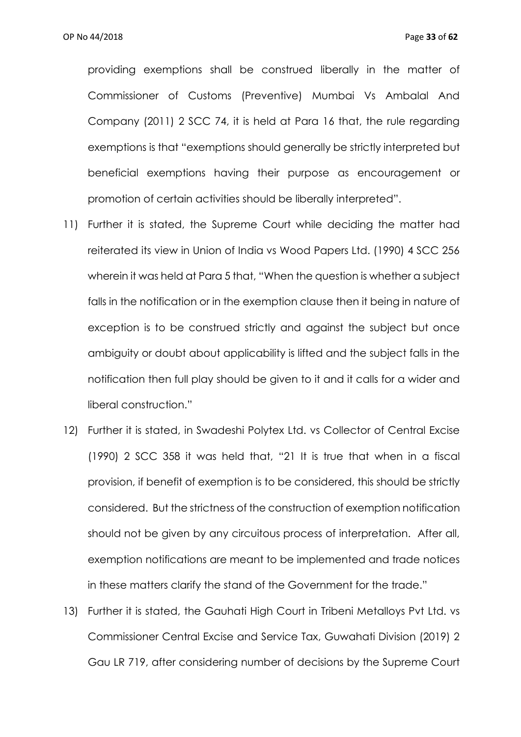providing exemptions shall be construed liberally in the matter of Commissioner of Customs (Preventive) Mumbai Vs Ambalal And Company (2011) 2 SCC 74, it is held at Para 16 that, the rule regarding exemptions is that "exemptions should generally be strictly interpreted but beneficial exemptions having their purpose as encouragement or promotion of certain activities should be liberally interpreted".

11) Further it is stated, the Supreme Court while deciding the matter had reiterated its view in Union of India vs Wood Papers Ltd. (1990) 4 SCC 256 wherein it was held at Para 5 that, "When the question is whether a subject falls in the notification or in the exemption clause then it being in nature of exception is to be construed strictly and against the subject but once ambiguity or doubt about applicability is lifted and the subject falls in the notification then full play should be given to it and it calls for a wider and liberal construction."

12) Further it is stated, in Swadeshi Polytex Ltd. vs Collector of Central Excise (1990) 2 SCC 358 it was held that, "21 It is true that when in a fiscal provision, if benefit of exemption is to be considered, this should be strictly considered. But the strictness of the construction of exemption notification should not be given by any circuitous process of interpretation. After all, exemption notifications are meant to be implemented and trade notices in these matters clarify the stand of the Government for the trade."

13) Further it is stated, the Gauhati High Court in Tribeni Metalloys Pvt Ltd. vs Commissioner Central Excise and Service Tax, Guwahati Division (2019) 2 Gau LR 719, after considering number of decisions by the Supreme Court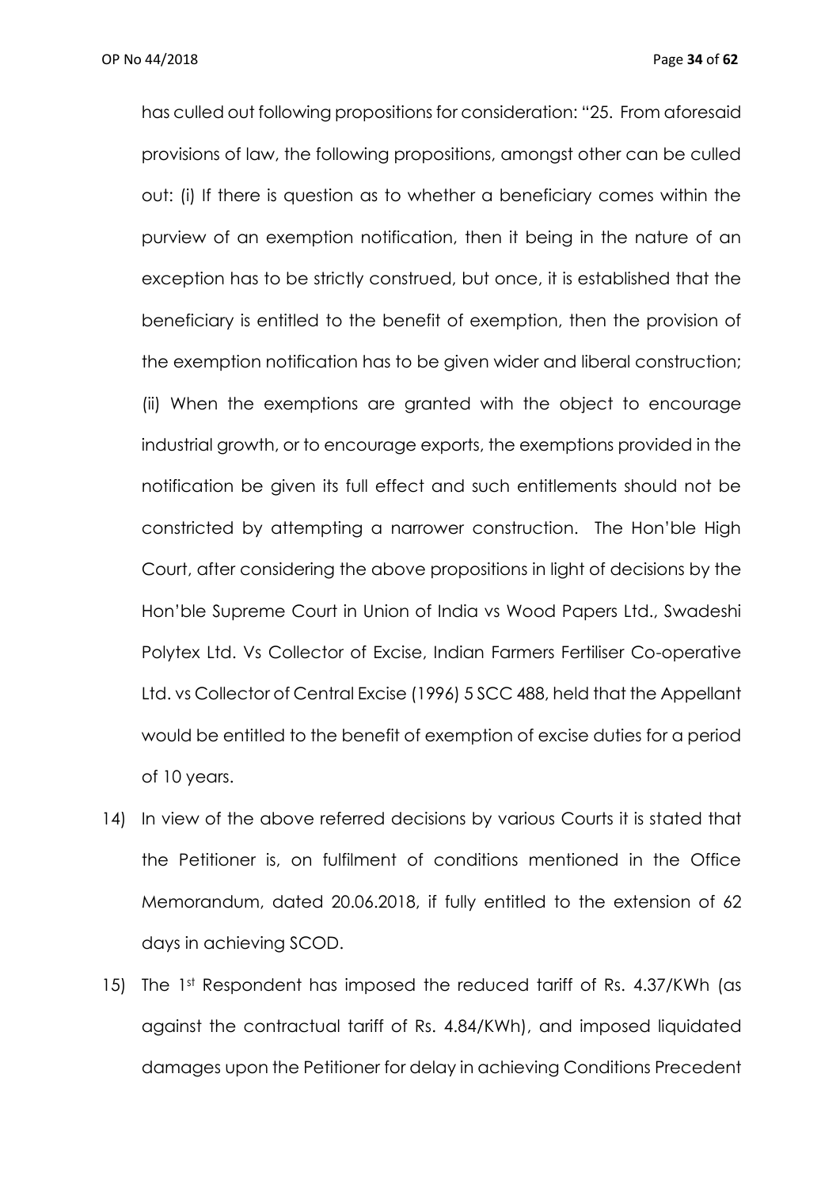has culled out following propositions for consideration: "25. From aforesaid provisions of law, the following propositions, amongst other can be culled out: (i) If there is question as to whether a beneficiary comes within the purview of an exemption notification, then it being in the nature of an exception has to be strictly construed, but once, it is established that the beneficiary is entitled to the benefit of exemption, then the provision of the exemption notification has to be given wider and liberal construction; (ii) When the exemptions are granted with the object to encourage industrial growth, or to encourage exports, the exemptions provided in the notification be given its full effect and such entitlements should not be constricted by attempting a narrower construction. The Hon'ble High Court, after considering the above propositions in light of decisions by the Hon'ble Supreme Court in Union of India vs Wood Papers Ltd., Swadeshi Polytex Ltd. Vs Collector of Excise, Indian Farmers Fertiliser Co-operative Ltd. vs Collector of Central Excise (1996) 5 SCC 488, held that the Appellant would be entitled to the benefit of exemption of excise duties for a period of 10 years.

14) In view of the above referred decisions by various Courts it is stated that the Petitioner is, on fulfilment of conditions mentioned in the Office Memorandum, dated 20.06.2018, if fully entitled to the extension of 62 days in achieving SCOD.

15) The 1st Respondent has imposed the reduced tariff of Rs. 4.37/KWh (as against the contractual tariff of Rs. 4.84/KWh), and imposed liquidated damages upon the Petitioner for delay in achieving Conditions Precedent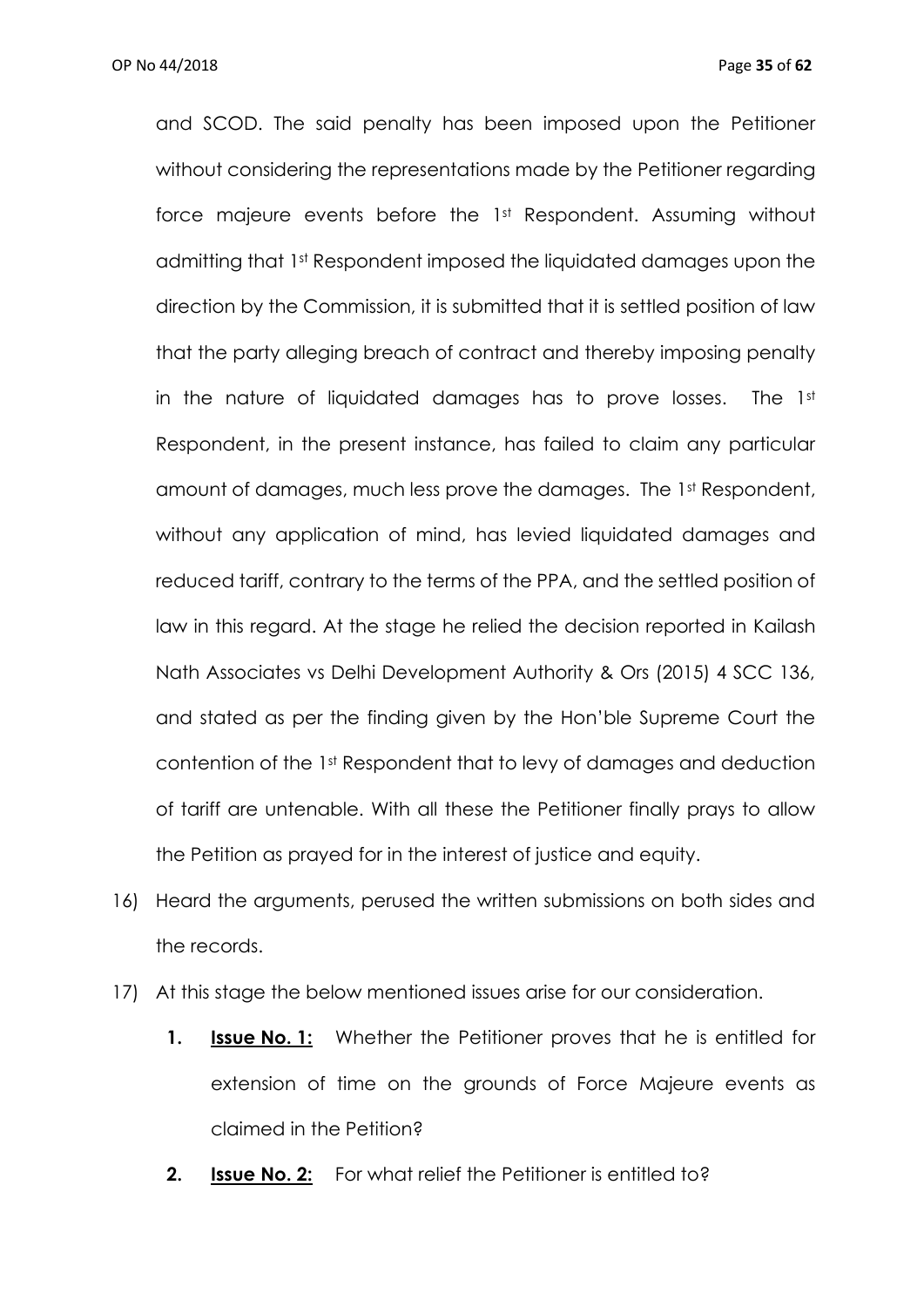and SCOD. The said penalty has been imposed upon the Petitioner without considering the representations made by the Petitioner regarding force majeure events before the 1st Respondent. Assuming without admitting that 1st Respondent imposed the liquidated damages upon the direction by the Commission, it is submitted that it is settled position of law that the party alleging breach of contract and thereby imposing penalty in the nature of liquidated damages has to prove losses. The 1st Respondent, in the present instance, has failed to claim any particular amount of damages, much less prove the damages. The 1st Respondent, without any application of mind, has levied liquidated damages and reduced tariff, contrary to the terms of the PPA, and the settled position of law in this regard. At the stage he relied the decision reported in Kailash Nath Associates vs Delhi Development Authority & Ors (2015) 4 SCC 136, and stated as per the finding given by the Hon'ble Supreme Court the contention of the 1st Respondent that to levy of damages and deduction of tariff are untenable. With all these the Petitioner finally prays to allow the Petition as prayed for in the interest of justice and equity.

16) Heard the arguments, perused the written submissions on both sides and the records.

17) At this stage the below mentioned issues arise for our consideration.

   1. **Issue No. 1:** Whether the Petitioner proves that he is entitled for extension of time on the grounds of Force Majeure events as claimed in the Petition?

   2. **Issue No. 2:** For what relief the Petitioner is entitled to?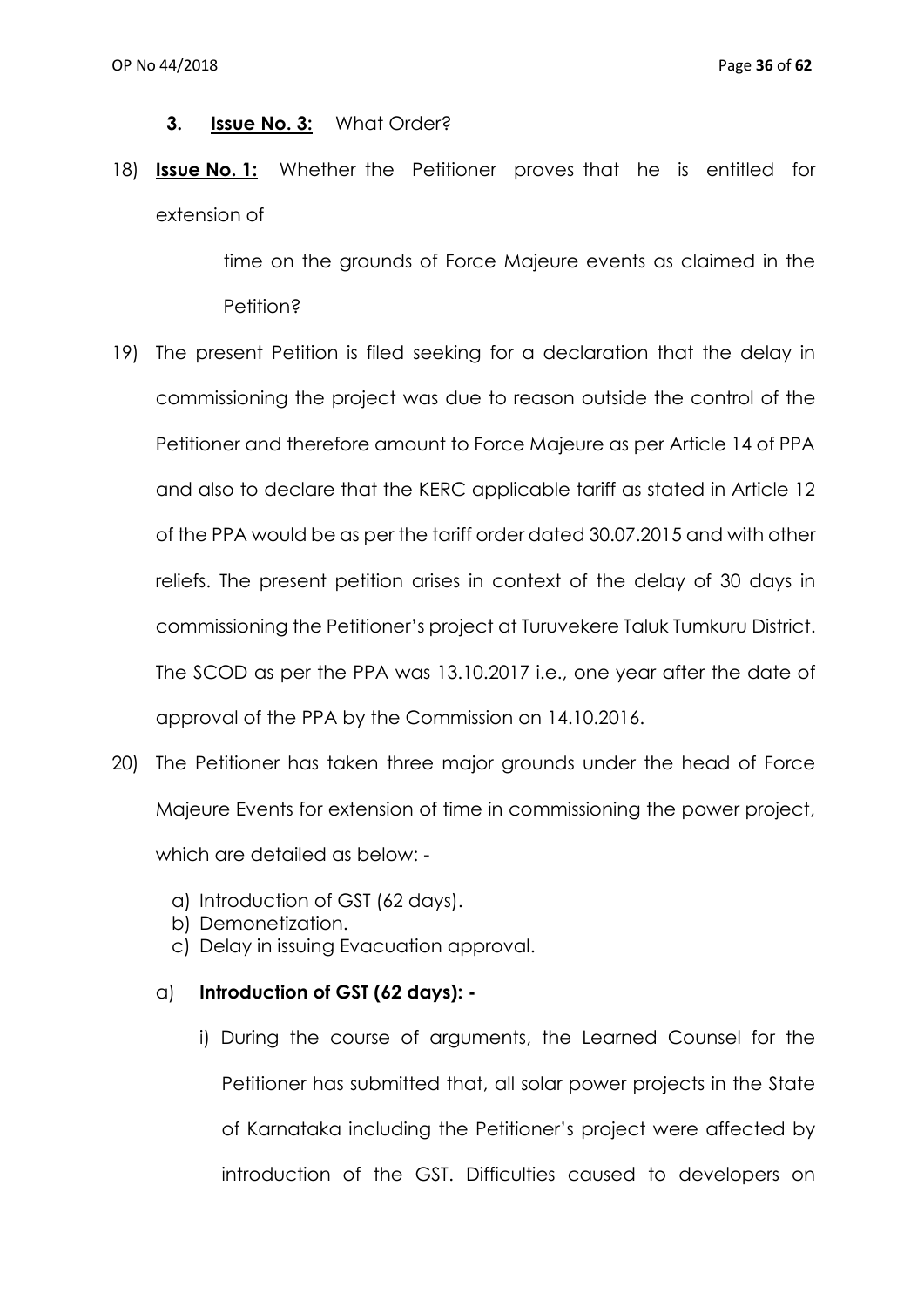**3. Issue No. 3:** What Order?

18) **Issue No. 1:** Whether the Petitioner proves that he is entitled for extension of

time on the grounds of Force Majeure events as claimed in the Petition?

19) The present Petition is filed seeking for a declaration that the delay in commissioning the project was due to reason outside the control of the Petitioner and therefore amount to Force Majeure as per Article 14 of PPA and also to declare that the KERC applicable tariff as stated in Article 12 of the PPA would be as per the tariff order dated 30.07.2015 and with other reliefs. The present petition arises in context of the delay of 30 days in commissioning the Petitioner's project at Turuvekere Taluk Tumkuru District. The SCOD as per the PPA was 13.10.2017 i.e., one year after the date of approval of the PPA by the Commission on 14.10.2016.

20) The Petitioner has taken three major grounds under the head of Force Majeure Events for extension of time in commissioning the power project, which are detailed as below: -

a) Introduction of GST (62 days).
b) Demonetization.
c) Delay in issuing Evacuation approval.

a) **Introduction of GST (62 days): -**

i) During the course of arguments, the Learned Counsel for the Petitioner has submitted that, all solar power projects in the State of Karnataka including the Petitioner's project were affected by introduction of the GST. Difficulties caused to developers on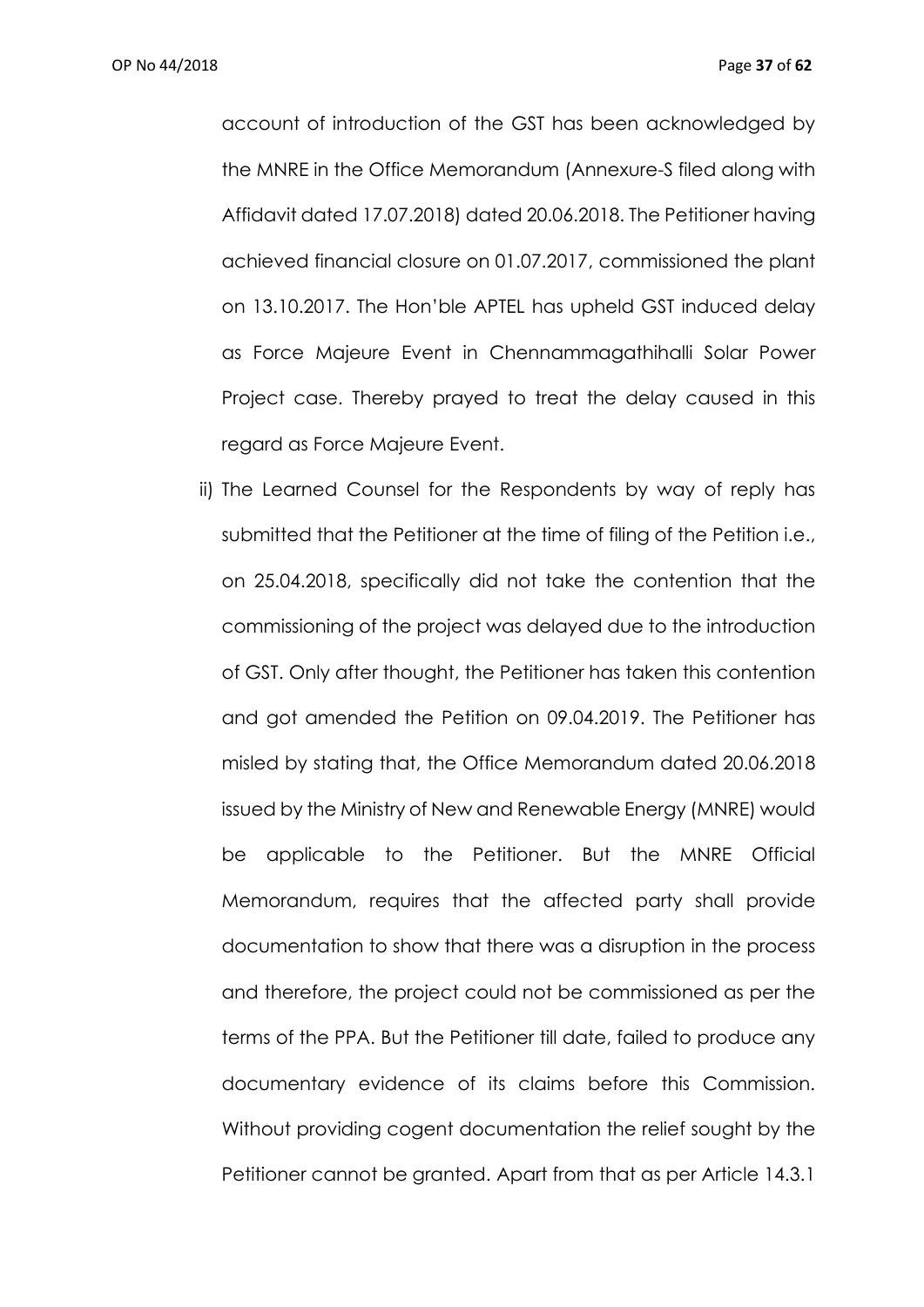account of introduction of the GST has been acknowledged by the MNRE in the Office Memorandum (Annexure-S filed along with Affidavit dated 17.07.2018) dated 20.06.2018. The Petitioner having achieved financial closure on 01.07.2017, commissioned the plant on 13.10.2017. The Hon'ble APTEL has upheld GST induced delay as Force Majeure Event in Chennammagathihalli Solar Power Project case. Thereby prayed to treat the delay caused in this regard as Force Majeure Event.

ii) The Learned Counsel for the Respondents by way of reply has submitted that the Petitioner at the time of filing of the Petition i.e., on 25.04.2018, specifically did not take the contention that the commissioning of the project was delayed due to the introduction of GST. Only after thought, the Petitioner has taken this contention and got amended the Petition on 09.04.2019. The Petitioner has misled by stating that, the Office Memorandum dated 20.06.2018 issued by the Ministry of New and Renewable Energy (MNRE) would be applicable to the Petitioner. But the MNRE Official Memorandum, requires that the affected party shall provide documentation to show that there was a disruption in the process and therefore, the project could not be commissioned as per the terms of the PPA. But the Petitioner till date, failed to produce any documentary evidence of its claims before this Commission. Without providing cogent documentation the relief sought by the Petitioner cannot be granted. Apart from that as per Article 14.3.1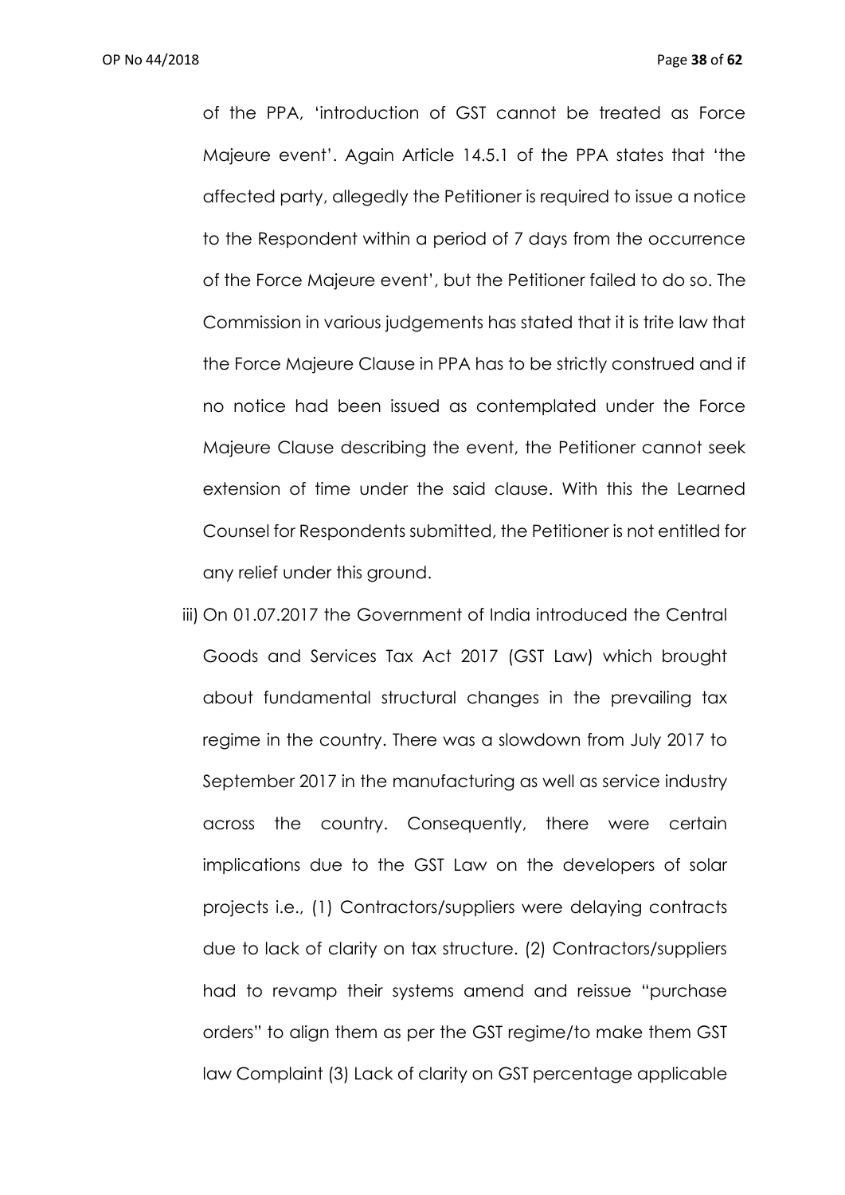of the PPA, 'introduction of GST cannot be treated as Force Majeure event'. Again Article 14.5.1 of the PPA states that 'the affected party, allegedly the Petitioner is required to issue a notice to the Respondent within a period of 7 days from the occurrence of the Force Majeure event', but the Petitioner failed to do so. The Commission in various judgements has stated that it is trite law that the Force Majeure Clause in PPA has to be strictly construed and if no notice had been issued as contemplated under the Force Majeure Clause describing the event, the Petitioner cannot seek extension of time under the said clause. With this the Learned Counsel for Respondents submitted, the Petitioner is not entitled for any relief under this ground.

iii) On 01.07.2017 the Government of India introduced the Central Goods and Services Tax Act 2017 (GST Law) which brought about fundamental structural changes in the prevailing tax regime in the country. There was a slowdown from July 2017 to September 2017 in the manufacturing as well as service industry across the country. Consequently, there were certain implications due to the GST Law on the developers of solar projects i.e., (1) Contractors/suppliers were delaying contracts due to lack of clarity on tax structure. (2) Contractors/suppliers had to revamp their systems amend and reissue "purchase orders" to align them as per the GST regime/to make them GST law Complaint (3) Lack of clarity on GST percentage applicable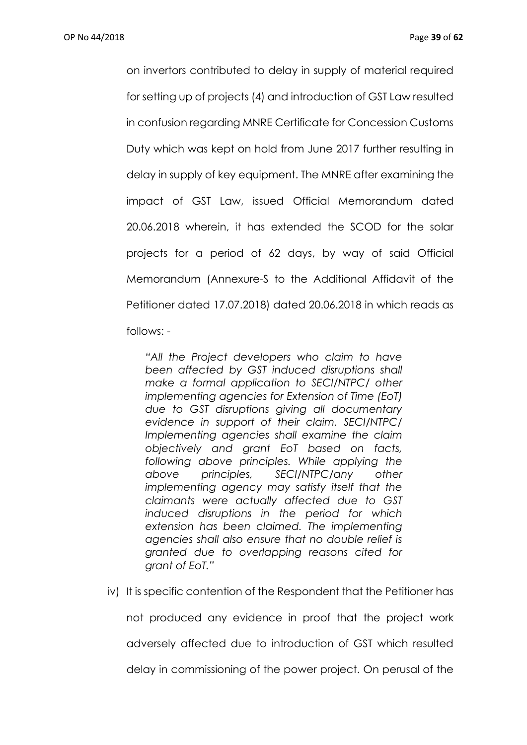on invertors contributed to delay in supply of material required for setting up of projects (4) and introduction of GST Law resulted in confusion regarding MNRE Certificate for Concession Customs Duty which was kept on hold from June 2017 further resulting in delay in supply of key equipment. The MNRE after examining the impact of GST Law, issued Official Memorandum dated 20.06.2018 wherein, it has extended the SCOD for the solar projects for a period of 62 days, by way of said Official Memorandum (Annexure-S to the Additional Affidavit of the Petitioner dated 17.07.2018) dated 20.06.2018 in which reads as follows: -

> *"All the Project developers who claim to have been affected by GST induced disruptions shall make a formal application to SECI/NTPC/ other implementing agencies for Extension of Time (EoT) due to GST disruptions giving all documentary evidence in support of their claim. SECI/NTPC/ Implementing agencies shall examine the claim objectively and grant EoT based on facts, following above principles. While applying the above principles, SECI/NTPC/any other implementing agency may satisfy itself that the claimants were actually affected due to GST induced disruptions in the period for which extension has been claimed. The implementing agencies shall also ensure that no double relief is granted due to overlapping reasons cited for grant of EoT."*

iv) It is specific contention of the Respondent that the Petitioner has not produced any evidence in proof that the project work adversely affected due to introduction of GST which resulted delay in commissioning of the power project. On perusal of the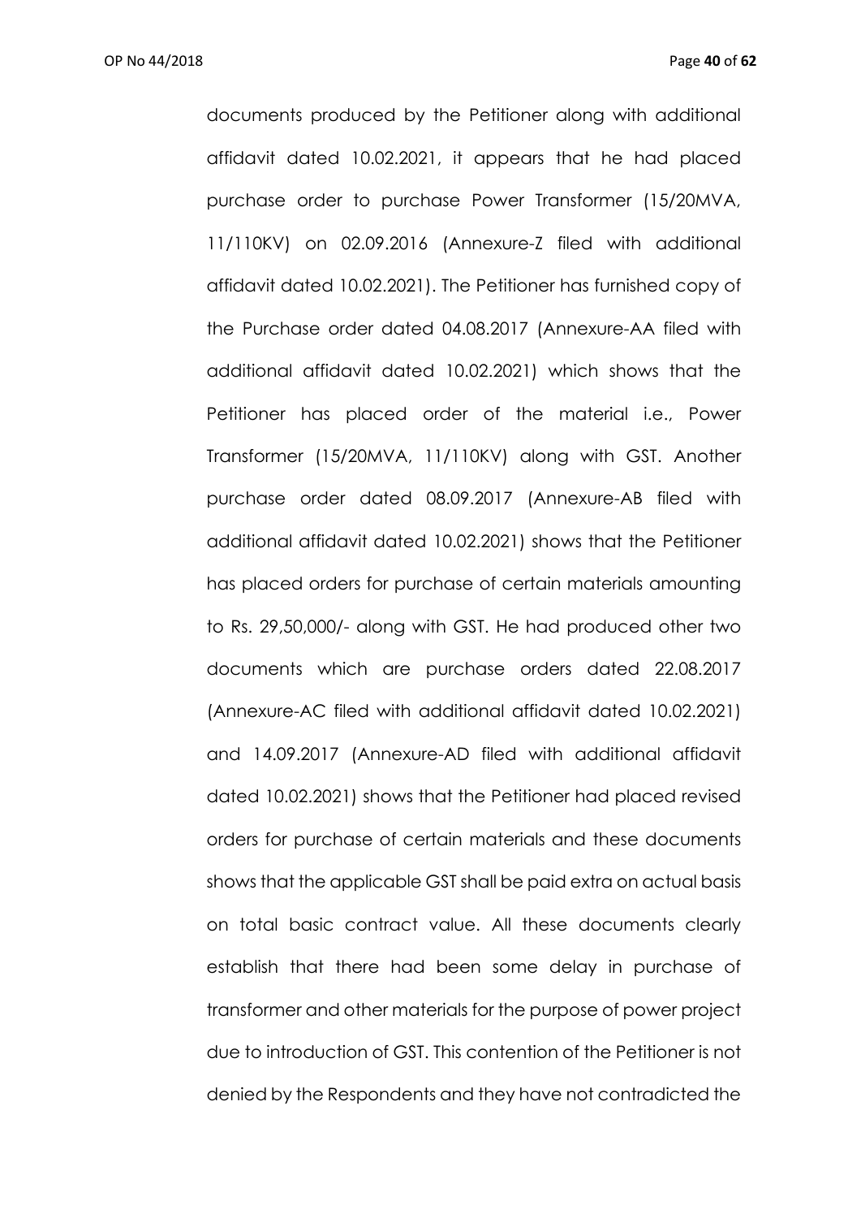documents produced by the Petitioner along with additional affidavit dated 10.02.2021, it appears that he had placed purchase order to purchase Power Transformer (15/20MVA, 11/110KV) on 02.09.2016 (Annexure-Z filed with additional affidavit dated 10.02.2021). The Petitioner has furnished copy of the Purchase order dated 04.08.2017 (Annexure-AA filed with additional affidavit dated 10.02.2021) which shows that the Petitioner has placed order of the material i.e., Power Transformer (15/20MVA, 11/110KV) along with GST. Another purchase order dated 08.09.2017 (Annexure-AB filed with additional affidavit dated 10.02.2021) shows that the Petitioner has placed orders for purchase of certain materials amounting to Rs. 29,50,000/- along with GST. He had produced other two documents which are purchase orders dated 22.08.2017 (Annexure-AC filed with additional affidavit dated 10.02.2021) and 14.09.2017 (Annexure-AD filed with additional affidavit dated 10.02.2021) shows that the Petitioner had placed revised orders for purchase of certain materials and these documents shows that the applicable GST shall be paid extra on actual basis on total basic contract value. All these documents clearly establish that there had been some delay in purchase of transformer and other materials for the purpose of power project due to introduction of GST. This contention of the Petitioner is not denied by the Respondents and they have not contradicted the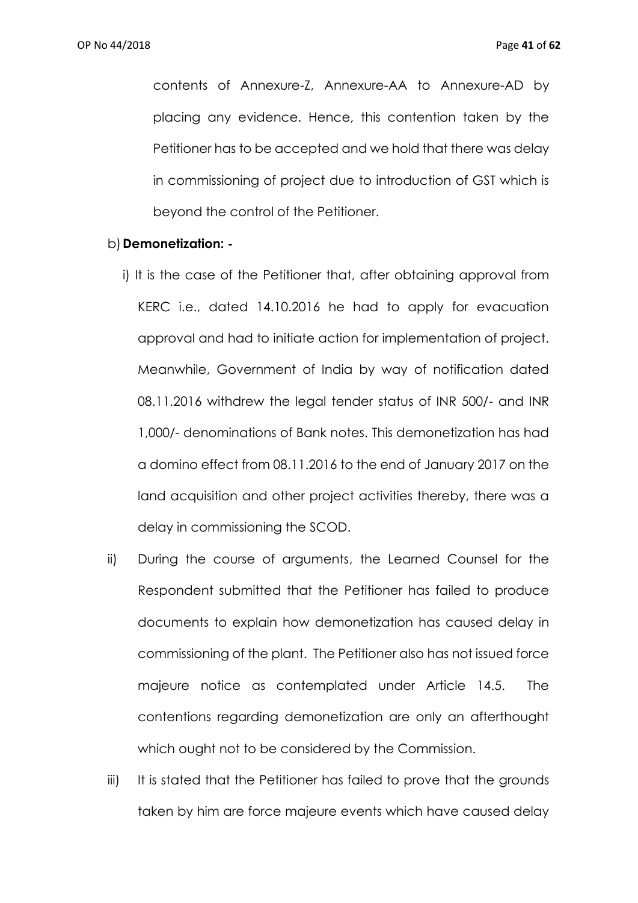contents of Annexure-Z, Annexure-AA to Annexure-AD by placing any evidence. Hence, this contention taken by the Petitioner has to be accepted and we hold that there was delay in commissioning of project due to introduction of GST which is beyond the control of the Petitioner.

b) **Demonetization: -**

i) It is the case of the Petitioner that, after obtaining approval from KERC i.e., dated 14.10.2016 he had to apply for evacuation approval and had to initiate action for implementation of project. Meanwhile, Government of India by way of notification dated 08.11.2016 withdrew the legal tender status of INR 500/- and INR 1,000/- denominations of Bank notes. This demonetization has had a domino effect from 08.11.2016 to the end of January 2017 on the land acquisition and other project activities thereby, there was a delay in commissioning the SCOD.

ii) During the course of arguments, the Learned Counsel for the Respondent submitted that the Petitioner has failed to produce documents to explain how demonetization has caused delay in commissioning of the plant. The Petitioner also has not issued force majeure notice as contemplated under Article 14.5. The contentions regarding demonetization are only an afterthought which ought not to be considered by the Commission.

iii) It is stated that the Petitioner has failed to prove that the grounds taken by him are force majeure events which have caused delay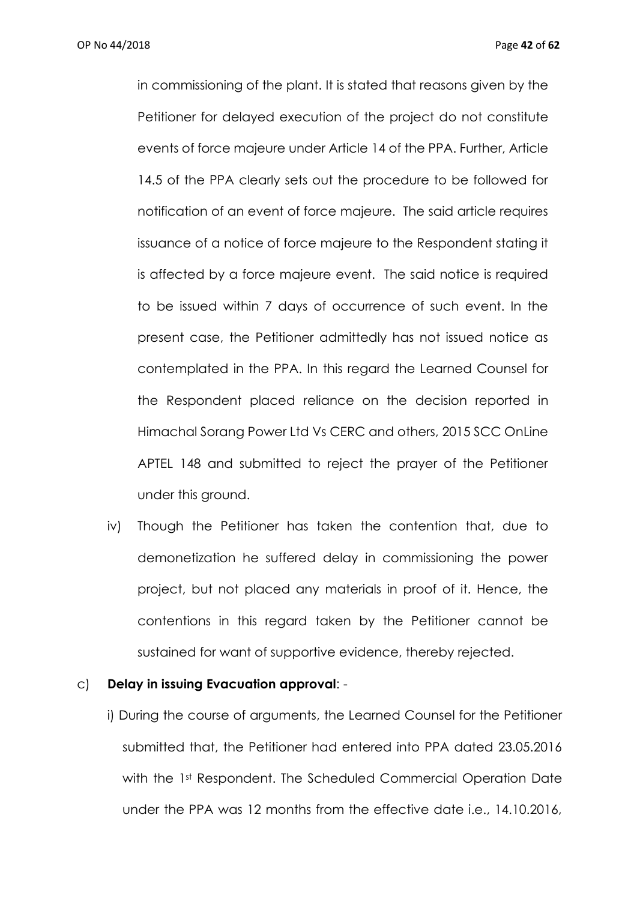in commissioning of the plant. It is stated that reasons given by the Petitioner for delayed execution of the project do not constitute events of force majeure under Article 14 of the PPA. Further, Article 14.5 of the PPA clearly sets out the procedure to be followed for notification of an event of force majeure. The said article requires issuance of a notice of force majeure to the Respondent stating it is affected by a force majeure event. The said notice is required to be issued within 7 days of occurrence of such event. In the present case, the Petitioner admittedly has not issued notice as contemplated in the PPA. In this regard the Learned Counsel for the Respondent placed reliance on the decision reported in Himachal Sorang Power Ltd Vs CERC and others, 2015 SCC OnLine APTEL 148 and submitted to reject the prayer of the Petitioner under this ground.

iv) Though the Petitioner has taken the contention that, due to demonetization he suffered delay in commissioning the power project, but not placed any materials in proof of it. Hence, the contentions in this regard taken by the Petitioner cannot be sustained for want of supportive evidence, thereby rejected.

c) **Delay in issuing Evacuation approval**: -

i) During the course of arguments, the Learned Counsel for the Petitioner submitted that, the Petitioner had entered into PPA dated 23.05.2016 with the 1st Respondent. The Scheduled Commercial Operation Date under the PPA was 12 months from the effective date i.e., 14.10.2016,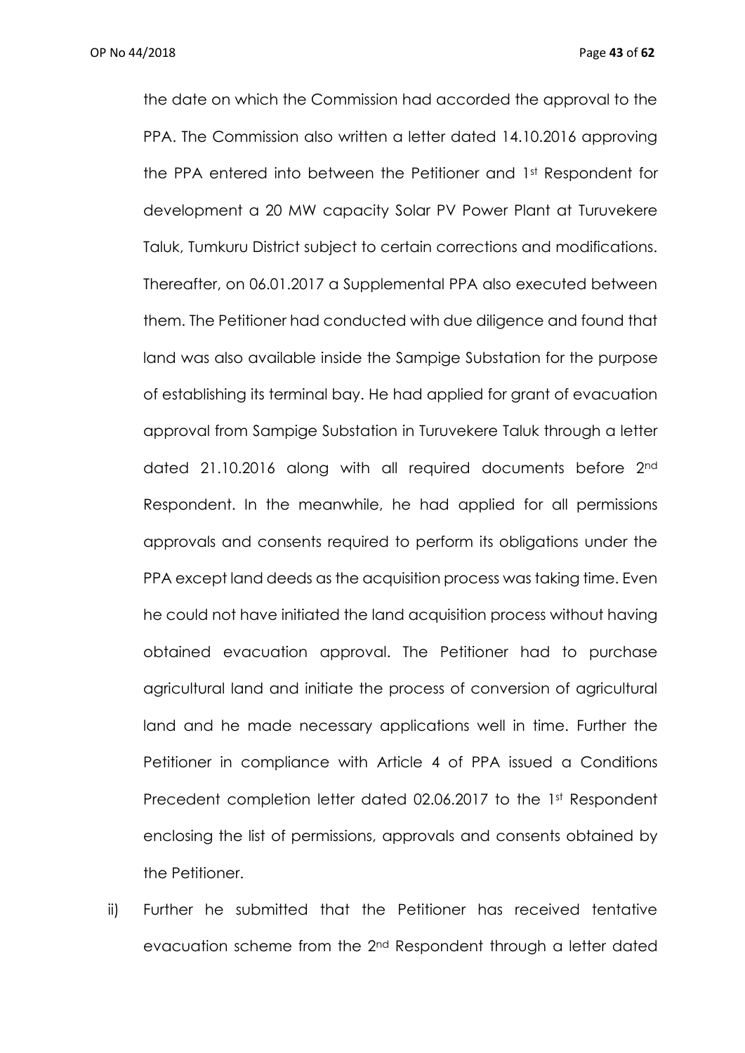the date on which the Commission had accorded the approval to the PPA. The Commission also written a letter dated 14.10.2016 approving the PPA entered into between the Petitioner and 1st Respondent for development a 20 MW capacity Solar PV Power Plant at Turuvekere Taluk, Tumkuru District subject to certain corrections and modifications. Thereafter, on 06.01.2017 a Supplemental PPA also executed between them. The Petitioner had conducted with due diligence and found that land was also available inside the Sampige Substation for the purpose of establishing its terminal bay. He had applied for grant of evacuation approval from Sampige Substation in Turuvekere Taluk through a letter dated 21.10.2016 along with all required documents before 2nd Respondent. In the meanwhile, he had applied for all permissions approvals and consents required to perform its obligations under the PPA except land deeds as the acquisition process was taking time. Even he could not have initiated the land acquisition process without having obtained evacuation approval. The Petitioner had to purchase agricultural land and initiate the process of conversion of agricultural land and he made necessary applications well in time. Further the Petitioner in compliance with Article 4 of PPA issued a Conditions Precedent completion letter dated 02.06.2017 to the 1st Respondent enclosing the list of permissions, approvals and consents obtained by the Petitioner.

ii) Further he submitted that the Petitioner has received tentative evacuation scheme from the 2nd Respondent through a letter dated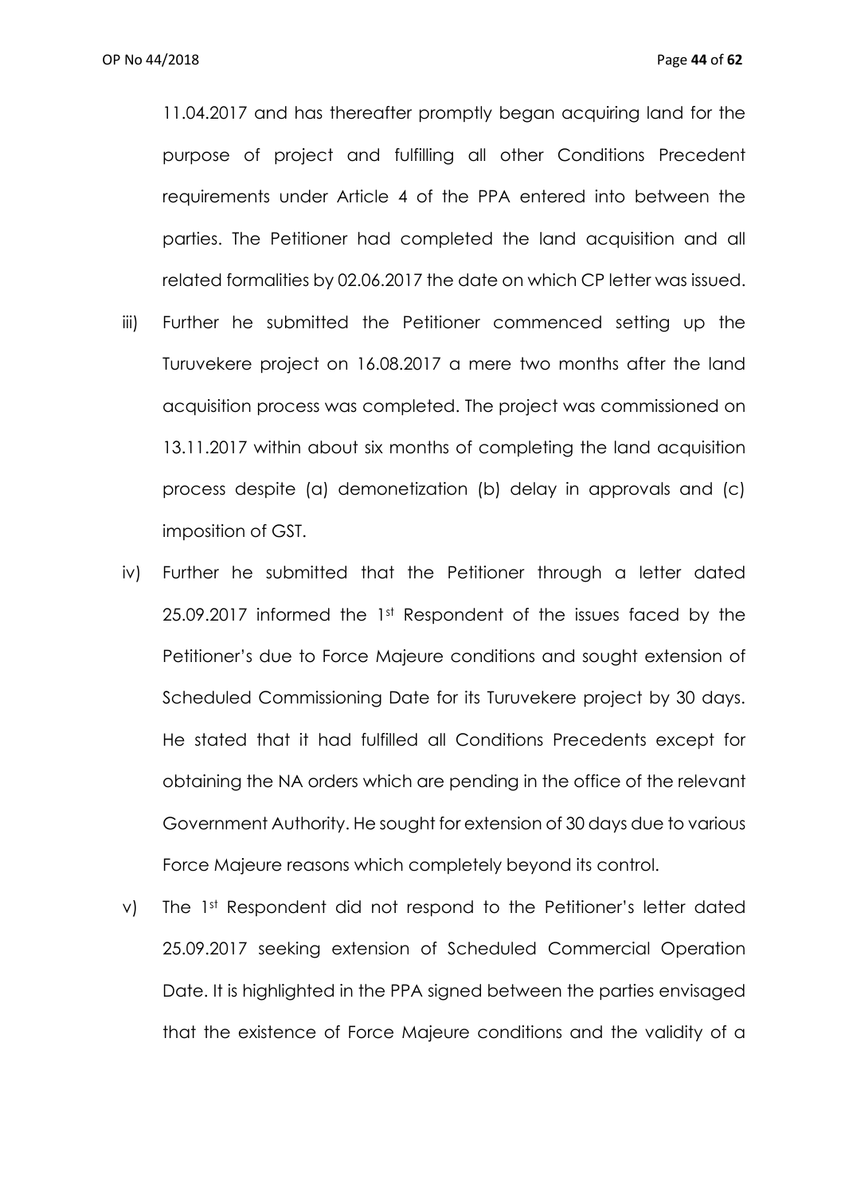11.04.2017 and has thereafter promptly began acquiring land for the purpose of project and fulfilling all other Conditions Precedent requirements under Article 4 of the PPA entered into between the parties. The Petitioner had completed the land acquisition and all related formalities by 02.06.2017 the date on which CP letter was issued.

iii) Further he submitted the Petitioner commenced setting up the Turuvekere project on 16.08.2017 a mere two months after the land acquisition process was completed. The project was commissioned on 13.11.2017 within about six months of completing the land acquisition process despite (a) demonetization (b) delay in approvals and (c) imposition of GST.

iv) Further he submitted that the Petitioner through a letter dated 25.09.2017 informed the 1st Respondent of the issues faced by the Petitioner's due to Force Majeure conditions and sought extension of Scheduled Commissioning Date for its Turuvekere project by 30 days. He stated that it had fulfilled all Conditions Precedents except for obtaining the NA orders which are pending in the office of the relevant Government Authority. He sought for extension of 30 days due to various Force Majeure reasons which completely beyond its control.

v) The 1st Respondent did not respond to the Petitioner's letter dated 25.09.2017 seeking extension of Scheduled Commercial Operation Date. It is highlighted in the PPA signed between the parties envisaged that the existence of Force Majeure conditions and the validity of a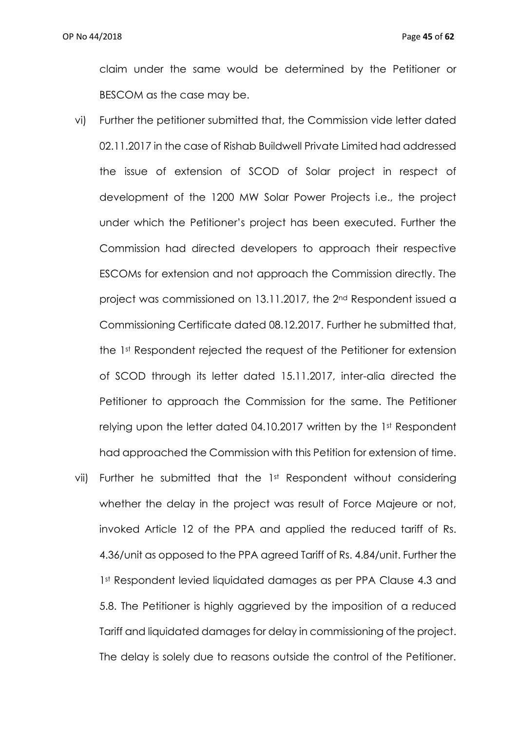claim under the same would be determined by the Petitioner or BESCOM as the case may be.

vi) Further the petitioner submitted that, the Commission vide letter dated 02.11.2017 in the case of Rishab Buildwell Private Limited had addressed the issue of extension of SCOD of Solar project in respect of development of the 1200 MW Solar Power Projects i.e., the project under which the Petitioner's project has been executed. Further the Commission had directed developers to approach their respective ESCOMs for extension and not approach the Commission directly. The project was commissioned on 13.11.2017, the 2nd Respondent issued a Commissioning Certificate dated 08.12.2017. Further he submitted that, the 1st Respondent rejected the request of the Petitioner for extension of SCOD through its letter dated 15.11.2017, inter-alia directed the Petitioner to approach the Commission for the same. The Petitioner relying upon the letter dated 04.10.2017 written by the 1st Respondent had approached the Commission with this Petition for extension of time.

vii) Further he submitted that the 1st Respondent without considering whether the delay in the project was result of Force Majeure or not, invoked Article 12 of the PPA and applied the reduced tariff of Rs. 4.36/unit as opposed to the PPA agreed Tariff of Rs. 4.84/unit. Further the 1st Respondent levied liquidated damages as per PPA Clause 4.3 and 5.8. The Petitioner is highly aggrieved by the imposition of a reduced Tariff and liquidated damages for delay in commissioning of the project. The delay is solely due to reasons outside the control of the Petitioner.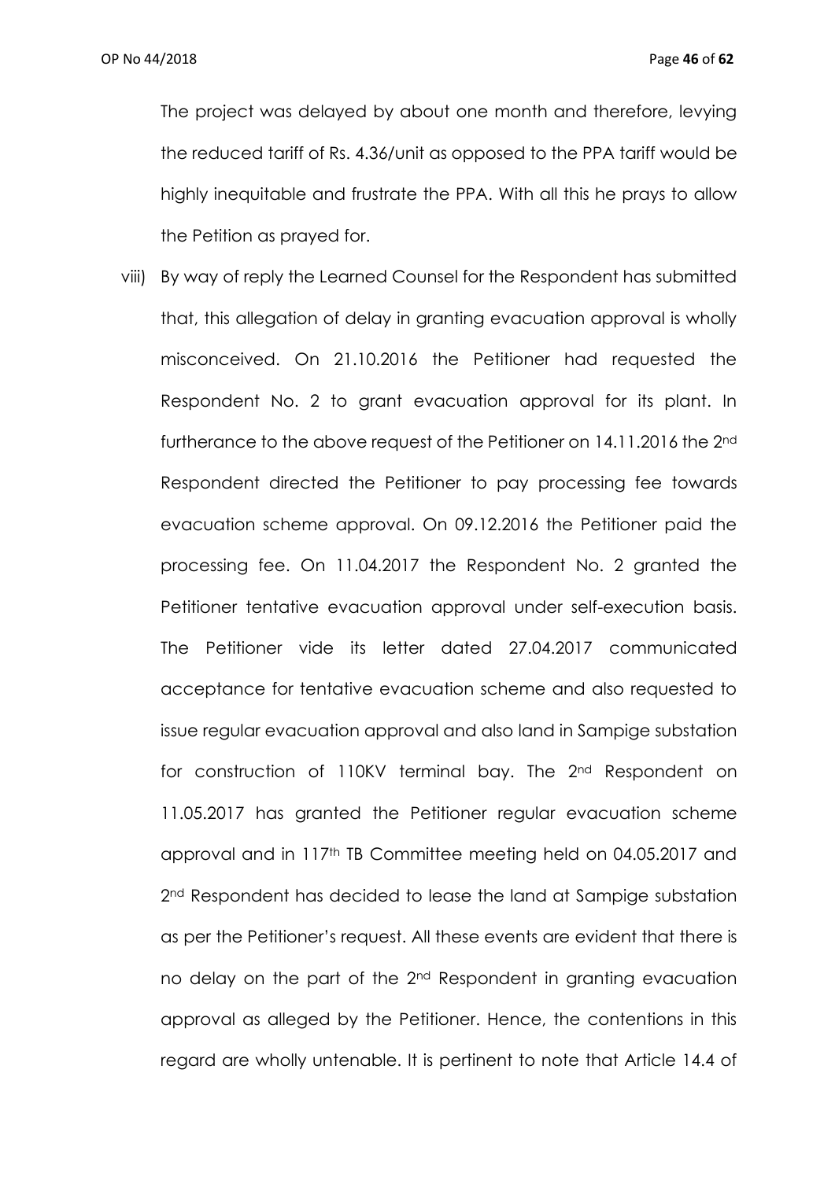The project was delayed by about one month and therefore, levying the reduced tariff of Rs. 4.36/unit as opposed to the PPA tariff would be highly inequitable and frustrate the PPA. With all this he prays to allow the Petition as prayed for.

viii) By way of reply the Learned Counsel for the Respondent has submitted that, this allegation of delay in granting evacuation approval is wholly misconceived. On 21.10.2016 the Petitioner had requested the Respondent No. 2 to grant evacuation approval for its plant. In furtherance to the above request of the Petitioner on 14.11.2016 the 2nd Respondent directed the Petitioner to pay processing fee towards evacuation scheme approval. On 09.12.2016 the Petitioner paid the processing fee. On 11.04.2017 the Respondent No. 2 granted the Petitioner tentative evacuation approval under self-execution basis. The Petitioner vide its letter dated 27.04.2017 communicated acceptance for tentative evacuation scheme and also requested to issue regular evacuation approval and also land in Sampige substation for construction of 110KV terminal bay. The 2nd Respondent on 11.05.2017 has granted the Petitioner regular evacuation scheme approval and in 117th TB Committee meeting held on 04.05.2017 and 2nd Respondent has decided to lease the land at Sampige substation as per the Petitioner's request. All these events are evident that there is no delay on the part of the 2nd Respondent in granting evacuation approval as alleged by the Petitioner. Hence, the contentions in this regard are wholly untenable. It is pertinent to note that Article 14.4 of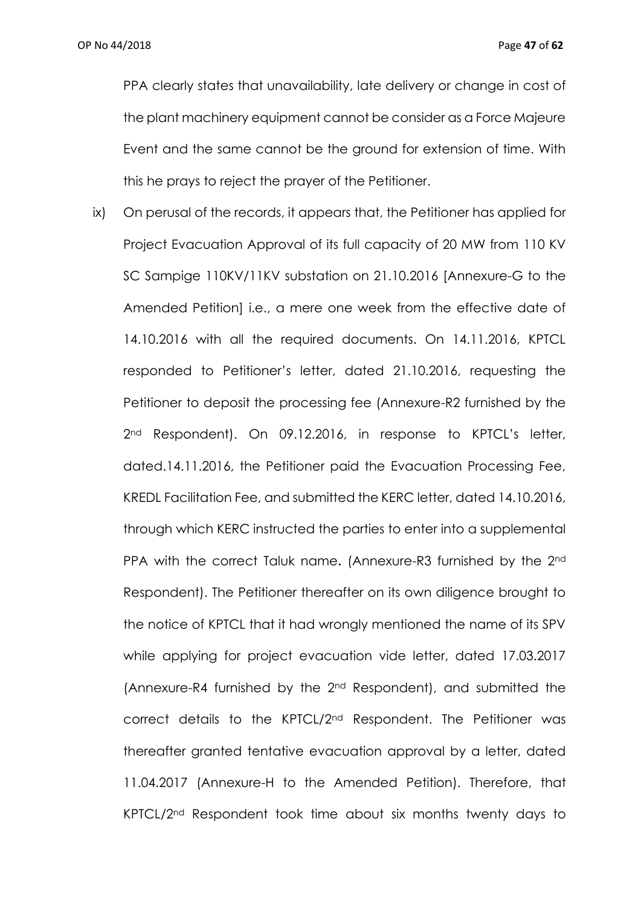PPA clearly states that unavailability, late delivery or change in cost of the plant machinery equipment cannot be consider as a Force Majeure Event and the same cannot be the ground for extension of time. With this he prays to reject the prayer of the Petitioner.

ix) On perusal of the records, it appears that, the Petitioner has applied for Project Evacuation Approval of its full capacity of 20 MW from 110 KV SC Sampige 110KV/11KV substation on 21.10.2016 [Annexure-G to the Amended Petition] i.e., a mere one week from the effective date of 14.10.2016 with all the required documents. On 14.11.2016, KPTCL responded to Petitioner's letter, dated 21.10.2016, requesting the Petitioner to deposit the processing fee (Annexure-R2 furnished by the 2nd Respondent). On 09.12.2016, in response to KPTCL's letter, dated.14.11.2016, the Petitioner paid the Evacuation Processing Fee, KREDL Facilitation Fee, and submitted the KERC letter, dated 14.10.2016, through which KERC instructed the parties to enter into a supplemental PPA with the correct Taluk name**.** (Annexure-R3 furnished by the 2nd Respondent). The Petitioner thereafter on its own diligence brought to the notice of KPTCL that it had wrongly mentioned the name of its SPV while applying for project evacuation vide letter, dated 17.03.2017 (Annexure-R4 furnished by the 2nd Respondent), and submitted the correct details to the KPTCL/2nd Respondent. The Petitioner was thereafter granted tentative evacuation approval by a letter, dated 11.04.2017 (Annexure-H to the Amended Petition). Therefore, that KPTCL/2nd Respondent took time about six months twenty days to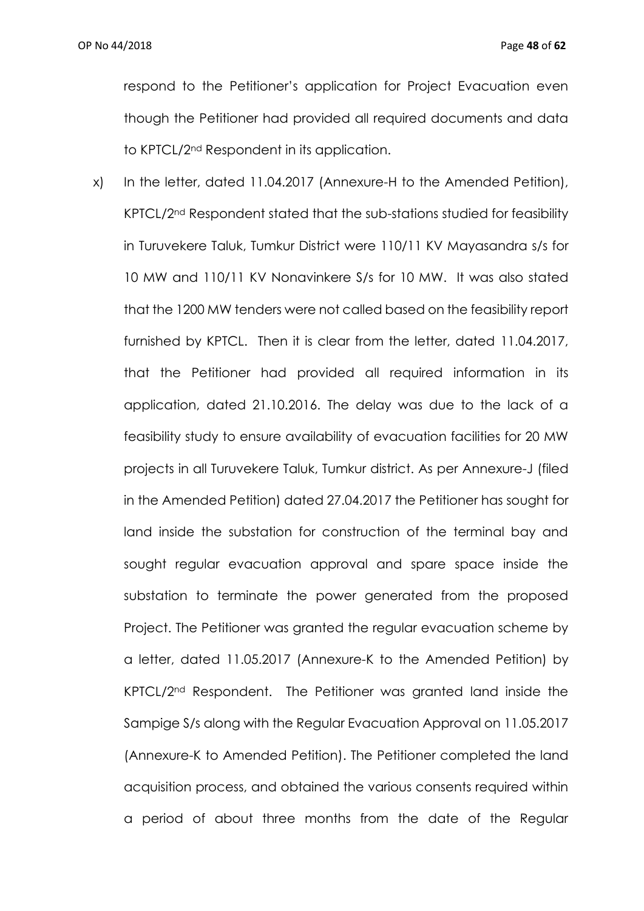respond to the Petitioner's application for Project Evacuation even though the Petitioner had provided all required documents and data to KPTCL/2nd Respondent in its application.

x) In the letter, dated 11.04.2017 (Annexure-H to the Amended Petition), KPTCL/2nd Respondent stated that the sub-stations studied for feasibility in Turuvekere Taluk, Tumkur District were 110/11 KV Mayasandra s/s for 10 MW and 110/11 KV Nonavinkere S/s for 10 MW. It was also stated that the 1200 MW tenders were not called based on the feasibility report furnished by KPTCL. Then it is clear from the letter, dated 11.04.2017, that the Petitioner had provided all required information in its application, dated 21.10.2016. The delay was due to the lack of a feasibility study to ensure availability of evacuation facilities for 20 MW projects in all Turuvekere Taluk, Tumkur district. As per Annexure-J (filed in the Amended Petition) dated 27.04.2017 the Petitioner has sought for land inside the substation for construction of the terminal bay and sought regular evacuation approval and spare space inside the substation to terminate the power generated from the proposed Project. The Petitioner was granted the regular evacuation scheme by a letter, dated 11.05.2017 (Annexure-K to the Amended Petition) by KPTCL/2nd Respondent. The Petitioner was granted land inside the Sampige S/s along with the Regular Evacuation Approval on 11.05.2017 (Annexure-K to Amended Petition). The Petitioner completed the land acquisition process, and obtained the various consents required within a period of about three months from the date of the Regular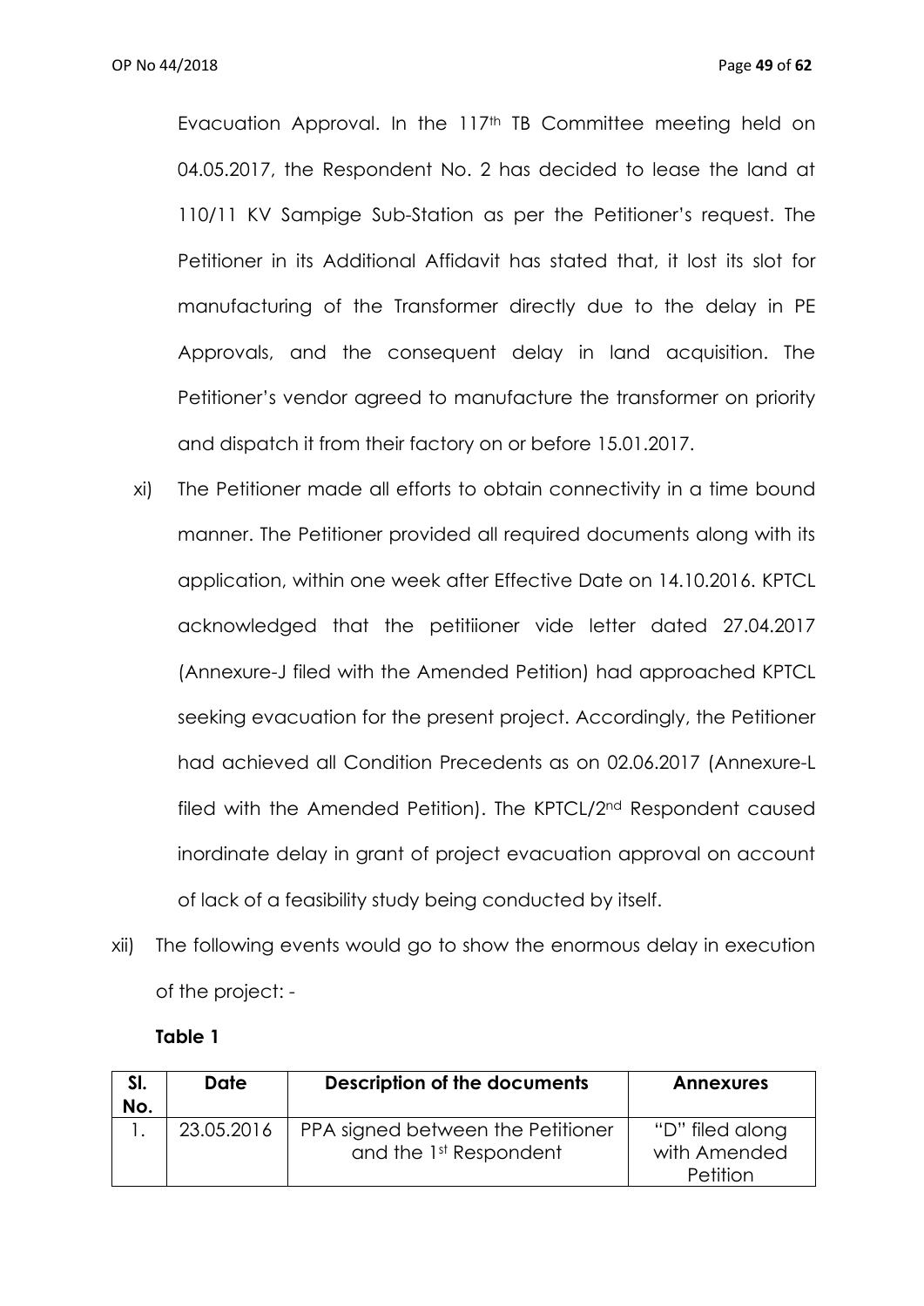Evacuation Approval. In the 117th TB Committee meeting held on 04.05.2017, the Respondent No. 2 has decided to lease the land at 110/11 KV Sampige Sub-Station as per the Petitioner's request. The Petitioner in its Additional Affidavit has stated that, it lost its slot for manufacturing of the Transformer directly due to the delay in PE Approvals, and the consequent delay in land acquisition. The Petitioner's vendor agreed to manufacture the transformer on priority and dispatch it from their factory on or before 15.01.2017.

xi) The Petitioner made all efforts to obtain connectivity in a time bound manner. The Petitioner provided all required documents along with its application, within one week after Effective Date on 14.10.2016. KPTCL acknowledged that the petitiioner vide letter dated 27.04.2017 (Annexure-J filed with the Amended Petition) had approached KPTCL seeking evacuation for the present project. Accordingly, the Petitioner had achieved all Condition Precedents as on 02.06.2017 (Annexure-L filed with the Amended Petition). The KPTCL/2nd Respondent caused inordinate delay in grant of project evacuation approval on account of lack of a feasibility study being conducted by itself.

xii) The following events would go to show the enormous delay in execution of the project: -

**Table 1**

| Sl. No. | Date | Description of the documents | Annexures |
|---|---|---|---|
| 1. | 23.05.2016 | PPA signed between the Petitioner and the 1st Respondent | "D" filed along with Amended Petition |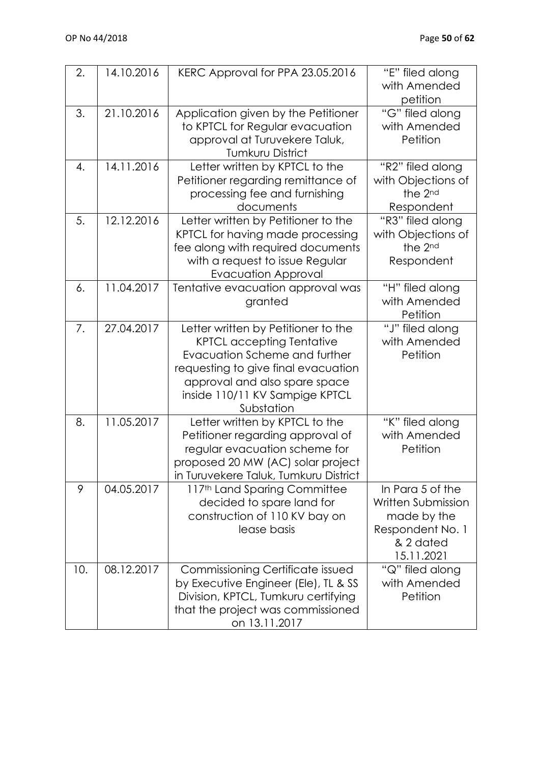| 2. | 14.10.2016 | KERC Approval for PPA 23.05.2016 | "E" filed along with Amended petition |
|---|---|---|---|
| 3. | 21.10.2016 | Application given by the Petitioner to KPTCL for Regular evacuation approval at Turuvekere Taluk, Tumkuru District | "G" filed along with Amended Petition |
| 4. | 14.11.2016 | Letter written by KPTCL to the Petitioner regarding remittance of processing fee and furnishing documents | "R2" filed along with Objections of the 2nd Respondent |
| 5. | 12.12.2016 | Letter written by Petitioner to the KPTCL for having made processing fee along with required documents with a request to issue Regular Evacuation Approval | "R3" filed along with Objections of the 2nd Respondent |
| 6. | 11.04.2017 | Tentative evacuation approval was granted | "H" filed along with Amended Petition |
| 7. | 27.04.2017 | Letter written by Petitioner to the KPTCL accepting Tentative Evacuation Scheme and further requesting to give final evacuation approval and also spare space inside 110/11 KV Sampige KPTCL Substation | "J" filed along with Amended Petition |
| 8. | 11.05.2017 | Letter written by KPTCL to the Petitioner regarding approval of regular evacuation scheme for proposed 20 MW (AC) solar project in Turuvekere Taluk, Tumkuru District | "K" filed along with Amended Petition |
| 9 | 04.05.2017 | 117th Land Sparing Committee decided to spare land for construction of 110 KV bay on lease basis | In Para 5 of the Written Submission made by the Respondent No. 1 & 2 dated 15.11.2021 |
| 10. | 08.12.2017 | Commissioning Certificate issued by Executive Engineer (Ele), TL & SS Division, KPTCL, Tumkuru certifying that the project was commissioned on 13.11.2017 | "Q" filed along with Amended Petition |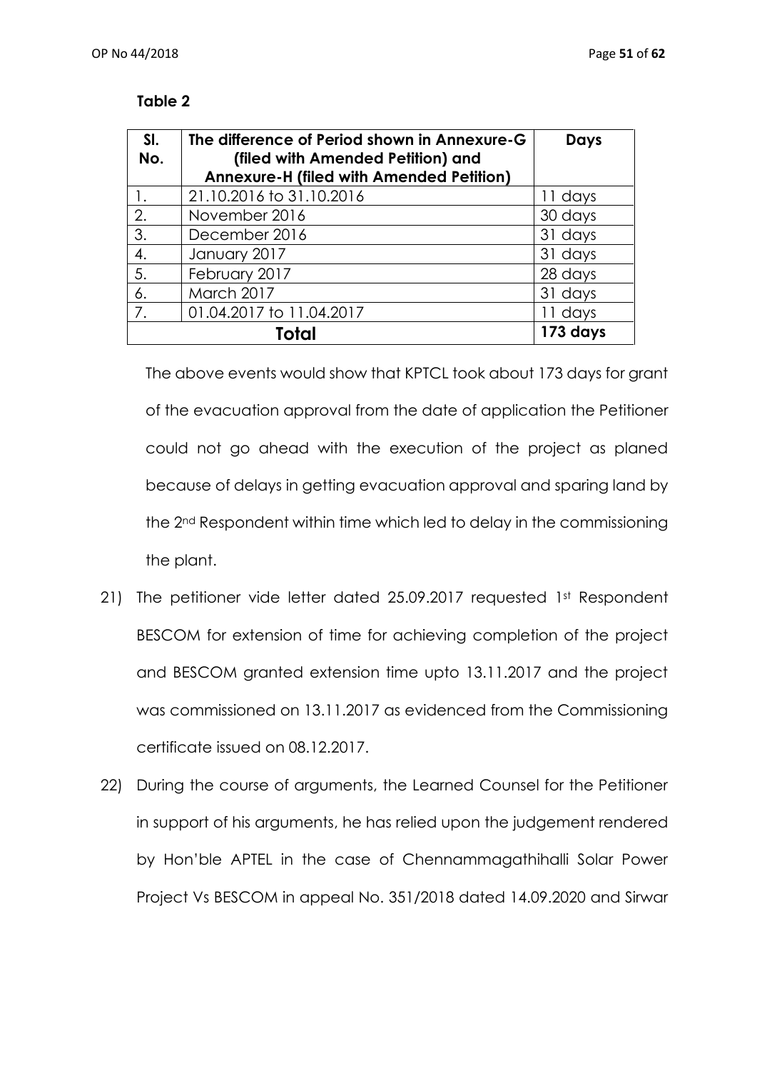**Table 2**

| Sl. No. | The difference of Period shown in Annexure-G (filed with Amended Petition) and Annexure-H (filed with Amended Petition) | Days |
|---|---|---|
| 1. | 21.10.2016 to 31.10.2016 | 11 days |
| 2. | November 2016 | 30 days |
| 3. | December 2016 | 31 days |
| 4. | January 2017 | 31 days |
| 5. | February 2017 | 28 days |
| 6. | March 2017 | 31 days |
| 7. | 01.04.2017 to 11.04.2017 | 11 days |
| **Total** | | **173 days** |

The above events would show that KPTCL took about 173 days for grant of the evacuation approval from the date of application the Petitioner could not go ahead with the execution of the project as planed because of delays in getting evacuation approval and sparing land by the 2nd Respondent within time which led to delay in the commissioning the plant.

21) The petitioner vide letter dated 25.09.2017 requested 1st Respondent BESCOM for extension of time for achieving completion of the project and BESCOM granted extension time upto 13.11.2017 and the project was commissioned on 13.11.2017 as evidenced from the Commissioning certificate issued on 08.12.2017.

22) During the course of arguments, the Learned Counsel for the Petitioner in support of his arguments, he has relied upon the judgement rendered by Hon'ble APTEL in the case of Chennammagathihalli Solar Power Project Vs BESCOM in appeal No. 351/2018 dated 14.09.2020 and Sirwar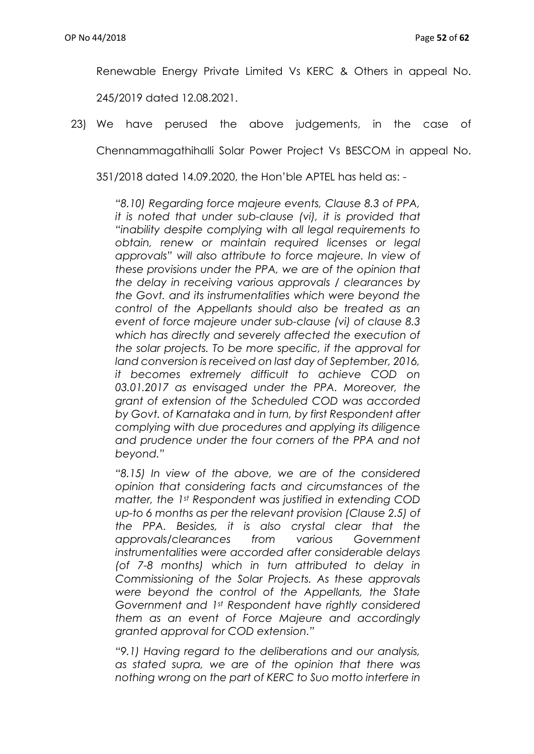Renewable Energy Private Limited Vs KERC & Others in appeal No. 245/2019 dated 12.08.2021.

23) We have perused the above judgements, in the case of Chennammagathihalli Solar Power Project Vs BESCOM in appeal No. 351/2018 dated 14.09.2020, the Hon'ble APTEL has held as: -

> *"8.10) Regarding force majeure events, Clause 8.3 of PPA, it is noted that under sub-clause (vi), it is provided that "inability despite complying with all legal requirements to obtain, renew or maintain required licenses or legal approvals" will also attribute to force majeure. In view of these provisions under the PPA, we are of the opinion that the delay in receiving various approvals / clearances by the Govt. and its instrumentalities which were beyond the control of the Appellants should also be treated as an event of force majeure under sub-clause (vi) of clause 8.3 which has directly and severely affected the execution of the solar projects. To be more specific, if the approval for land conversion is received on last day of September, 2016, it becomes extremely difficult to achieve COD on 03.01.2017 as envisaged under the PPA. Moreover, the grant of extension of the Scheduled COD was accorded by Govt. of Karnataka and in turn, by first Respondent after complying with due procedures and applying its diligence and prudence under the four corners of the PPA and not beyond."*
>
> *"8.15) In view of the above, we are of the considered opinion that considering facts and circumstances of the matter, the 1st Respondent was justified in extending COD up-to 6 months as per the relevant provision (Clause 2.5) of the PPA. Besides, it is also crystal clear that the approvals/clearances from various Government instrumentalities were accorded after considerable delays (of 7-8 months) which in turn attributed to delay in Commissioning of the Solar Projects. As these approvals were beyond the control of the Appellants, the State Government and 1st Respondent have rightly considered them as an event of Force Majeure and accordingly granted approval for COD extension."*
>
> *"9.1) Having regard to the deliberations and our analysis, as stated supra, we are of the opinion that there was nothing wrong on the part of KERC to Suo motto interfere in*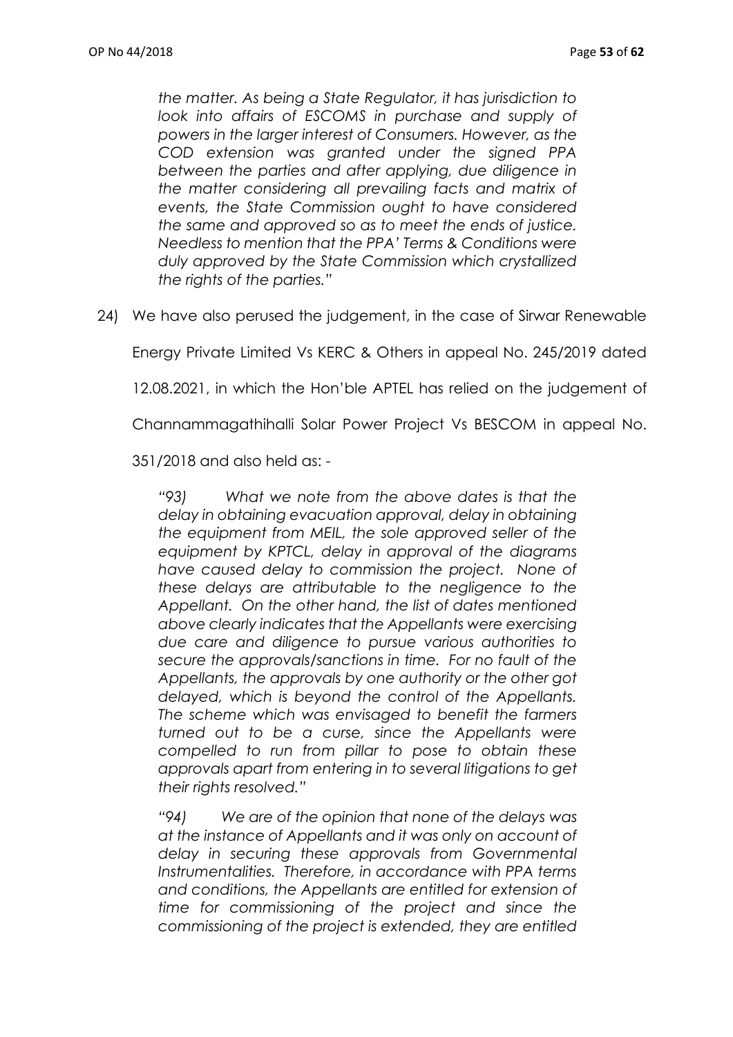*the matter. As being a State Regulator, it has jurisdiction to look into affairs of ESCOMS in purchase and supply of powers in the larger interest of Consumers. However, as the COD extension was granted under the signed PPA between the parties and after applying, due diligence in the matter considering all prevailing facts and matrix of events, the State Commission ought to have considered the same and approved so as to meet the ends of justice. Needless to mention that the PPA' Terms & Conditions were duly approved by the State Commission which crystallized the rights of the parties."*

24) We have also perused the judgement, in the case of Sirwar Renewable Energy Private Limited Vs KERC & Others in appeal No. 245/2019 dated 12.08.2021, in which the Hon'ble APTEL has relied on the judgement of Channammagathihalli Solar Power Project Vs BESCOM in appeal No. 351/2018 and also held as: -

*"93) What we note from the above dates is that the delay in obtaining evacuation approval, delay in obtaining the equipment from MEIL, the sole approved seller of the equipment by KPTCL, delay in approval of the diagrams have caused delay to commission the project. None of these delays are attributable to the negligence to the Appellant. On the other hand, the list of dates mentioned above clearly indicates that the Appellants were exercising due care and diligence to pursue various authorities to secure the approvals/sanctions in time. For no fault of the Appellants, the approvals by one authority or the other got delayed, which is beyond the control of the Appellants. The scheme which was envisaged to benefit the farmers turned out to be a curse, since the Appellants were compelled to run from pillar to pose to obtain these approvals apart from entering in to several litigations to get their rights resolved."*

*"94) We are of the opinion that none of the delays was at the instance of Appellants and it was only on account of delay in securing these approvals from Governmental Instrumentalities. Therefore, in accordance with PPA terms and conditions, the Appellants are entitled for extension of time for commissioning of the project and since the commissioning of the project is extended, they are entitled*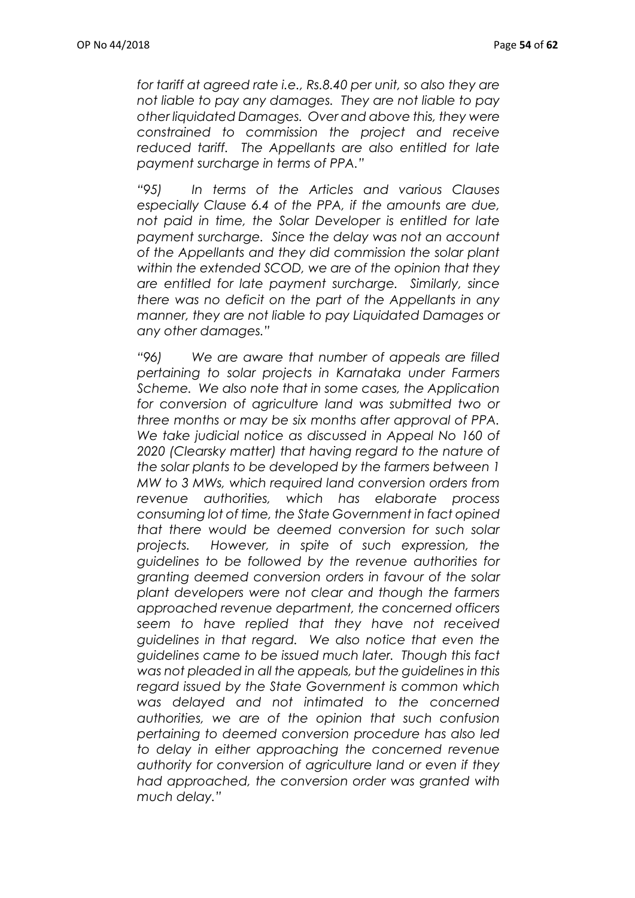*for tariff at agreed rate i.e., Rs.8.40 per unit, so also they are not liable to pay any damages. They are not liable to pay other liquidated Damages. Over and above this, they were constrained to commission the project and receive reduced tariff. The Appellants are also entitled for late payment surcharge in terms of PPA."*

*"95) In terms of the Articles and various Clauses especially Clause 6.4 of the PPA, if the amounts are due, not paid in time, the Solar Developer is entitled for late payment surcharge. Since the delay was not an account of the Appellants and they did commission the solar plant within the extended SCOD, we are of the opinion that they are entitled for late payment surcharge. Similarly, since there was no deficit on the part of the Appellants in any manner, they are not liable to pay Liquidated Damages or any other damages."*

*"96) We are aware that number of appeals are filled pertaining to solar projects in Karnataka under Farmers Scheme. We also note that in some cases, the Application for conversion of agriculture land was submitted two or three months or may be six months after approval of PPA. We take judicial notice as discussed in Appeal No 160 of 2020 (Clearsky matter) that having regard to the nature of the solar plants to be developed by the farmers between 1 MW to 3 MWs, which required land conversion orders from revenue authorities, which has elaborate process consuming lot of time, the State Government in fact opined that there would be deemed conversion for such solar projects. However, in spite of such expression, the guidelines to be followed by the revenue authorities for granting deemed conversion orders in favour of the solar plant developers were not clear and though the farmers approached revenue department, the concerned officers seem to have replied that they have not received guidelines in that regard. We also notice that even the guidelines came to be issued much later. Though this fact was not pleaded in all the appeals, but the guidelines in this regard issued by the State Government is common which was delayed and not intimated to the concerned authorities, we are of the opinion that such confusion pertaining to deemed conversion procedure has also led to delay in either approaching the concerned revenue authority for conversion of agriculture land or even if they had approached, the conversion order was granted with much delay."*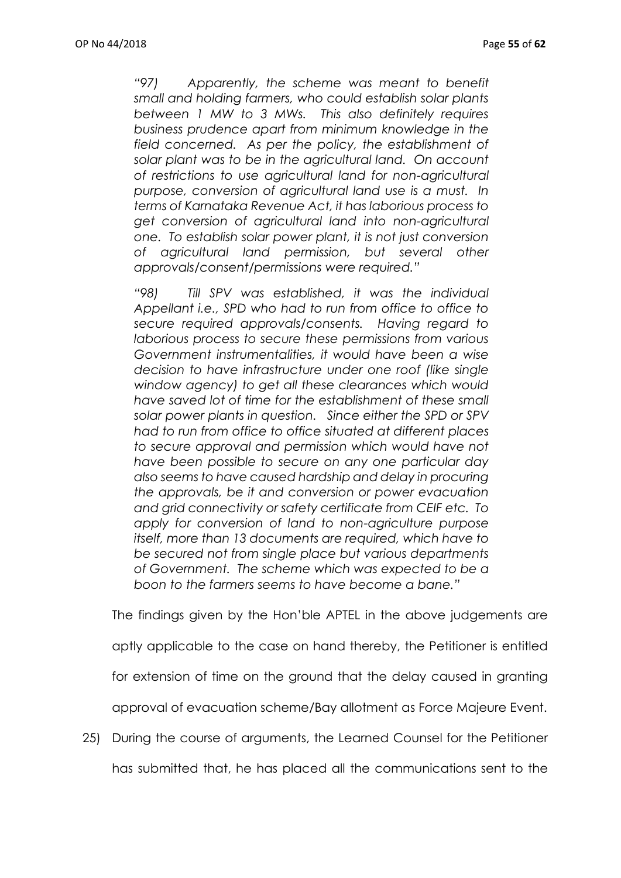*"97) Apparently, the scheme was meant to benefit small and holding farmers, who could establish solar plants between 1 MW to 3 MWs. This also definitely requires business prudence apart from minimum knowledge in the field concerned. As per the policy, the establishment of solar plant was to be in the agricultural land. On account of restrictions to use agricultural land for non-agricultural purpose, conversion of agricultural land use is a must. In terms of Karnataka Revenue Act, it has laborious process to get conversion of agricultural land into non-agricultural one. To establish solar power plant, it is not just conversion of agricultural land permission, but several other approvals/consent/permissions were required."*

*"98) Till SPV was established, it was the individual Appellant i.e., SPD who had to run from office to office to secure required approvals/consents. Having regard to laborious process to secure these permissions from various Government instrumentalities, it would have been a wise decision to have infrastructure under one roof (like single window agency) to get all these clearances which would have saved lot of time for the establishment of these small solar power plants in question. Since either the SPD or SPV had to run from office to office situated at different places to secure approval and permission which would have not have been possible to secure on any one particular day also seems to have caused hardship and delay in procuring the approvals, be it and conversion or power evacuation and grid connectivity or safety certificate from CEIF etc. To apply for conversion of land to non-agriculture purpose itself, more than 13 documents are required, which have to be secured not from single place but various departments of Government. The scheme which was expected to be a boon to the farmers seems to have become a bane."*

The findings given by the Hon'ble APTEL in the above judgements are aptly applicable to the case on hand thereby, the Petitioner is entitled for extension of time on the ground that the delay caused in granting approval of evacuation scheme/Bay allotment as Force Majeure Event.

25) During the course of arguments, the Learned Counsel for the Petitioner has submitted that, he has placed all the communications sent to the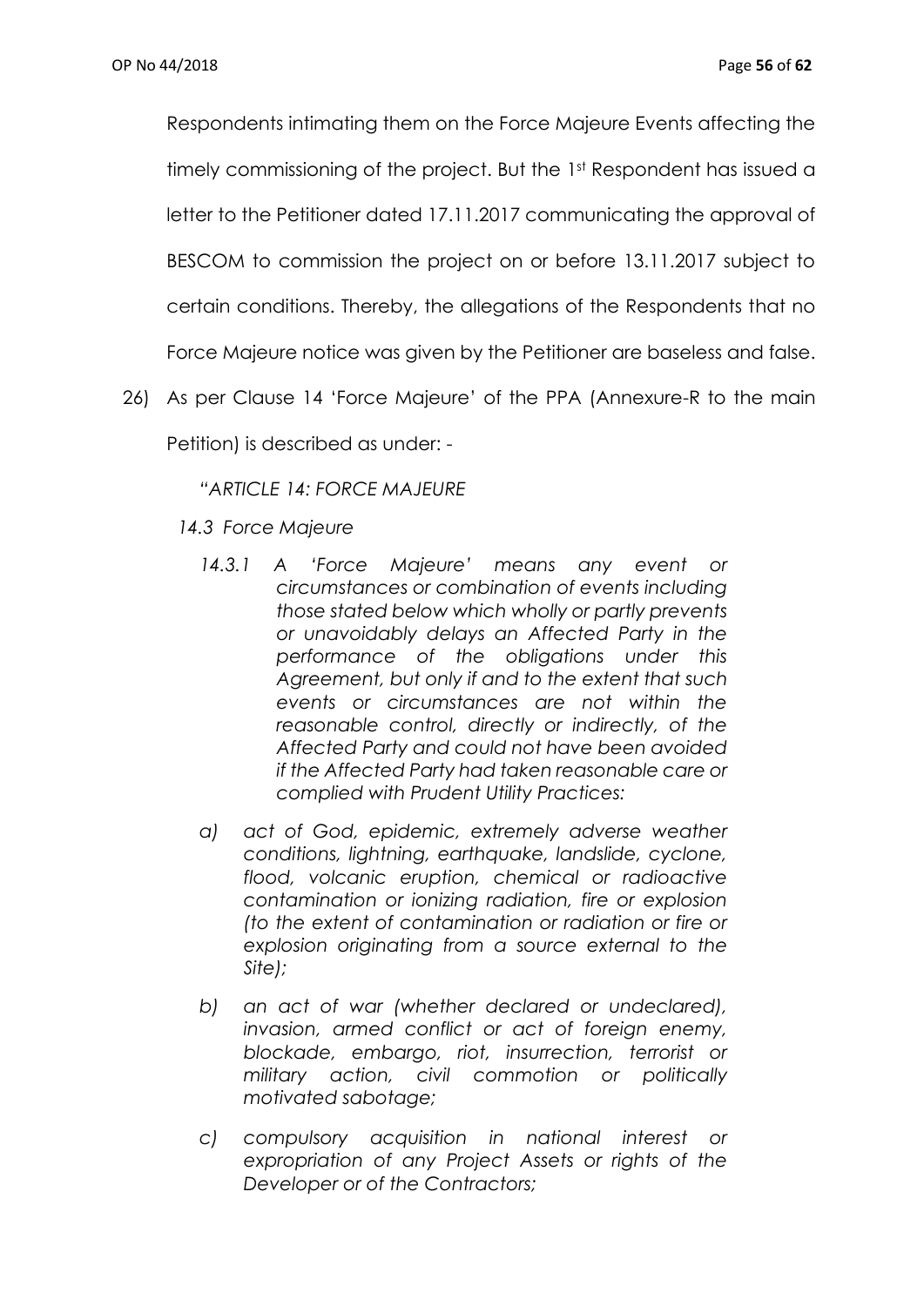Respondents intimating them on the Force Majeure Events affecting the timely commissioning of the project. But the 1st Respondent has issued a letter to the Petitioner dated 17.11.2017 communicating the approval of BESCOM to commission the project on or before 13.11.2017 subject to certain conditions. Thereby, the allegations of the Respondents that no Force Majeure notice was given by the Petitioner are baseless and false.

26) As per Clause 14 'Force Majeure' of the PPA (Annexure-R to the main Petition) is described as under: -

*"ARTICLE 14: FORCE MAJEURE*

*14.3 Force Majeure*

*14.3.1 A 'Force Majeure' means any event or circumstances or combination of events including those stated below which wholly or partly prevents or unavoidably delays an Affected Party in the performance of the obligations under this Agreement, but only if and to the extent that such events or circumstances are not within the reasonable control, directly or indirectly, of the Affected Party and could not have been avoided if the Affected Party had taken reasonable care or complied with Prudent Utility Practices:*

*a) act of God, epidemic, extremely adverse weather conditions, lightning, earthquake, landslide, cyclone, flood, volcanic eruption, chemical or radioactive contamination or ionizing radiation, fire or explosion (to the extent of contamination or radiation or fire or explosion originating from a source external to the Site);*

*b) an act of war (whether declared or undeclared), invasion, armed conflict or act of foreign enemy, blockade, embargo, riot, insurrection, terrorist or military action, civil commotion or politically motivated sabotage;*

*c) compulsory acquisition in national interest or expropriation of any Project Assets or rights of the Developer or of the Contractors;*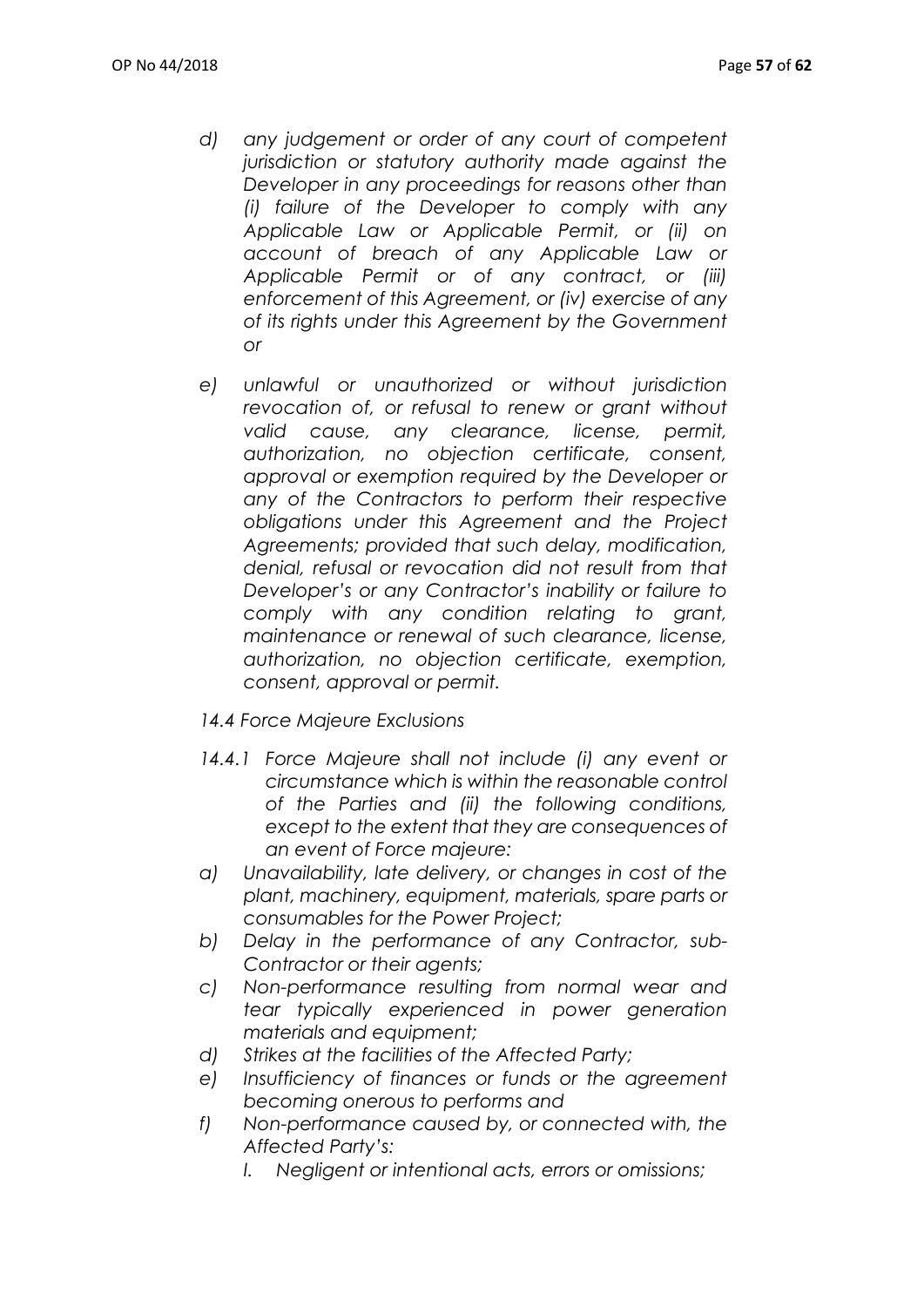*d) any judgement or order of any court of competent jurisdiction or statutory authority made against the Developer in any proceedings for reasons other than (i) failure of the Developer to comply with any Applicable Law or Applicable Permit, or (ii) on account of breach of any Applicable Law or Applicable Permit or of any contract, or (iii) enforcement of this Agreement, or (iv) exercise of any of its rights under this Agreement by the Government or*

*e) unlawful or unauthorized or without jurisdiction revocation of, or refusal to renew or grant without valid cause, any clearance, license, permit, authorization, no objection certificate, consent, approval or exemption required by the Developer or any of the Contractors to perform their respective obligations under this Agreement and the Project Agreements; provided that such delay, modification, denial, refusal or revocation did not result from that Developer's or any Contractor's inability or failure to comply with any condition relating to grant, maintenance or renewal of such clearance, license, authorization, no objection certificate, exemption, consent, approval or permit.*

*14.4 Force Majeure Exclusions*

*14.4.1 Force Majeure shall not include (i) any event or circumstance which is within the reasonable control of the Parties and (ii) the following conditions, except to the extent that they are consequences of an event of Force majeure:*

*a) Unavailability, late delivery, or changes in cost of the plant, machinery, equipment, materials, spare parts or consumables for the Power Project;*

*b) Delay in the performance of any Contractor, sub-Contractor or their agents;*

*c) Non-performance resulting from normal wear and tear typically experienced in power generation materials and equipment;*

*d) Strikes at the facilities of the Affected Party;*

*e) Insufficiency of finances or funds or the agreement becoming onerous to performs and*

*f) Non-performance caused by, or connected with, the Affected Party's:*

*I. Negligent or intentional acts, errors or omissions;*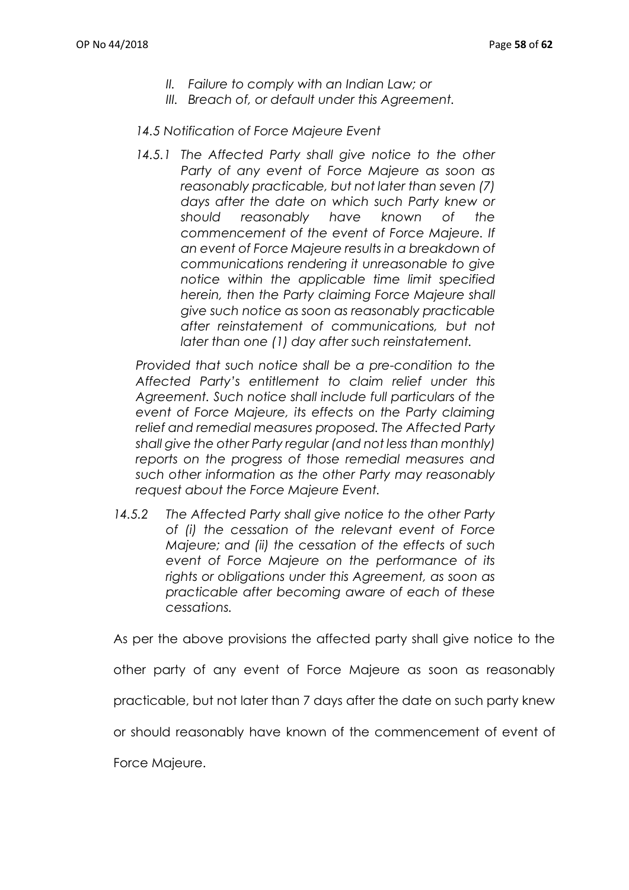*II. Failure to comply with an Indian Law; or*

*III. Breach of, or default under this Agreement.*

*14.5 Notification of Force Majeure Event*

*14.5.1 The Affected Party shall give notice to the other Party of any event of Force Majeure as soon as reasonably practicable, but not later than seven (7) days after the date on which such Party knew or should reasonably have known of the commencement of the event of Force Majeure. If an event of Force Majeure results in a breakdown of communications rendering it unreasonable to give notice within the applicable time limit specified herein, then the Party claiming Force Majeure shall give such notice as soon as reasonably practicable after reinstatement of communications, but not later than one (1) day after such reinstatement.*

*Provided that such notice shall be a pre-condition to the Affected Party's entitlement to claim relief under this Agreement. Such notice shall include full particulars of the event of Force Majeure, its effects on the Party claiming relief and remedial measures proposed. The Affected Party shall give the other Party regular (and not less than monthly) reports on the progress of those remedial measures and such other information as the other Party may reasonably request about the Force Majeure Event.*

*14.5.2 The Affected Party shall give notice to the other Party of (i) the cessation of the relevant event of Force Majeure; and (ii) the cessation of the effects of such event of Force Majeure on the performance of its rights or obligations under this Agreement, as soon as practicable after becoming aware of each of these cessations.*

As per the above provisions the affected party shall give notice to the other party of any event of Force Majeure as soon as reasonably practicable, but not later than 7 days after the date on such party knew or should reasonably have known of the commencement of event of Force Majeure.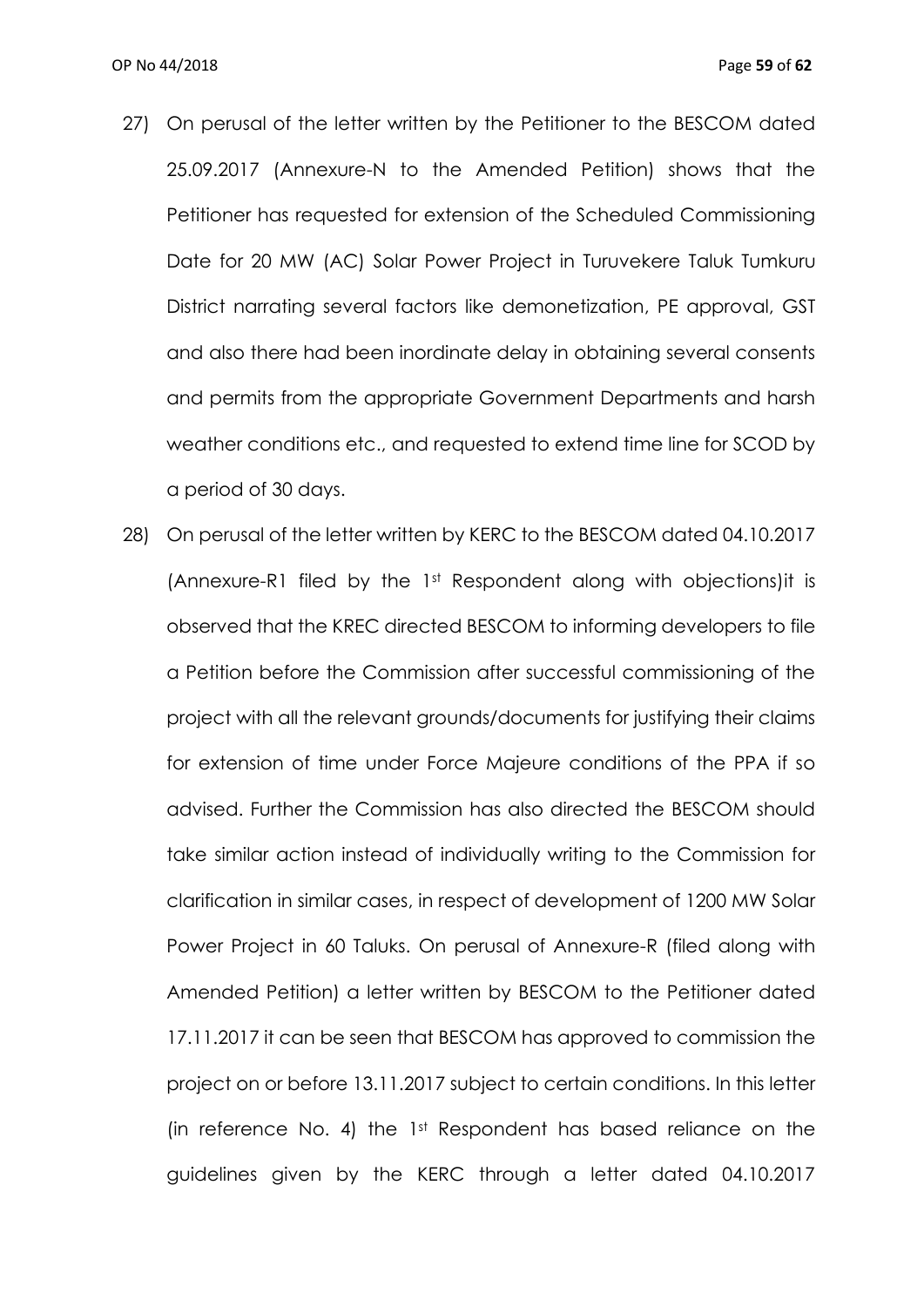27) On perusal of the letter written by the Petitioner to the BESCOM dated 25.09.2017 (Annexure-N to the Amended Petition) shows that the Petitioner has requested for extension of the Scheduled Commissioning Date for 20 MW (AC) Solar Power Project in Turuvekere Taluk Tumkuru District narrating several factors like demonetization, PE approval, GST and also there had been inordinate delay in obtaining several consents and permits from the appropriate Government Departments and harsh weather conditions etc., and requested to extend time line for SCOD by a period of 30 days.

28) On perusal of the letter written by KERC to the BESCOM dated 04.10.2017 (Annexure-R1 filed by the 1st Respondent along with objections)it is observed that the KREC directed BESCOM to informing developers to file a Petition before the Commission after successful commissioning of the project with all the relevant grounds/documents for justifying their claims for extension of time under Force Majeure conditions of the PPA if so advised. Further the Commission has also directed the BESCOM should take similar action instead of individually writing to the Commission for clarification in similar cases, in respect of development of 1200 MW Solar Power Project in 60 Taluks. On perusal of Annexure-R (filed along with Amended Petition) a letter written by BESCOM to the Petitioner dated 17.11.2017 it can be seen that BESCOM has approved to commission the project on or before 13.11.2017 subject to certain conditions. In this letter (in reference No. 4) the 1st Respondent has based reliance on the guidelines given by the KERC through a letter dated 04.10.2017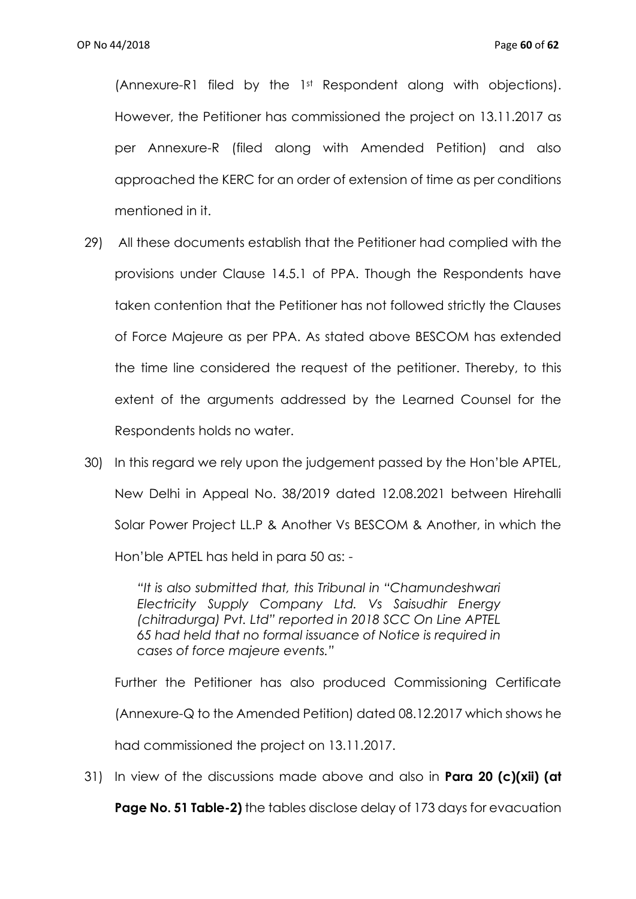(Annexure-R1 filed by the 1st Respondent along with objections). However, the Petitioner has commissioned the project on 13.11.2017 as per Annexure-R (filed along with Amended Petition) and also approached the KERC for an order of extension of time as per conditions mentioned in it.

29) All these documents establish that the Petitioner had complied with the provisions under Clause 14.5.1 of PPA. Though the Respondents have taken contention that the Petitioner has not followed strictly the Clauses of Force Majeure as per PPA. As stated above BESCOM has extended the time line considered the request of the petitioner. Thereby, to this extent of the arguments addressed by the Learned Counsel for the Respondents holds no water.

30) In this regard we rely upon the judgement passed by the Hon'ble APTEL, New Delhi in Appeal No. 38/2019 dated 12.08.2021 between Hirehalli Solar Power Project LL.P & Another Vs BESCOM & Another, in which the Hon'ble APTEL has held in para 50 as: -

> *"It is also submitted that, this Tribunal in "Chamundeshwari Electricity Supply Company Ltd. Vs Saisudhir Energy (chitradurga) Pvt. Ltd" reported in 2018 SCC On Line APTEL 65 had held that no formal issuance of Notice is required in cases of force majeure events."*

Further the Petitioner has also produced Commissioning Certificate (Annexure-Q to the Amended Petition) dated 08.12.2017 which shows he had commissioned the project on 13.11.2017.

31) In view of the discussions made above and also in **Para 20 (c)(xii) (at Page No. 51 Table-2)** the tables disclose delay of 173 days for evacuation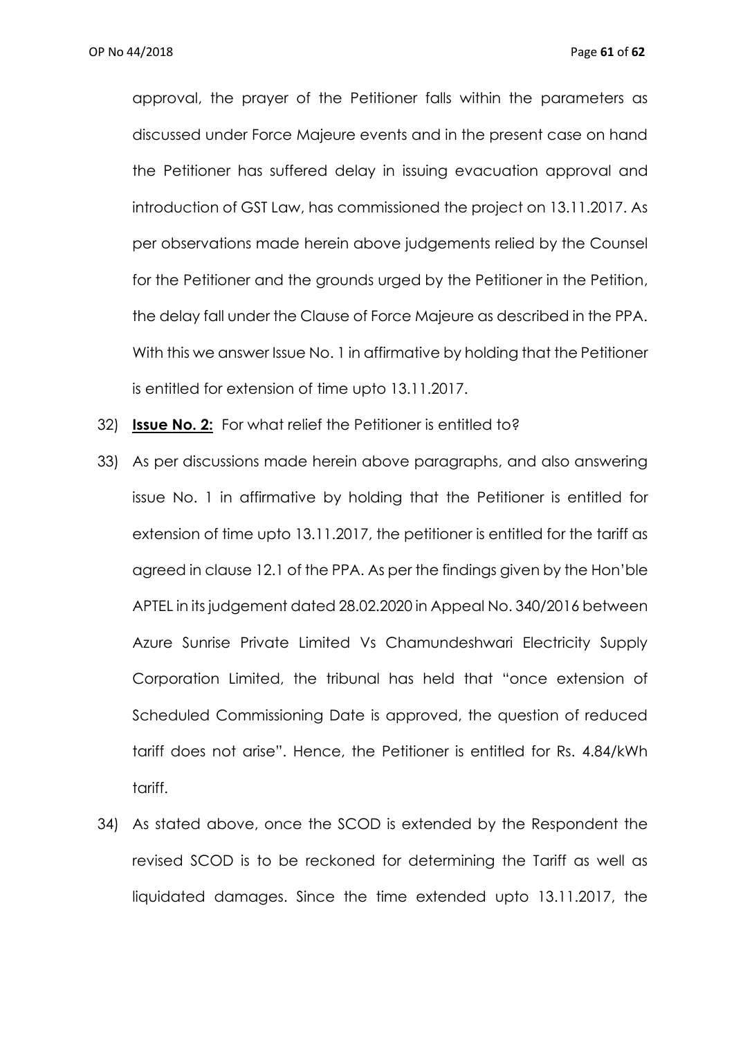approval, the prayer of the Petitioner falls within the parameters as discussed under Force Majeure events and in the present case on hand the Petitioner has suffered delay in issuing evacuation approval and introduction of GST Law, has commissioned the project on 13.11.2017. As per observations made herein above judgements relied by the Counsel for the Petitioner and the grounds urged by the Petitioner in the Petition, the delay fall under the Clause of Force Majeure as described in the PPA. With this we answer Issue No. 1 in affirmative by holding that the Petitioner is entitled for extension of time upto 13.11.2017.

32) **Issue No. 2:** For what relief the Petitioner is entitled to?

33) As per discussions made herein above paragraphs, and also answering issue No. 1 in affirmative by holding that the Petitioner is entitled for extension of time upto 13.11.2017, the petitioner is entitled for the tariff as agreed in clause 12.1 of the PPA. As per the findings given by the Hon'ble APTEL in its judgement dated 28.02.2020 in Appeal No. 340/2016 between Azure Sunrise Private Limited Vs Chamundeshwari Electricity Supply Corporation Limited, the tribunal has held that "once extension of Scheduled Commissioning Date is approved, the question of reduced tariff does not arise". Hence, the Petitioner is entitled for Rs. 4.84/kWh tariff.

34) As stated above, once the SCOD is extended by the Respondent the revised SCOD is to be reckoned for determining the Tariff as well as liquidated damages. Since the time extended upto 13.11.2017, the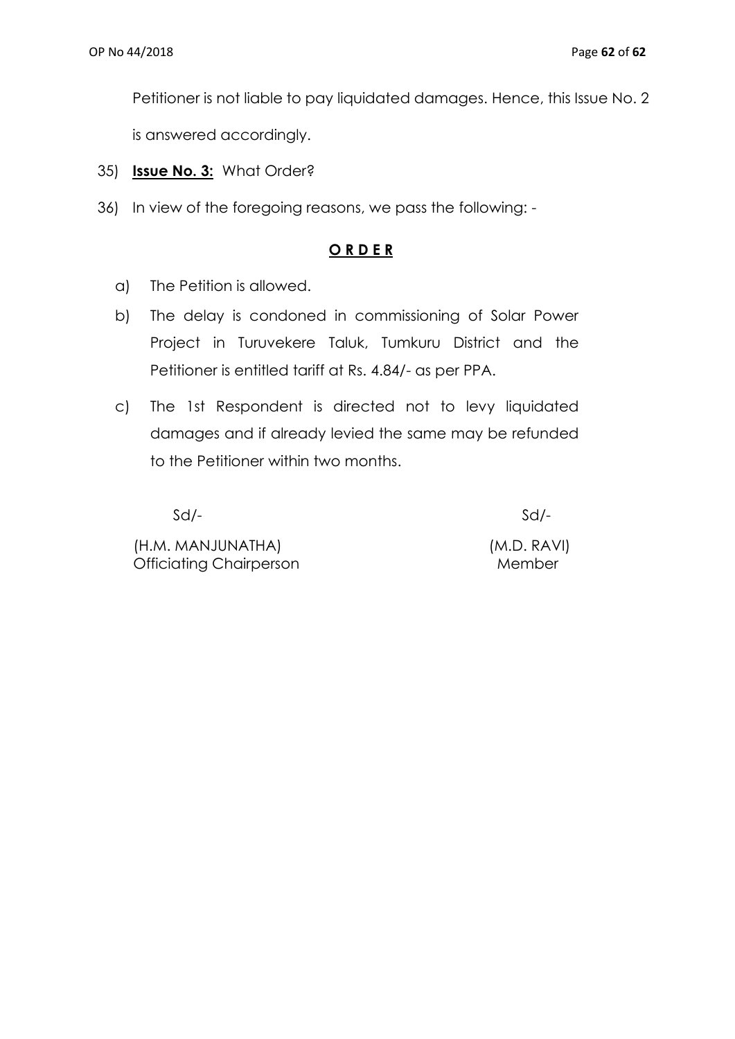Petitioner is not liable to pay liquidated damages. Hence, this Issue No. 2 is answered accordingly.

35) **Issue No. 3:** What Order?

36) In view of the foregoing reasons, we pass the following: -

**O R D E R**

a) The Petition is allowed.

b) The delay is condoned in commissioning of Solar Power Project in Turuvekere Taluk, Tumkuru District and the Petitioner is entitled tariff at Rs. 4.84/- as per PPA.

c) The 1st Respondent is directed not to levy liquidated damages and if already levied the same may be refunded to the Petitioner within two months.

Sd/-
(H.M. MANJUNATHA)
Officiating Chairperson

Sd/-
(M.D. RAVI)
Member